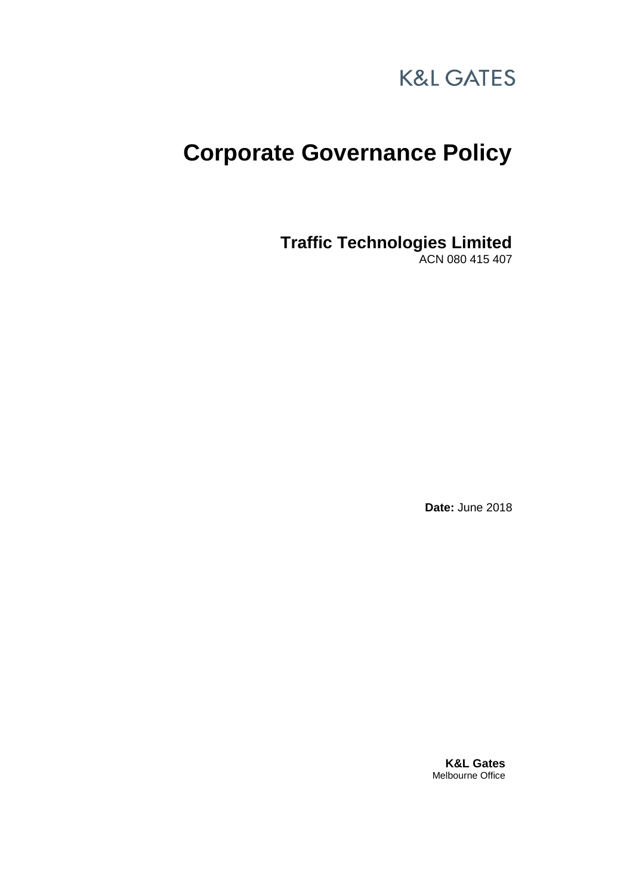K&L GATES

# Corporate Governance Policy

**Traffic Technologies Limited**
ACN 080 415 407

**Date:** June 2018

**K&L Gates**
Melbourne Office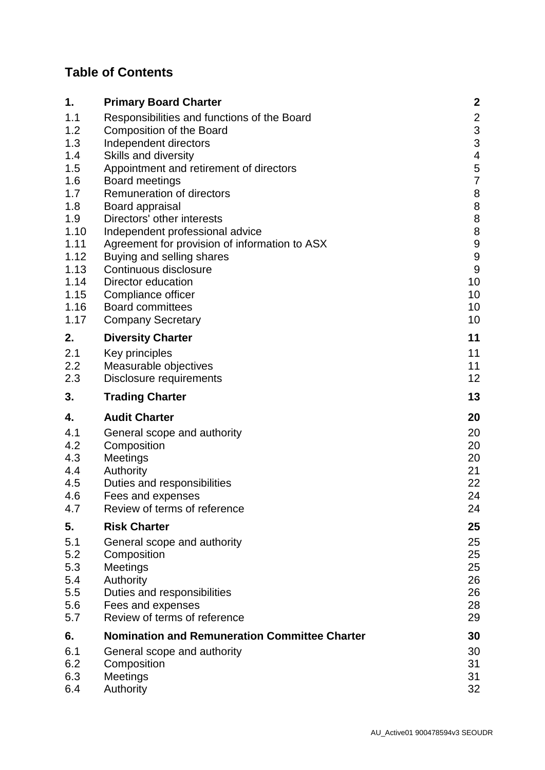## Table of Contents

| | | |
|---|---|---|
| **1.** | **Primary Board Charter** | **2** |
| 1.1 | Responsibilities and functions of the Board | 2 |
| 1.2 | Composition of the Board | 3 |
| 1.3 | Independent directors | 3 |
| 1.4 | Skills and diversity | 4 |
| 1.5 | Appointment and retirement of directors | 5 |
| 1.6 | Board meetings | 7 |
| 1.7 | Remuneration of directors | 8 |
| 1.8 | Board appraisal | 8 |
| 1.9 | Directors' other interests | 8 |
| 1.10 | Independent professional advice | 8 |
| 1.11 | Agreement for provision of information to ASX | 9 |
| 1.12 | Buying and selling shares | 9 |
| 1.13 | Continuous disclosure | 9 |
| 1.14 | Director education | 10 |
| 1.15 | Compliance officer | 10 |
| 1.16 | Board committees | 10 |
| 1.17 | Company Secretary | 10 |
| **2.** | **Diversity Charter** | **11** |
| 2.1 | Key principles | 11 |
| 2.2 | Measurable objectives | 11 |
| 2.3 | Disclosure requirements | 12 |
| **3.** | **Trading Charter** | **13** |
| **4.** | **Audit Charter** | **20** |
| 4.1 | General scope and authority | 20 |
| 4.2 | Composition | 20 |
| 4.3 | Meetings | 20 |
| 4.4 | Authority | 21 |
| 4.5 | Duties and responsibilities | 22 |
| 4.6 | Fees and expenses | 24 |
| 4.7 | Review of terms of reference | 24 |
| **5.** | **Risk Charter** | **25** |
| 5.1 | General scope and authority | 25 |
| 5.2 | Composition | 25 |
| 5.3 | Meetings | 25 |
| 5.4 | Authority | 26 |
| 5.5 | Duties and responsibilities | 26 |
| 5.6 | Fees and expenses | 28 |
| 5.7 | Review of terms of reference | 29 |
| **6.** | **Nomination and Remuneration Committee Charter** | **30** |
| 6.1 | General scope and authority | 30 |
| 6.2 | Composition | 31 |
| 6.3 | Meetings | 31 |
| 6.4 | Authority | 32 |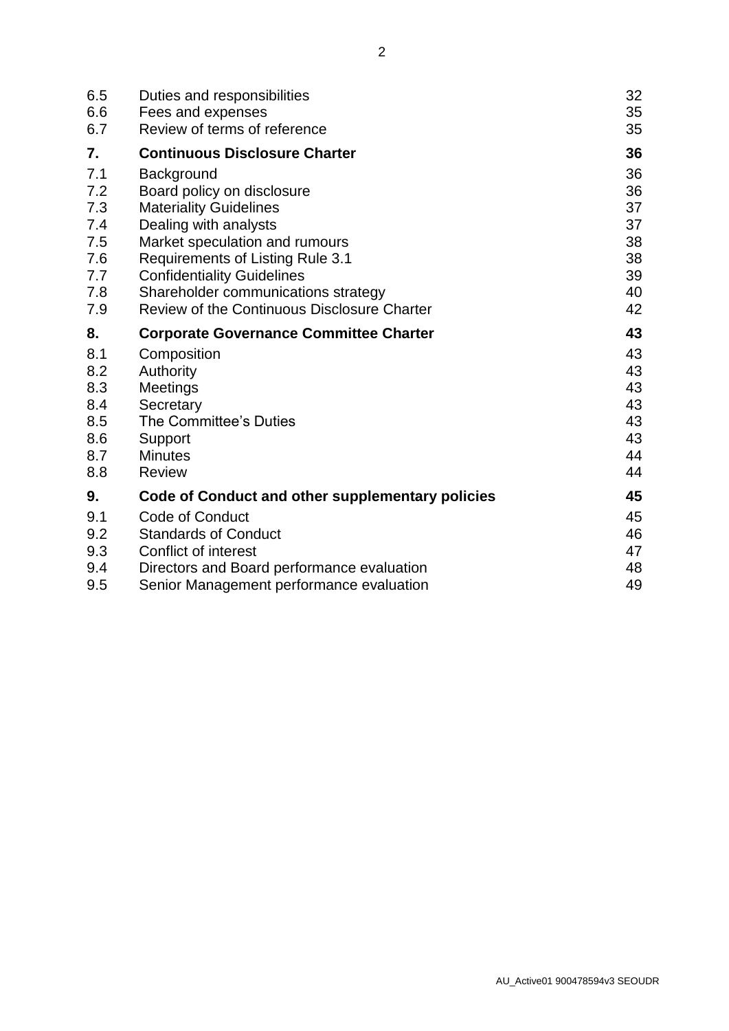| | | |
|---|---|---|
| 6.5 | Duties and responsibilities | 32 |
| 6.6 | Fees and expenses | 35 |
| 6.7 | Review of terms of reference | 35 |
| **7.** | **Continuous Disclosure Charter** | **36** |
| 7.1 | Background | 36 |
| 7.2 | Board policy on disclosure | 36 |
| 7.3 | Materiality Guidelines | 37 |
| 7.4 | Dealing with analysts | 37 |
| 7.5 | Market speculation and rumours | 38 |
| 7.6 | Requirements of Listing Rule 3.1 | 38 |
| 7.7 | Confidentiality Guidelines | 39 |
| 7.8 | Shareholder communications strategy | 40 |
| 7.9 | Review of the Continuous Disclosure Charter | 42 |
| **8.** | **Corporate Governance Committee Charter** | **43** |
| 8.1 | Composition | 43 |
| 8.2 | Authority | 43 |
| 8.3 | Meetings | 43 |
| 8.4 | Secretary | 43 |
| 8.5 | The Committee's Duties | 43 |
| 8.6 | Support | 43 |
| 8.7 | Minutes | 44 |
| 8.8 | Review | 44 |
| **9.** | **Code of Conduct and other supplementary policies** | **45** |
| 9.1 | Code of Conduct | 45 |
| 9.2 | Standards of Conduct | 46 |
| 9.3 | Conflict of interest | 47 |
| 9.4 | Directors and Board performance evaluation | 48 |
| 9.5 | Senior Management performance evaluation | 49 |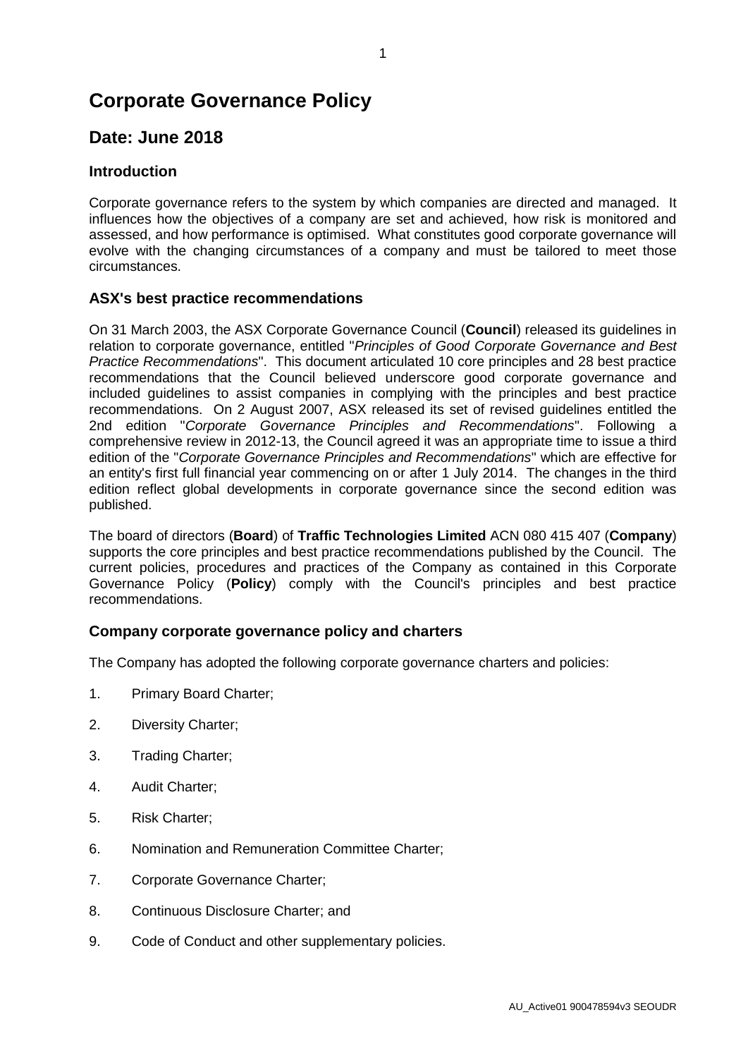# Corporate Governance Policy

## Date: June 2018

### Introduction

Corporate governance refers to the system by which companies are directed and managed. It influences how the objectives of a company are set and achieved, how risk is monitored and assessed, and how performance is optimised. What constitutes good corporate governance will evolve with the changing circumstances of a company and must be tailored to meet those circumstances.

### ASX's best practice recommendations

On 31 March 2003, the ASX Corporate Governance Council (**Council**) released its guidelines in relation to corporate governance, entitled "*Principles of Good Corporate Governance and Best Practice Recommendations*". This document articulated 10 core principles and 28 best practice recommendations that the Council believed underscore good corporate governance and included guidelines to assist companies in complying with the principles and best practice recommendations. On 2 August 2007, ASX released its set of revised guidelines entitled the 2nd edition "*Corporate Governance Principles and Recommendations*". Following a comprehensive review in 2012-13, the Council agreed it was an appropriate time to issue a third edition of the "*Corporate Governance Principles and Recommendations*" which are effective for an entity's first full financial year commencing on or after 1 July 2014. The changes in the third edition reflect global developments in corporate governance since the second edition was published.

The board of directors (**Board**) of **Traffic Technologies Limited** ACN 080 415 407 (**Company**) supports the core principles and best practice recommendations published by the Council. The current policies, procedures and practices of the Company as contained in this Corporate Governance Policy (**Policy**) comply with the Council's principles and best practice recommendations.

### Company corporate governance policy and charters

The Company has adopted the following corporate governance charters and policies:

1. Primary Board Charter;
2. Diversity Charter;
3. Trading Charter;
4. Audit Charter;
5. Risk Charter;
6. Nomination and Remuneration Committee Charter;
7. Corporate Governance Charter;
8. Continuous Disclosure Charter; and
9. Code of Conduct and other supplementary policies.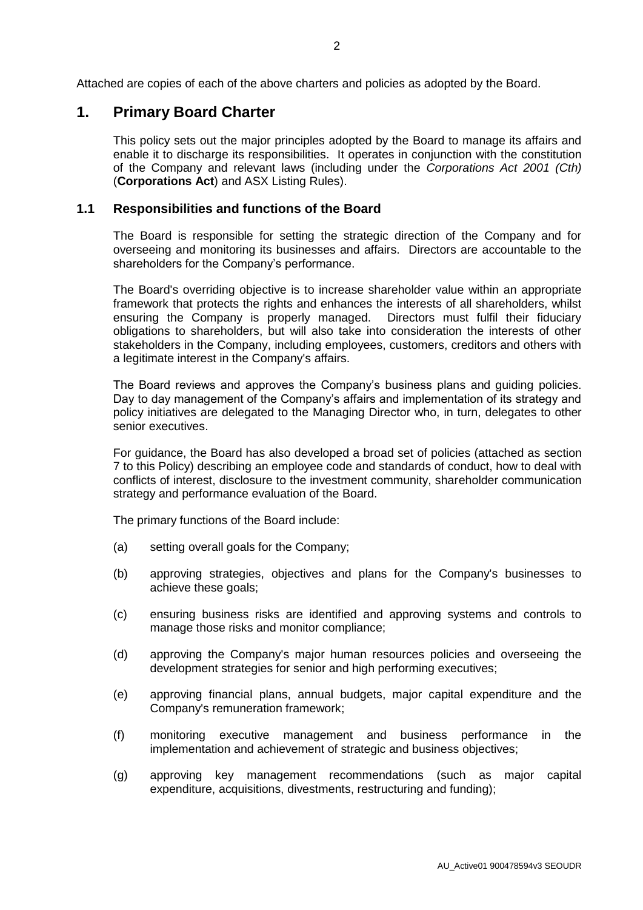Attached are copies of each of the above charters and policies as adopted by the Board.

# 1. Primary Board Charter

This policy sets out the major principles adopted by the Board to manage its affairs and enable it to discharge its responsibilities. It operates in conjunction with the constitution of the Company and relevant laws (including under the *Corporations Act 2001 (Cth)* (**Corporations Act**) and ASX Listing Rules).

## 1.1 Responsibilities and functions of the Board

The Board is responsible for setting the strategic direction of the Company and for overseeing and monitoring its businesses and affairs. Directors are accountable to the shareholders for the Company's performance.

The Board's overriding objective is to increase shareholder value within an appropriate framework that protects the rights and enhances the interests of all shareholders, whilst ensuring the Company is properly managed. Directors must fulfil their fiduciary obligations to shareholders, but will also take into consideration the interests of other stakeholders in the Company, including employees, customers, creditors and others with a legitimate interest in the Company's affairs.

The Board reviews and approves the Company's business plans and guiding policies. Day to day management of the Company's affairs and implementation of its strategy and policy initiatives are delegated to the Managing Director who, in turn, delegates to other senior executives.

For guidance, the Board has also developed a broad set of policies (attached as section 7 to this Policy) describing an employee code and standards of conduct, how to deal with conflicts of interest, disclosure to the investment community, shareholder communication strategy and performance evaluation of the Board.

The primary functions of the Board include:

(a) setting overall goals for the Company;

(b) approving strategies, objectives and plans for the Company's businesses to achieve these goals;

(c) ensuring business risks are identified and approving systems and controls to manage those risks and monitor compliance;

(d) approving the Company's major human resources policies and overseeing the development strategies for senior and high performing executives;

(e) approving financial plans, annual budgets, major capital expenditure and the Company's remuneration framework;

(f) monitoring executive management and business performance in the implementation and achievement of strategic and business objectives;

(g) approving key management recommendations (such as major capital expenditure, acquisitions, divestments, restructuring and funding);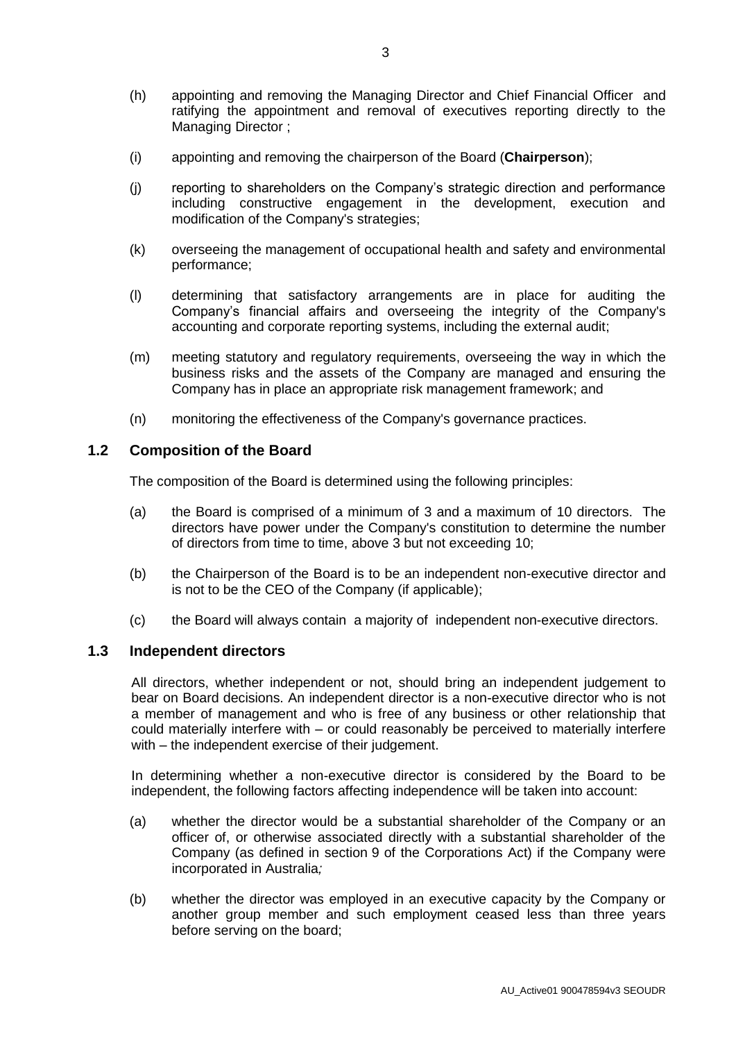(h) appointing and removing the Managing Director and Chief Financial Officer and ratifying the appointment and removal of executives reporting directly to the Managing Director ;

(i) appointing and removing the chairperson of the Board (**Chairperson**);

(j) reporting to shareholders on the Company's strategic direction and performance including constructive engagement in the development, execution and modification of the Company's strategies;

(k) overseeing the management of occupational health and safety and environmental performance;

(l) determining that satisfactory arrangements are in place for auditing the Company's financial affairs and overseeing the integrity of the Company's accounting and corporate reporting systems, including the external audit;

(m) meeting statutory and regulatory requirements, overseeing the way in which the business risks and the assets of the Company are managed and ensuring the Company has in place an appropriate risk management framework; and

(n) monitoring the effectiveness of the Company's governance practices.

## 1.2 Composition of the Board

The composition of the Board is determined using the following principles:

(a) the Board is comprised of a minimum of 3 and a maximum of 10 directors. The directors have power under the Company's constitution to determine the number of directors from time to time, above 3 but not exceeding 10;

(b) the Chairperson of the Board is to be an independent non-executive director and is not to be the CEO of the Company (if applicable);

(c) the Board will always contain a majority of independent non-executive directors.

## 1.3 Independent directors

All directors, whether independent or not, should bring an independent judgement to bear on Board decisions. An independent director is a non-executive director who is not a member of management and who is free of any business or other relationship that could materially interfere with – or could reasonably be perceived to materially interfere with – the independent exercise of their judgement.

In determining whether a non-executive director is considered by the Board to be independent, the following factors affecting independence will be taken into account:

(a) whether the director would be a substantial shareholder of the Company or an officer of, or otherwise associated directly with a substantial shareholder of the Company (as defined in section 9 of the Corporations Act) if the Company were incorporated in Australia*;*

(b) whether the director was employed in an executive capacity by the Company or another group member and such employment ceased less than three years before serving on the board;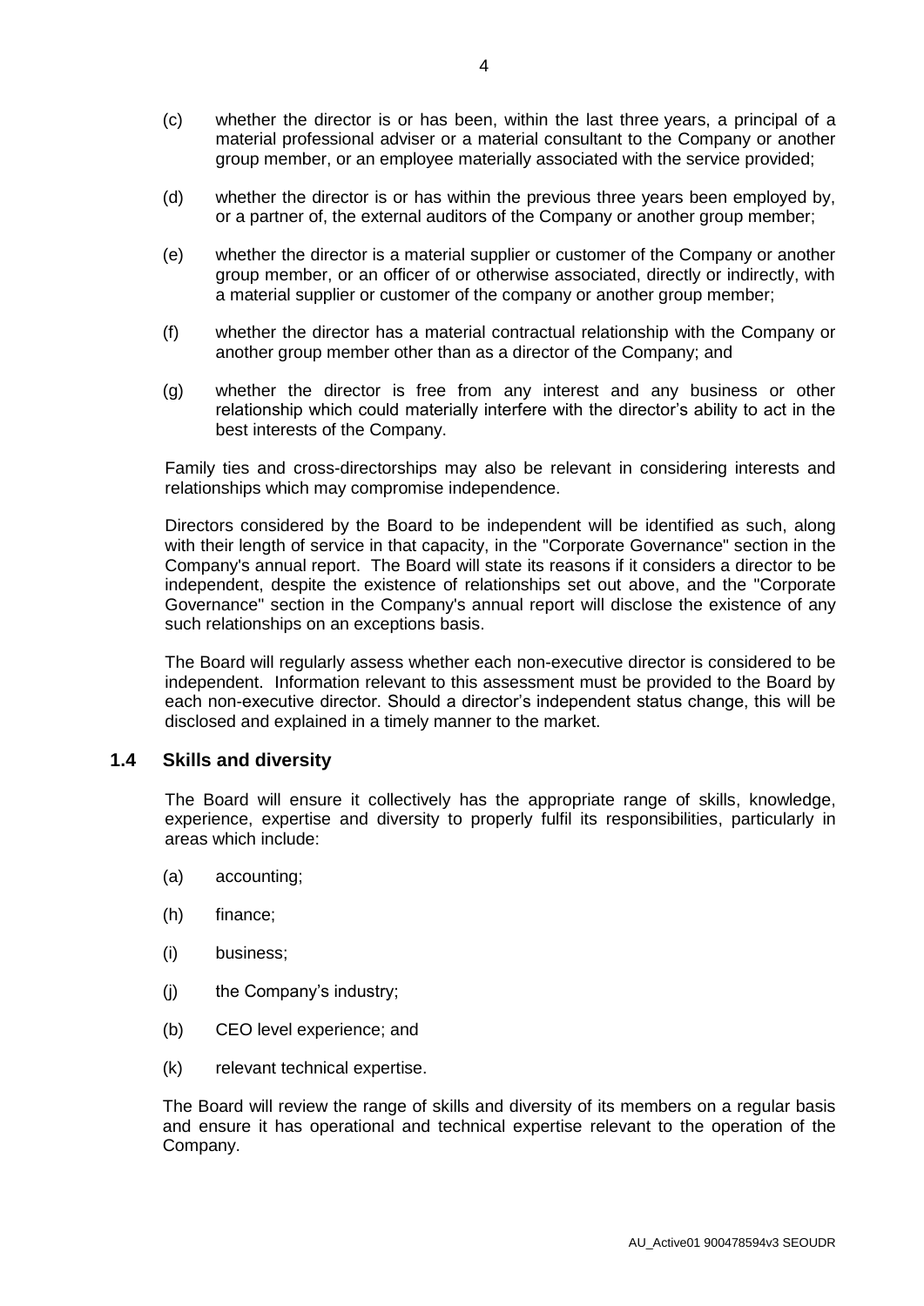(c) whether the director is or has been, within the last three years, a principal of a material professional adviser or a material consultant to the Company or another group member, or an employee materially associated with the service provided;

(d) whether the director is or has within the previous three years been employed by, or a partner of, the external auditors of the Company or another group member;

(e) whether the director is a material supplier or customer of the Company or another group member, or an officer of or otherwise associated, directly or indirectly, with a material supplier or customer of the company or another group member;

(f) whether the director has a material contractual relationship with the Company or another group member other than as a director of the Company; and

(g) whether the director is free from any interest and any business or other relationship which could materially interfere with the director's ability to act in the best interests of the Company.

Family ties and cross-directorships may also be relevant in considering interests and relationships which may compromise independence.

Directors considered by the Board to be independent will be identified as such, along with their length of service in that capacity, in the "Corporate Governance" section in the Company's annual report. The Board will state its reasons if it considers a director to be independent, despite the existence of relationships set out above, and the "Corporate Governance" section in the Company's annual report will disclose the existence of any such relationships on an exceptions basis.

The Board will regularly assess whether each non-executive director is considered to be independent. Information relevant to this assessment must be provided to the Board by each non-executive director. Should a director's independent status change, this will be disclosed and explained in a timely manner to the market.

## 1.4 Skills and diversity

The Board will ensure it collectively has the appropriate range of skills, knowledge, experience, expertise and diversity to properly fulfil its responsibilities, particularly in areas which include:

(a) accounting;

(h) finance;

(i) business;

(j) the Company's industry;

(b) CEO level experience; and

(k) relevant technical expertise.

The Board will review the range of skills and diversity of its members on a regular basis and ensure it has operational and technical expertise relevant to the operation of the Company.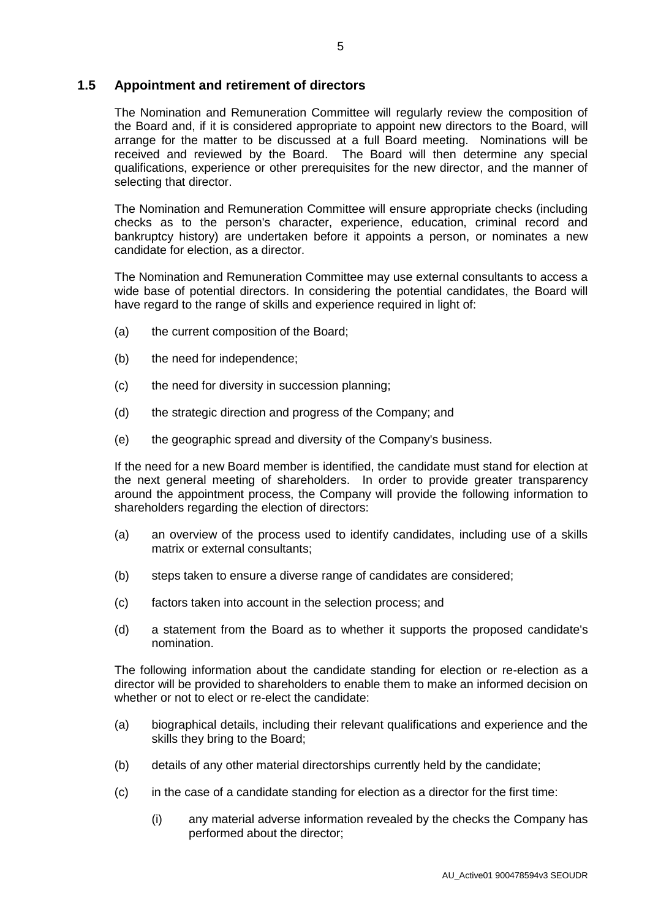## 1.5 Appointment and retirement of directors

The Nomination and Remuneration Committee will regularly review the composition of the Board and, if it is considered appropriate to appoint new directors to the Board, will arrange for the matter to be discussed at a full Board meeting. Nominations will be received and reviewed by the Board. The Board will then determine any special qualifications, experience or other prerequisites for the new director, and the manner of selecting that director.

The Nomination and Remuneration Committee will ensure appropriate checks (including checks as to the person's character, experience, education, criminal record and bankruptcy history) are undertaken before it appoints a person, or nominates a new candidate for election, as a director.

The Nomination and Remuneration Committee may use external consultants to access a wide base of potential directors. In considering the potential candidates, the Board will have regard to the range of skills and experience required in light of:

(a) the current composition of the Board;

(b) the need for independence;

(c) the need for diversity in succession planning;

(d) the strategic direction and progress of the Company; and

(e) the geographic spread and diversity of the Company's business.

If the need for a new Board member is identified, the candidate must stand for election at the next general meeting of shareholders. In order to provide greater transparency around the appointment process, the Company will provide the following information to shareholders regarding the election of directors:

(a) an overview of the process used to identify candidates, including use of a skills matrix or external consultants;

(b) steps taken to ensure a diverse range of candidates are considered;

(c) factors taken into account in the selection process; and

(d) a statement from the Board as to whether it supports the proposed candidate's nomination.

The following information about the candidate standing for election or re-election as a director will be provided to shareholders to enable them to make an informed decision on whether or not to elect or re-elect the candidate:

(a) biographical details, including their relevant qualifications and experience and the skills they bring to the Board;

(b) details of any other material directorships currently held by the candidate;

(c) in the case of a candidate standing for election as a director for the first time:

   (i) any material adverse information revealed by the checks the Company has performed about the director;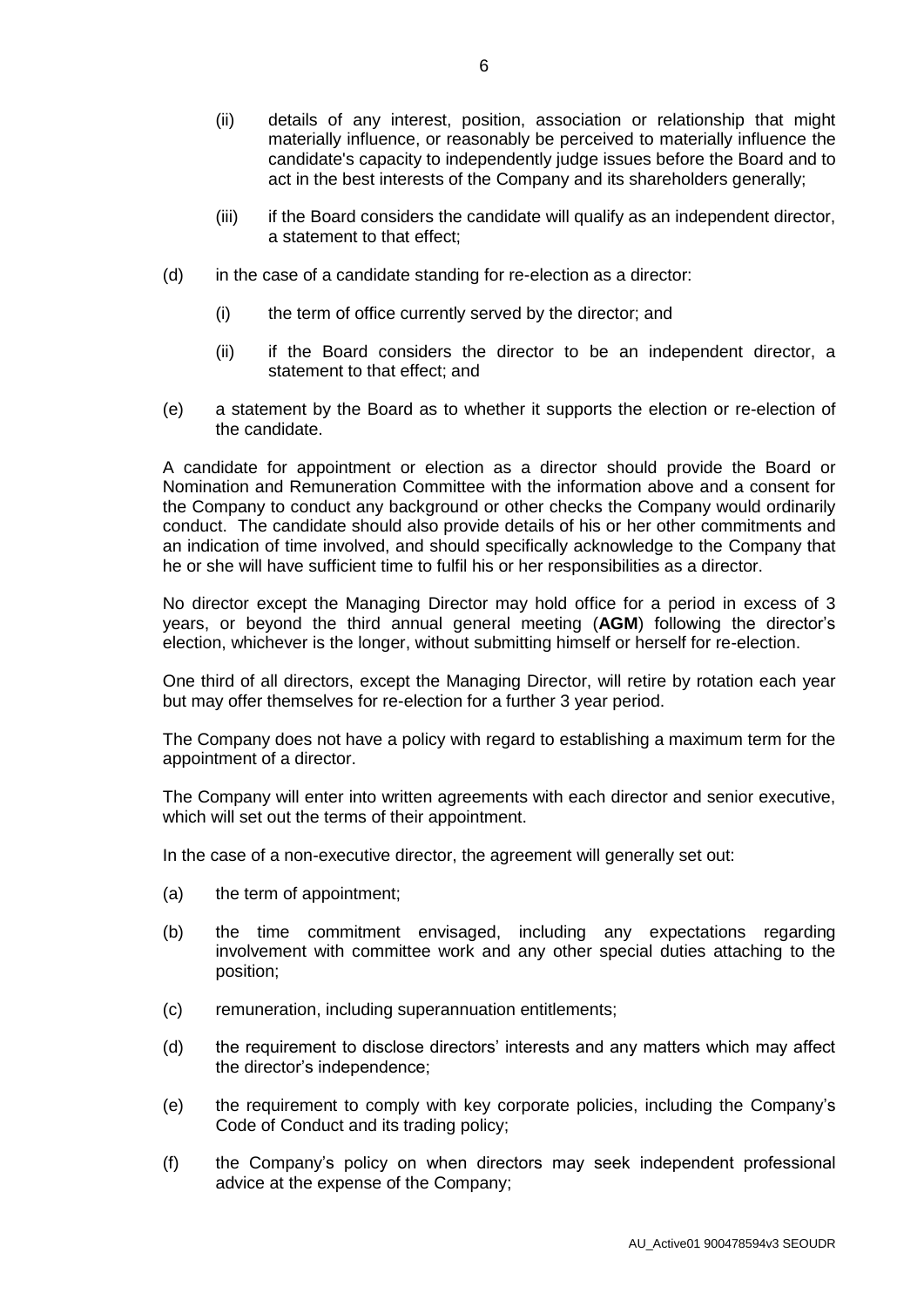(ii) details of any interest, position, association or relationship that might materially influence, or reasonably be perceived to materially influence the candidate's capacity to independently judge issues before the Board and to act in the best interests of the Company and its shareholders generally;

(iii) if the Board considers the candidate will qualify as an independent director, a statement to that effect;

(d) in the case of a candidate standing for re-election as a director:

(i) the term of office currently served by the director; and

(ii) if the Board considers the director to be an independent director, a statement to that effect; and

(e) a statement by the Board as to whether it supports the election or re-election of the candidate.

A candidate for appointment or election as a director should provide the Board or Nomination and Remuneration Committee with the information above and a consent for the Company to conduct any background or other checks the Company would ordinarily conduct. The candidate should also provide details of his or her other commitments and an indication of time involved, and should specifically acknowledge to the Company that he or she will have sufficient time to fulfil his or her responsibilities as a director.

No director except the Managing Director may hold office for a period in excess of 3 years, or beyond the third annual general meeting (**AGM**) following the director's election, whichever is the longer, without submitting himself or herself for re-election.

One third of all directors, except the Managing Director, will retire by rotation each year but may offer themselves for re-election for a further 3 year period.

The Company does not have a policy with regard to establishing a maximum term for the appointment of a director.

The Company will enter into written agreements with each director and senior executive, which will set out the terms of their appointment.

In the case of a non-executive director, the agreement will generally set out:

(a) the term of appointment;

(b) the time commitment envisaged, including any expectations regarding involvement with committee work and any other special duties attaching to the position;

(c) remuneration, including superannuation entitlements;

(d) the requirement to disclose directors' interests and any matters which may affect the director's independence;

(e) the requirement to comply with key corporate policies, including the Company's Code of Conduct and its trading policy;

(f) the Company's policy on when directors may seek independent professional advice at the expense of the Company;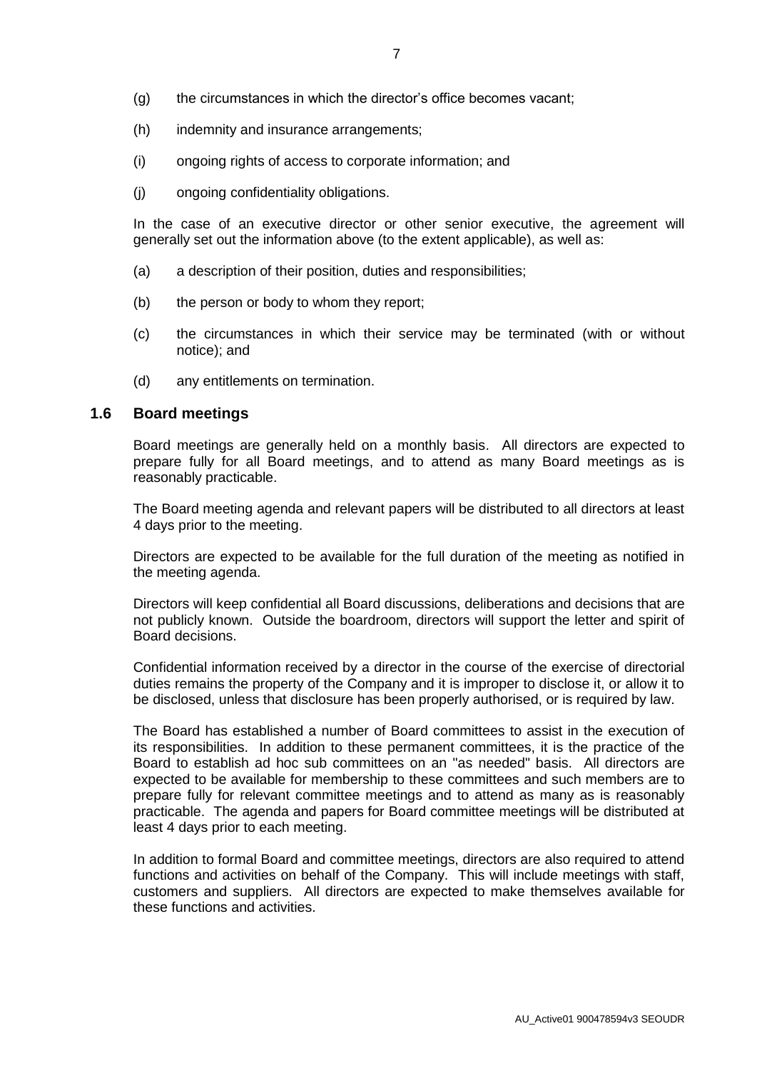(g) the circumstances in which the director's office becomes vacant;

(h) indemnity and insurance arrangements;

(i) ongoing rights of access to corporate information; and

(j) ongoing confidentiality obligations.

In the case of an executive director or other senior executive, the agreement will generally set out the information above (to the extent applicable), as well as:

(a) a description of their position, duties and responsibilities;

(b) the person or body to whom they report;

(c) the circumstances in which their service may be terminated (with or without notice); and

(d) any entitlements on termination.

## 1.6 Board meetings

Board meetings are generally held on a monthly basis. All directors are expected to prepare fully for all Board meetings, and to attend as many Board meetings as is reasonably practicable.

The Board meeting agenda and relevant papers will be distributed to all directors at least 4 days prior to the meeting.

Directors are expected to be available for the full duration of the meeting as notified in the meeting agenda.

Directors will keep confidential all Board discussions, deliberations and decisions that are not publicly known. Outside the boardroom, directors will support the letter and spirit of Board decisions.

Confidential information received by a director in the course of the exercise of directorial duties remains the property of the Company and it is improper to disclose it, or allow it to be disclosed, unless that disclosure has been properly authorised, or is required by law.

The Board has established a number of Board committees to assist in the execution of its responsibilities. In addition to these permanent committees, it is the practice of the Board to establish ad hoc sub committees on an "as needed" basis. All directors are expected to be available for membership to these committees and such members are to prepare fully for relevant committee meetings and to attend as many as is reasonably practicable. The agenda and papers for Board committee meetings will be distributed at least 4 days prior to each meeting.

In addition to formal Board and committee meetings, directors are also required to attend functions and activities on behalf of the Company. This will include meetings with staff, customers and suppliers. All directors are expected to make themselves available for these functions and activities.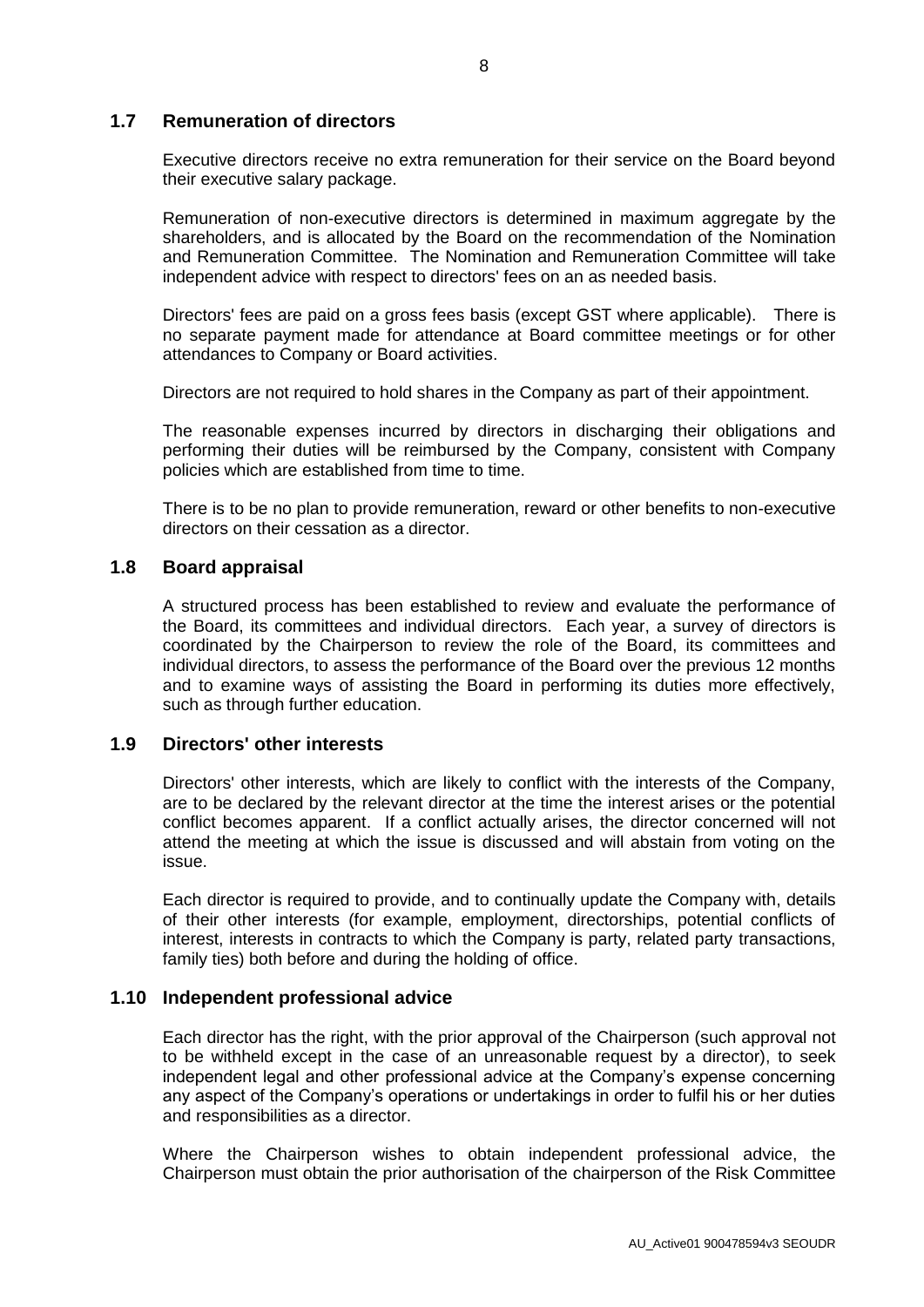## 1.7 Remuneration of directors

Executive directors receive no extra remuneration for their service on the Board beyond their executive salary package.

Remuneration of non-executive directors is determined in maximum aggregate by the shareholders, and is allocated by the Board on the recommendation of the Nomination and Remuneration Committee. The Nomination and Remuneration Committee will take independent advice with respect to directors' fees on an as needed basis.

Directors' fees are paid on a gross fees basis (except GST where applicable). There is no separate payment made for attendance at Board committee meetings or for other attendances to Company or Board activities.

Directors are not required to hold shares in the Company as part of their appointment.

The reasonable expenses incurred by directors in discharging their obligations and performing their duties will be reimbursed by the Company, consistent with Company policies which are established from time to time.

There is to be no plan to provide remuneration, reward or other benefits to non-executive directors on their cessation as a director.

## 1.8 Board appraisal

A structured process has been established to review and evaluate the performance of the Board, its committees and individual directors. Each year, a survey of directors is coordinated by the Chairperson to review the role of the Board, its committees and individual directors, to assess the performance of the Board over the previous 12 months and to examine ways of assisting the Board in performing its duties more effectively, such as through further education.

## 1.9 Directors' other interests

Directors' other interests, which are likely to conflict with the interests of the Company, are to be declared by the relevant director at the time the interest arises or the potential conflict becomes apparent. If a conflict actually arises, the director concerned will not attend the meeting at which the issue is discussed and will abstain from voting on the issue.

Each director is required to provide, and to continually update the Company with, details of their other interests (for example, employment, directorships, potential conflicts of interest, interests in contracts to which the Company is party, related party transactions, family ties) both before and during the holding of office.

## 1.10 Independent professional advice

Each director has the right, with the prior approval of the Chairperson (such approval not to be withheld except in the case of an unreasonable request by a director), to seek independent legal and other professional advice at the Company's expense concerning any aspect of the Company's operations or undertakings in order to fulfil his or her duties and responsibilities as a director.

Where the Chairperson wishes to obtain independent professional advice, the Chairperson must obtain the prior authorisation of the chairperson of the Risk Committee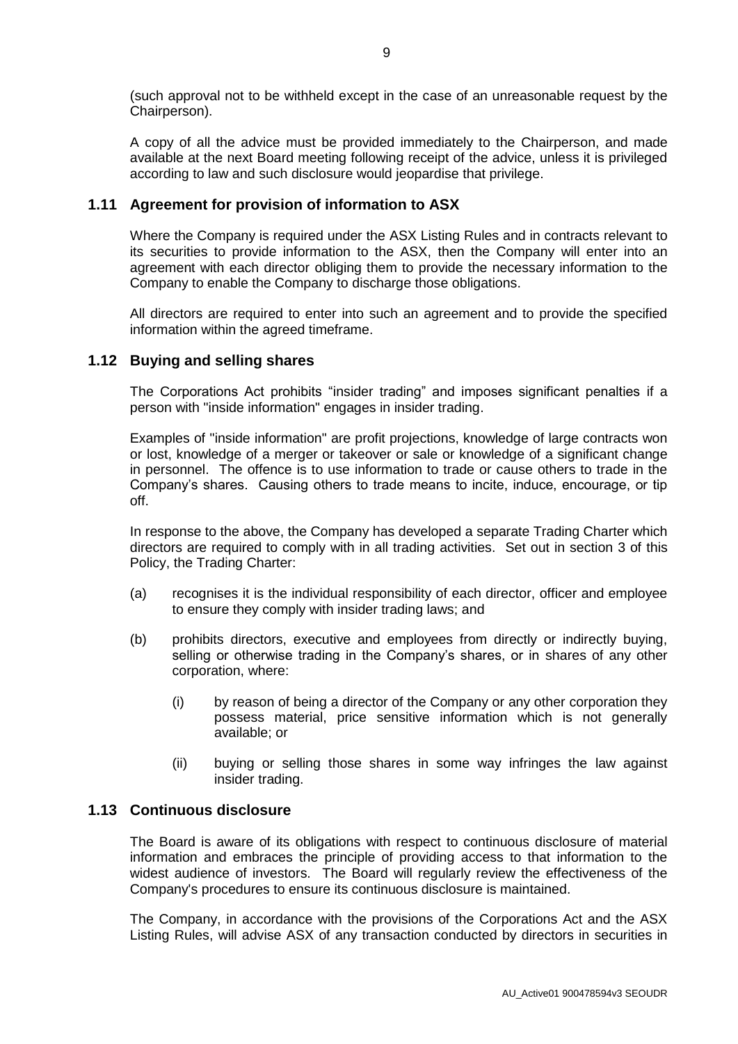(such approval not to be withheld except in the case of an unreasonable request by the Chairperson).

A copy of all the advice must be provided immediately to the Chairperson, and made available at the next Board meeting following receipt of the advice, unless it is privileged according to law and such disclosure would jeopardise that privilege.

### 1.11 Agreement for provision of information to ASX

Where the Company is required under the ASX Listing Rules and in contracts relevant to its securities to provide information to the ASX, then the Company will enter into an agreement with each director obliging them to provide the necessary information to the Company to enable the Company to discharge those obligations.

All directors are required to enter into such an agreement and to provide the specified information within the agreed timeframe.

### 1.12 Buying and selling shares

The Corporations Act prohibits "insider trading" and imposes significant penalties if a person with "inside information" engages in insider trading.

Examples of "inside information" are profit projections, knowledge of large contracts won or lost, knowledge of a merger or takeover or sale or knowledge of a significant change in personnel. The offence is to use information to trade or cause others to trade in the Company's shares. Causing others to trade means to incite, induce, encourage, or tip off.

In response to the above, the Company has developed a separate Trading Charter which directors are required to comply with in all trading activities. Set out in section 3 of this Policy, the Trading Charter:

(a) recognises it is the individual responsibility of each director, officer and employee to ensure they comply with insider trading laws; and

(b) prohibits directors, executive and employees from directly or indirectly buying, selling or otherwise trading in the Company's shares, or in shares of any other corporation, where:

  (i) by reason of being a director of the Company or any other corporation they possess material, price sensitive information which is not generally available; or

  (ii) buying or selling those shares in some way infringes the law against insider trading.

### 1.13 Continuous disclosure

The Board is aware of its obligations with respect to continuous disclosure of material information and embraces the principle of providing access to that information to the widest audience of investors. The Board will regularly review the effectiveness of the Company's procedures to ensure its continuous disclosure is maintained.

The Company, in accordance with the provisions of the Corporations Act and the ASX Listing Rules, will advise ASX of any transaction conducted by directors in securities in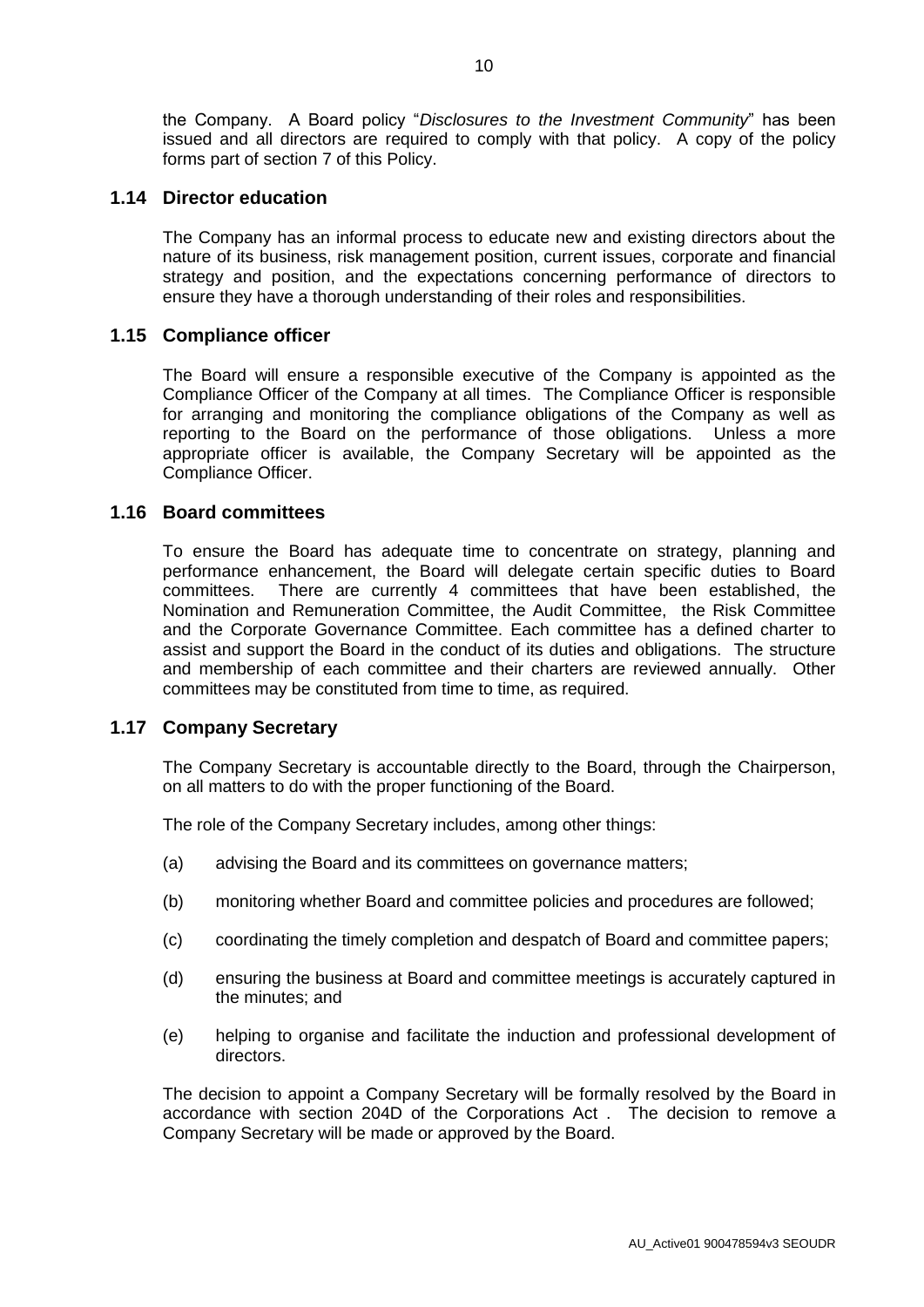the Company. A Board policy "*Disclosures to the Investment Community*" has been issued and all directors are required to comply with that policy. A copy of the policy forms part of section 7 of this Policy.

### 1.14 Director education

The Company has an informal process to educate new and existing directors about the nature of its business, risk management position, current issues, corporate and financial strategy and position, and the expectations concerning performance of directors to ensure they have a thorough understanding of their roles and responsibilities.

### 1.15 Compliance officer

The Board will ensure a responsible executive of the Company is appointed as the Compliance Officer of the Company at all times. The Compliance Officer is responsible for arranging and monitoring the compliance obligations of the Company as well as reporting to the Board on the performance of those obligations. Unless a more appropriate officer is available, the Company Secretary will be appointed as the Compliance Officer.

### 1.16 Board committees

To ensure the Board has adequate time to concentrate on strategy, planning and performance enhancement, the Board will delegate certain specific duties to Board committees. There are currently 4 committees that have been established, the Nomination and Remuneration Committee, the Audit Committee, the Risk Committee and the Corporate Governance Committee. Each committee has a defined charter to assist and support the Board in the conduct of its duties and obligations. The structure and membership of each committee and their charters are reviewed annually. Other committees may be constituted from time to time, as required.

### 1.17 Company Secretary

The Company Secretary is accountable directly to the Board, through the Chairperson, on all matters to do with the proper functioning of the Board.

The role of the Company Secretary includes, among other things:

(a) advising the Board and its committees on governance matters;

(b) monitoring whether Board and committee policies and procedures are followed;

(c) coordinating the timely completion and despatch of Board and committee papers;

(d) ensuring the business at Board and committee meetings is accurately captured in the minutes; and

(e) helping to organise and facilitate the induction and professional development of directors.

The decision to appoint a Company Secretary will be formally resolved by the Board in accordance with section 204D of the Corporations Act . The decision to remove a Company Secretary will be made or approved by the Board.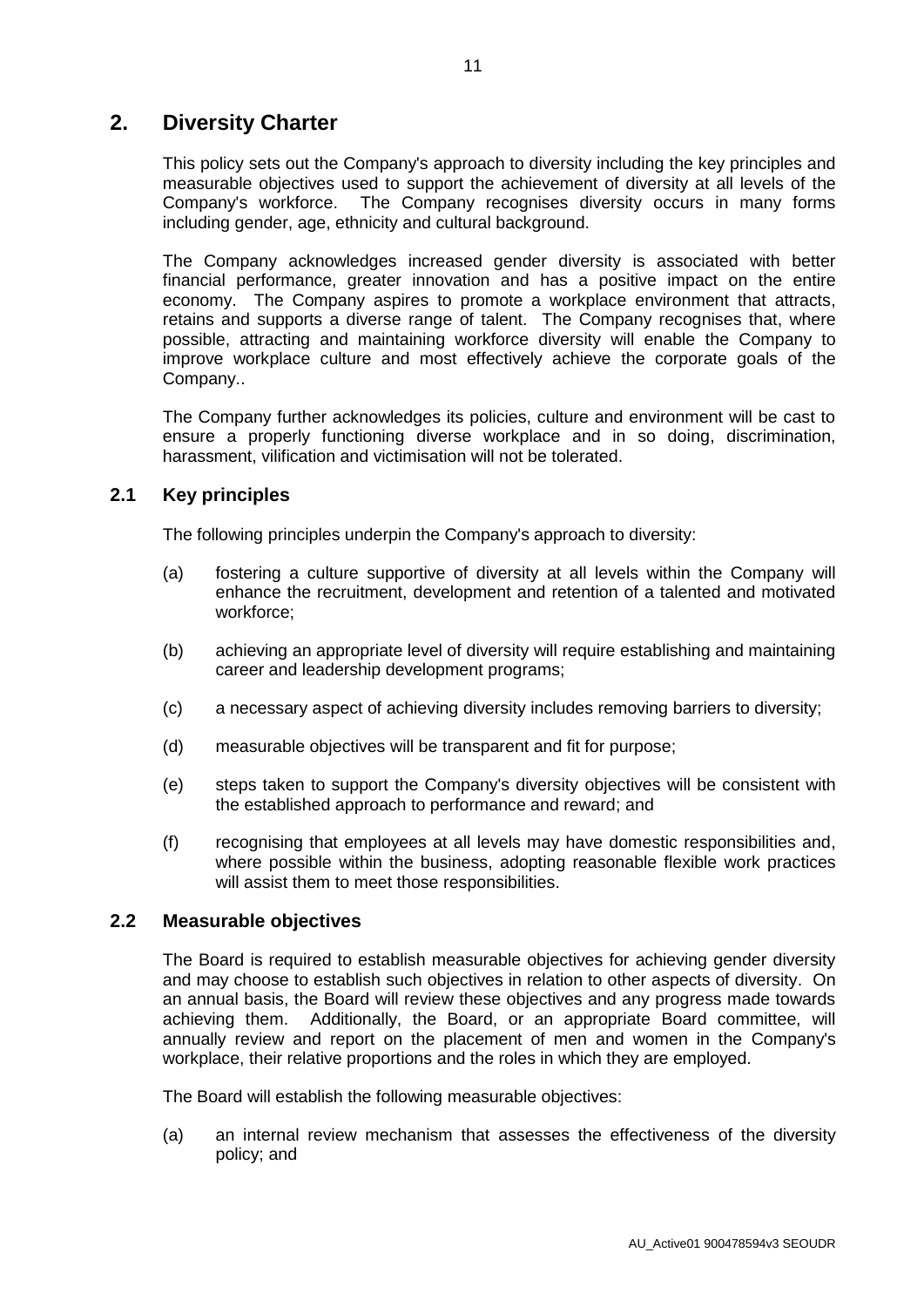## 2. Diversity Charter

This policy sets out the Company's approach to diversity including the key principles and measurable objectives used to support the achievement of diversity at all levels of the Company's workforce. The Company recognises diversity occurs in many forms including gender, age, ethnicity and cultural background.

The Company acknowledges increased gender diversity is associated with better financial performance, greater innovation and has a positive impact on the entire economy. The Company aspires to promote a workplace environment that attracts, retains and supports a diverse range of talent. The Company recognises that, where possible, attracting and maintaining workforce diversity will enable the Company to improve workplace culture and most effectively achieve the corporate goals of the Company..

The Company further acknowledges its policies, culture and environment will be cast to ensure a properly functioning diverse workplace and in so doing, discrimination, harassment, vilification and victimisation will not be tolerated.

### 2.1 Key principles

The following principles underpin the Company's approach to diversity:

(a) fostering a culture supportive of diversity at all levels within the Company will enhance the recruitment, development and retention of a talented and motivated workforce;

(b) achieving an appropriate level of diversity will require establishing and maintaining career and leadership development programs;

(c) a necessary aspect of achieving diversity includes removing barriers to diversity;

(d) measurable objectives will be transparent and fit for purpose;

(e) steps taken to support the Company's diversity objectives will be consistent with the established approach to performance and reward; and

(f) recognising that employees at all levels may have domestic responsibilities and, where possible within the business, adopting reasonable flexible work practices will assist them to meet those responsibilities.

### 2.2 Measurable objectives

The Board is required to establish measurable objectives for achieving gender diversity and may choose to establish such objectives in relation to other aspects of diversity. On an annual basis, the Board will review these objectives and any progress made towards achieving them. Additionally, the Board, or an appropriate Board committee, will annually review and report on the placement of men and women in the Company's workplace, their relative proportions and the roles in which they are employed.

The Board will establish the following measurable objectives:

(a) an internal review mechanism that assesses the effectiveness of the diversity policy; and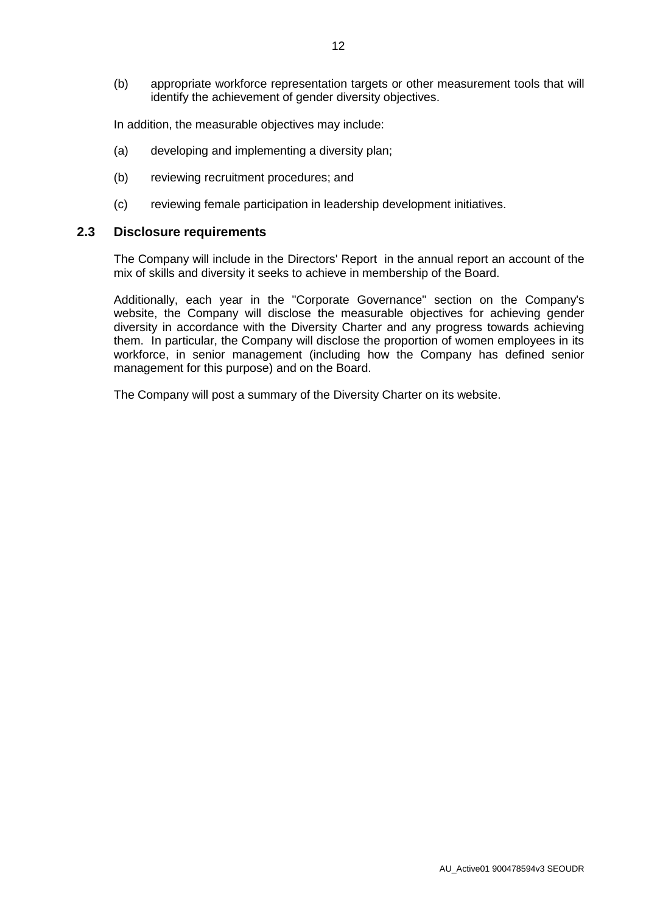(b) appropriate workforce representation targets or other measurement tools that will identify the achievement of gender diversity objectives.

In addition, the measurable objectives may include:

(a) developing and implementing a diversity plan;

(b) reviewing recruitment procedures; and

(c) reviewing female participation in leadership development initiatives.

## 2.3 Disclosure requirements

The Company will include in the Directors' Report in the annual report an account of the mix of skills and diversity it seeks to achieve in membership of the Board.

Additionally, each year in the "Corporate Governance" section on the Company's website, the Company will disclose the measurable objectives for achieving gender diversity in accordance with the Diversity Charter and any progress towards achieving them. In particular, the Company will disclose the proportion of women employees in its workforce, in senior management (including how the Company has defined senior management for this purpose) and on the Board.

The Company will post a summary of the Diversity Charter on its website.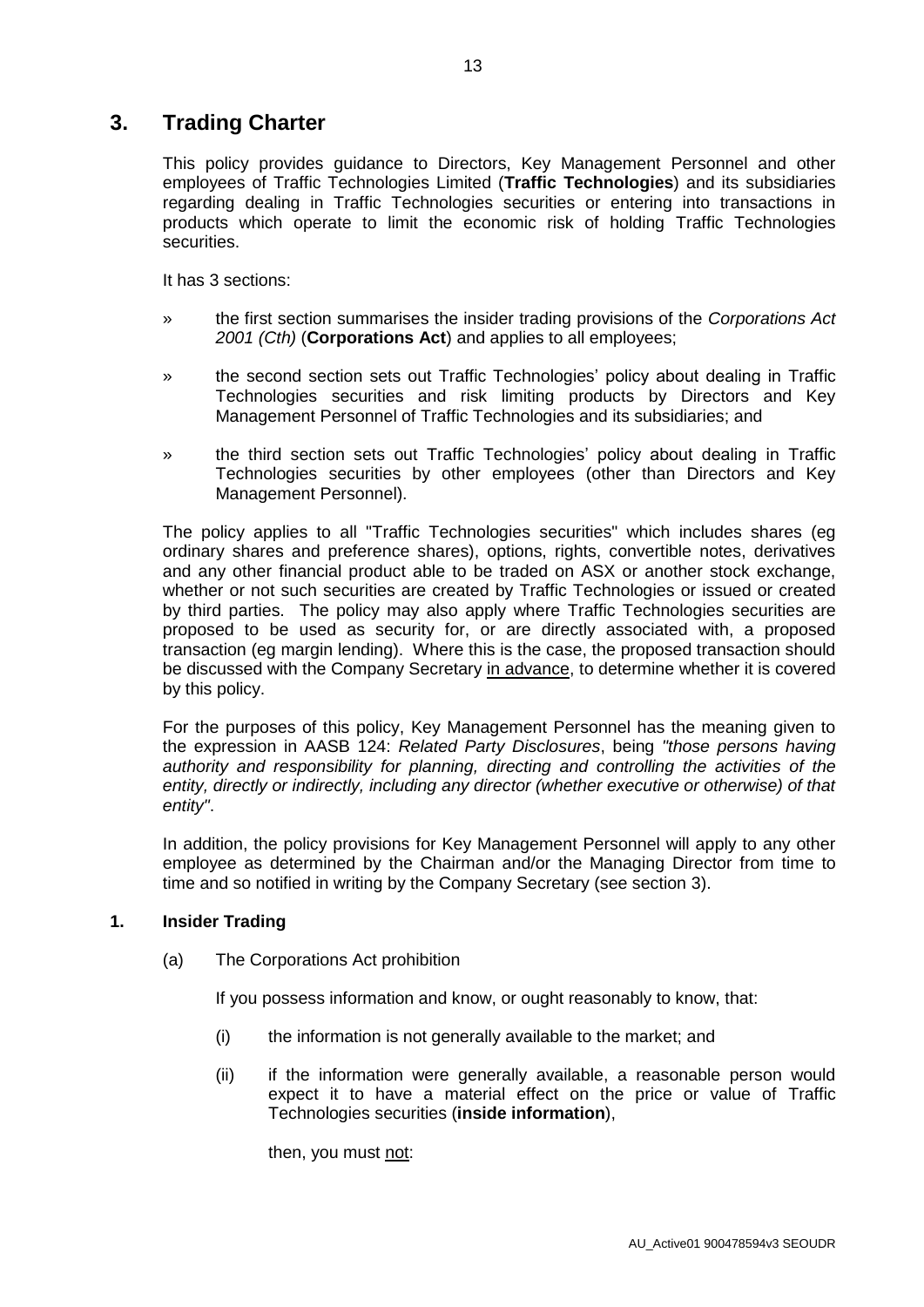# 3. Trading Charter

This policy provides guidance to Directors, Key Management Personnel and other employees of Traffic Technologies Limited (**Traffic Technologies**) and its subsidiaries regarding dealing in Traffic Technologies securities or entering into transactions in products which operate to limit the economic risk of holding Traffic Technologies securities.

It has 3 sections:

- the first section summarises the insider trading provisions of the *Corporations Act 2001 (Cth)* (**Corporations Act**) and applies to all employees;
- the second section sets out Traffic Technologies' policy about dealing in Traffic Technologies securities and risk limiting products by Directors and Key Management Personnel of Traffic Technologies and its subsidiaries; and
- the third section sets out Traffic Technologies' policy about dealing in Traffic Technologies securities by other employees (other than Directors and Key Management Personnel).

The policy applies to all "Traffic Technologies securities" which includes shares (eg ordinary shares and preference shares), options, rights, convertible notes, derivatives and any other financial product able to be traded on ASX or another stock exchange, whether or not such securities are created by Traffic Technologies or issued or created by third parties. The policy may also apply where Traffic Technologies securities are proposed to be used as security for, or are directly associated with, a proposed transaction (eg margin lending). Where this is the case, the proposed transaction should be discussed with the Company Secretary <u>in advance</u>, to determine whether it is covered by this policy.

For the purposes of this policy, Key Management Personnel has the meaning given to the expression in AASB 124: *Related Party Disclosures*, being *"those persons having authority and responsibility for planning, directing and controlling the activities of the entity, directly or indirectly, including any director (whether executive or otherwise) of that entity"*.

In addition, the policy provisions for Key Management Personnel will apply to any other employee as determined by the Chairman and/or the Managing Director from time to time and so notified in writing by the Company Secretary (see section 3).

## 1. Insider Trading

(a) The Corporations Act prohibition

If you possess information and know, or ought reasonably to know, that:

(i) the information is not generally available to the market; and

(ii) if the information were generally available, a reasonable person would expect it to have a material effect on the price or value of Traffic Technologies securities (**inside information**),

then, you must <u>not</u>: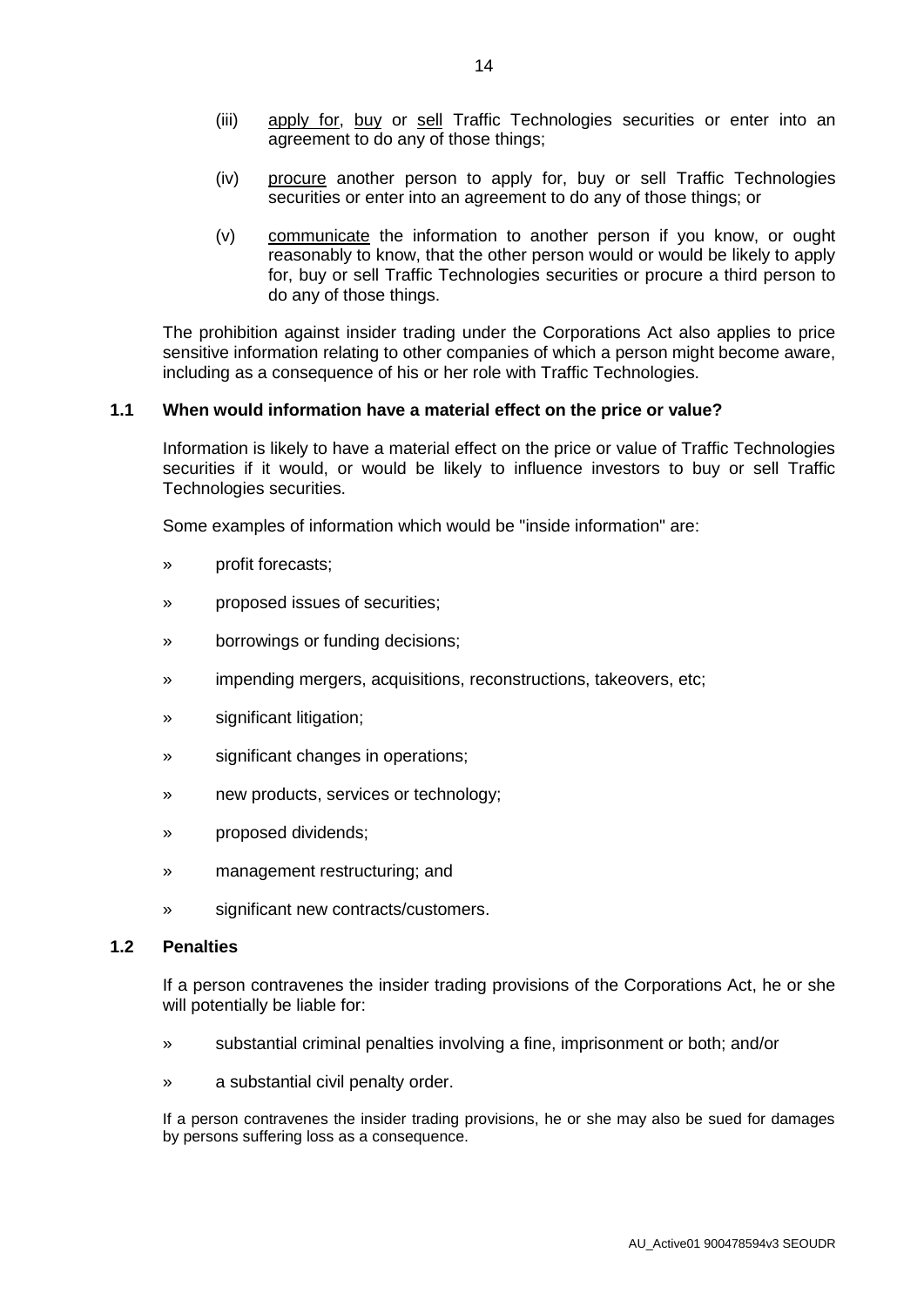(iii) <u>apply for</u>, <u>buy</u> or <u>sell</u> Traffic Technologies securities or enter into an agreement to do any of those things;

(iv) <u>procure</u> another person to apply for, buy or sell Traffic Technologies securities or enter into an agreement to do any of those things; or

(v) <u>communicate</u> the information to another person if you know, or ought reasonably to know, that the other person would or would be likely to apply for, buy or sell Traffic Technologies securities or procure a third person to do any of those things.

The prohibition against insider trading under the Corporations Act also applies to price sensitive information relating to other companies of which a person might become aware, including as a consequence of his or her role with Traffic Technologies.

### 1.1 When would information have a material effect on the price or value?

Information is likely to have a material effect on the price or value of Traffic Technologies securities if it would, or would be likely to influence investors to buy or sell Traffic Technologies securities.

Some examples of information which would be "inside information" are:

» profit forecasts;

» proposed issues of securities;

» borrowings or funding decisions;

» impending mergers, acquisitions, reconstructions, takeovers, etc;

» significant litigation;

» significant changes in operations;

» new products, services or technology;

» proposed dividends;

» management restructuring; and

» significant new contracts/customers.

### 1.2 Penalties

If a person contravenes the insider trading provisions of the Corporations Act, he or she will potentially be liable for:

» substantial criminal penalties involving a fine, imprisonment or both; and/or

» a substantial civil penalty order.

If a person contravenes the insider trading provisions, he or she may also be sued for damages by persons suffering loss as a consequence.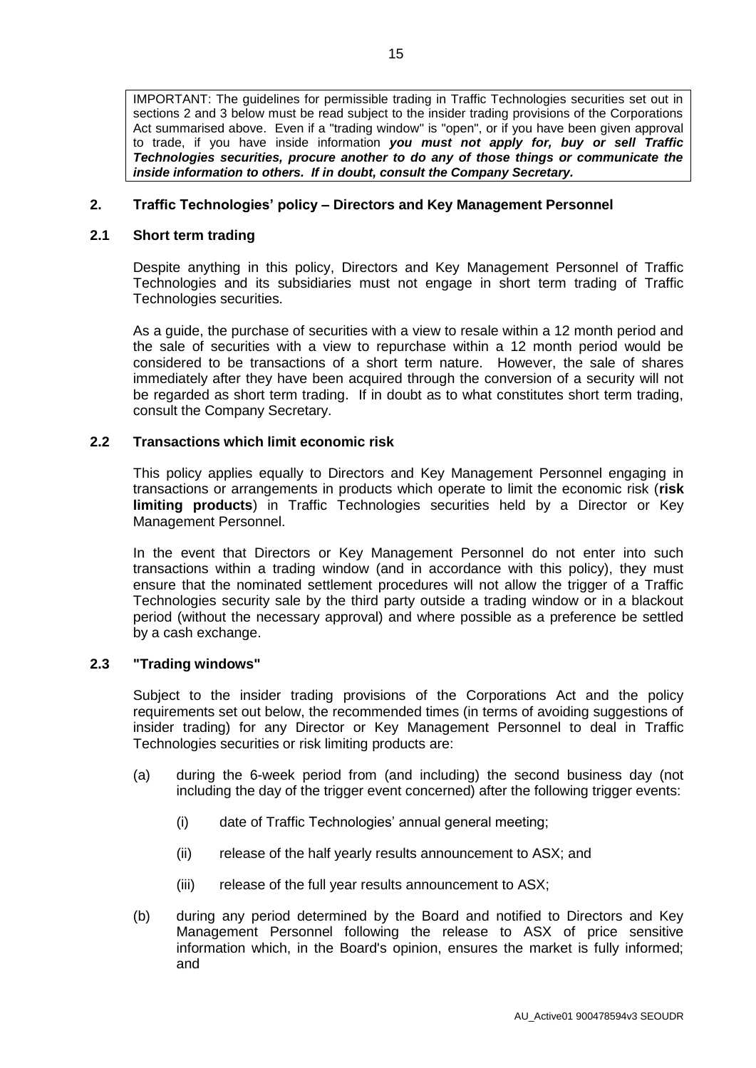IMPORTANT: The guidelines for permissible trading in Traffic Technologies securities set out in sections 2 and 3 below must be read subject to the insider trading provisions of the Corporations Act summarised above. Even if a "trading window" is "open", or if you have been given approval to trade, if you have inside information ***you must not apply for, buy or sell Traffic Technologies securities, procure another to do any of those things or communicate the inside information to others. If in doubt, consult the Company Secretary.***

## 2. Traffic Technologies' policy – Directors and Key Management Personnel

### 2.1 Short term trading

Despite anything in this policy, Directors and Key Management Personnel of Traffic Technologies and its subsidiaries must not engage in short term trading of Traffic Technologies securities.

As a guide, the purchase of securities with a view to resale within a 12 month period and the sale of securities with a view to repurchase within a 12 month period would be considered to be transactions of a short term nature. However, the sale of shares immediately after they have been acquired through the conversion of a security will not be regarded as short term trading. If in doubt as to what constitutes short term trading, consult the Company Secretary.

### 2.2 Transactions which limit economic risk

This policy applies equally to Directors and Key Management Personnel engaging in transactions or arrangements in products which operate to limit the economic risk (**risk limiting products**) in Traffic Technologies securities held by a Director or Key Management Personnel.

In the event that Directors or Key Management Personnel do not enter into such transactions within a trading window (and in accordance with this policy), they must ensure that the nominated settlement procedures will not allow the trigger of a Traffic Technologies security sale by the third party outside a trading window or in a blackout period (without the necessary approval) and where possible as a preference be settled by a cash exchange.

### 2.3 "Trading windows"

Subject to the insider trading provisions of the Corporations Act and the policy requirements set out below, the recommended times (in terms of avoiding suggestions of insider trading) for any Director or Key Management Personnel to deal in Traffic Technologies securities or risk limiting products are:

(a) during the 6-week period from (and including) the second business day (not including the day of the trigger event concerned) after the following trigger events:

   (i) date of Traffic Technologies' annual general meeting;

   (ii) release of the half yearly results announcement to ASX; and

   (iii) release of the full year results announcement to ASX;

(b) during any period determined by the Board and notified to Directors and Key Management Personnel following the release to ASX of price sensitive information which, in the Board's opinion, ensures the market is fully informed; and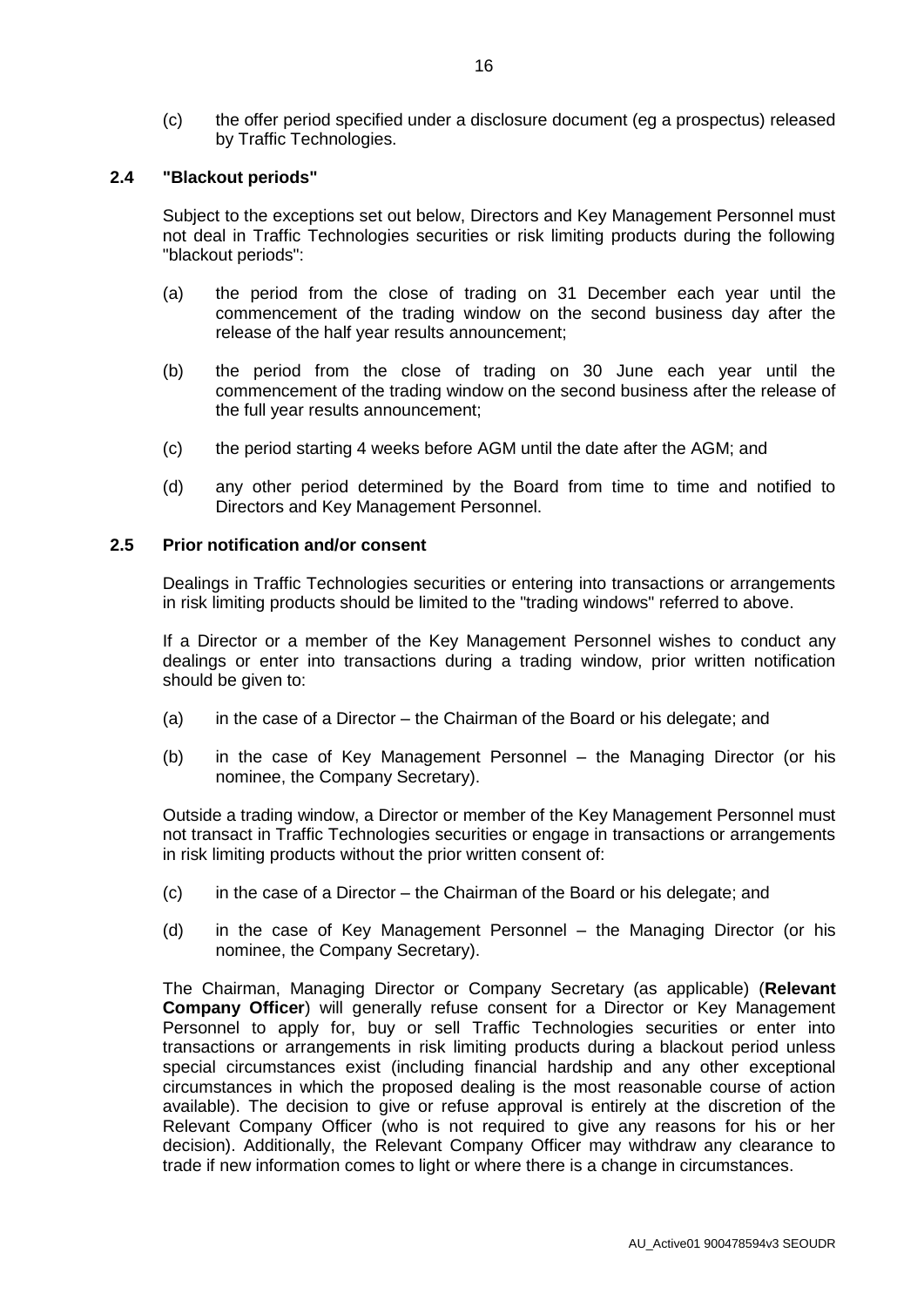(c) the offer period specified under a disclosure document (eg a prospectus) released by Traffic Technologies.

### 2.4 "Blackout periods"

Subject to the exceptions set out below, Directors and Key Management Personnel must not deal in Traffic Technologies securities or risk limiting products during the following "blackout periods":

(a) the period from the close of trading on 31 December each year until the commencement of the trading window on the second business day after the release of the half year results announcement;

(b) the period from the close of trading on 30 June each year until the commencement of the trading window on the second business after the release of the full year results announcement;

(c) the period starting 4 weeks before AGM until the date after the AGM; and

(d) any other period determined by the Board from time to time and notified to Directors and Key Management Personnel.

### 2.5 Prior notification and/or consent

Dealings in Traffic Technologies securities or entering into transactions or arrangements in risk limiting products should be limited to the "trading windows" referred to above.

If a Director or a member of the Key Management Personnel wishes to conduct any dealings or enter into transactions during a trading window, prior written notification should be given to:

(a) in the case of a Director – the Chairman of the Board or his delegate; and

(b) in the case of Key Management Personnel – the Managing Director (or his nominee, the Company Secretary).

Outside a trading window, a Director or member of the Key Management Personnel must not transact in Traffic Technologies securities or engage in transactions or arrangements in risk limiting products without the prior written consent of:

(c) in the case of a Director – the Chairman of the Board or his delegate; and

(d) in the case of Key Management Personnel – the Managing Director (or his nominee, the Company Secretary).

The Chairman, Managing Director or Company Secretary (as applicable) (**Relevant Company Officer**) will generally refuse consent for a Director or Key Management Personnel to apply for, buy or sell Traffic Technologies securities or enter into transactions or arrangements in risk limiting products during a blackout period unless special circumstances exist (including financial hardship and any other exceptional circumstances in which the proposed dealing is the most reasonable course of action available). The decision to give or refuse approval is entirely at the discretion of the Relevant Company Officer (who is not required to give any reasons for his or her decision). Additionally, the Relevant Company Officer may withdraw any clearance to trade if new information comes to light or where there is a change in circumstances.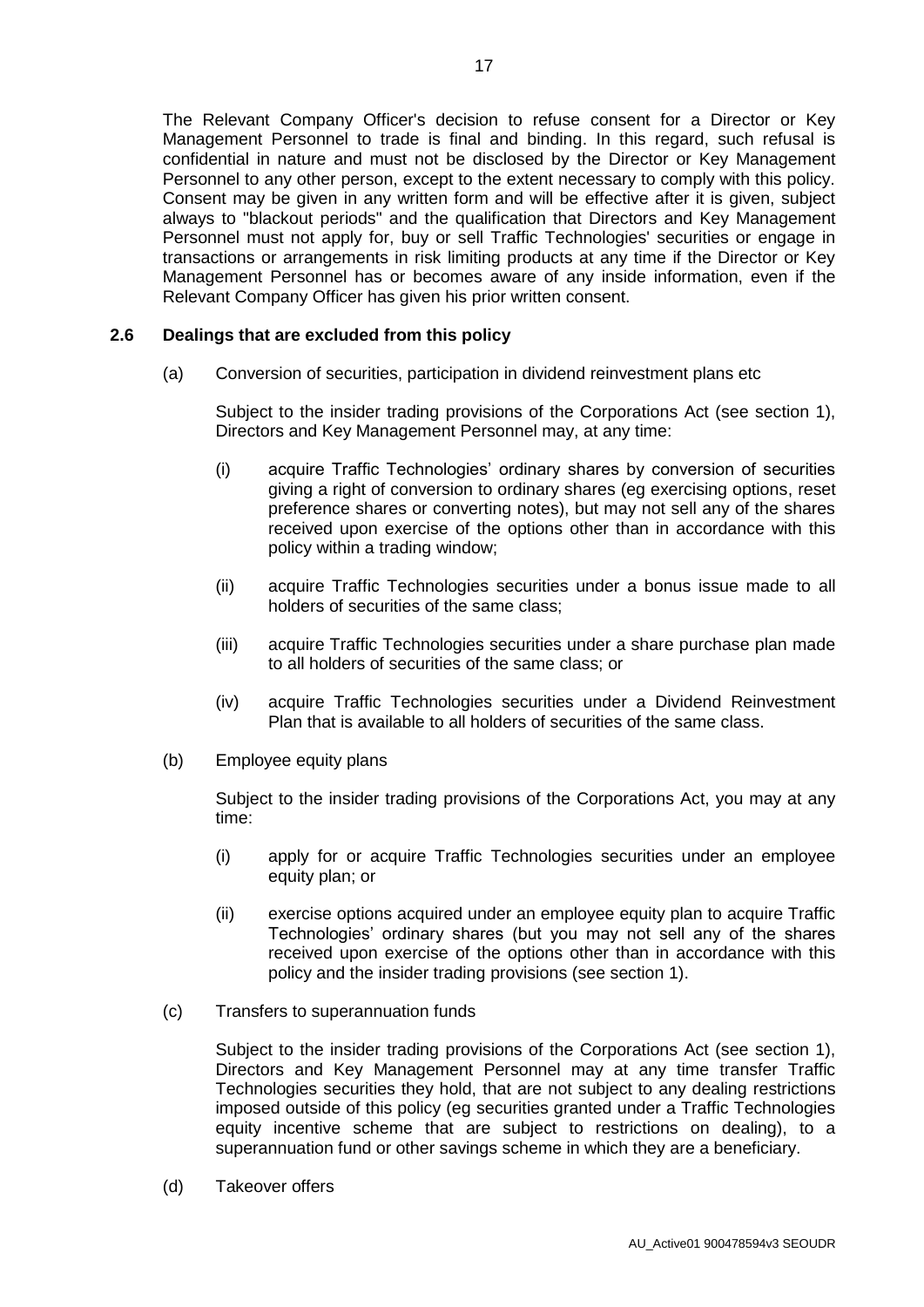The Relevant Company Officer's decision to refuse consent for a Director or Key Management Personnel to trade is final and binding. In this regard, such refusal is confidential in nature and must not be disclosed by the Director or Key Management Personnel to any other person, except to the extent necessary to comply with this policy. Consent may be given in any written form and will be effective after it is given, subject always to "blackout periods" and the qualification that Directors and Key Management Personnel must not apply for, buy or sell Traffic Technologies' securities or engage in transactions or arrangements in risk limiting products at any time if the Director or Key Management Personnel has or becomes aware of any inside information, even if the Relevant Company Officer has given his prior written consent.

### 2.6 Dealings that are excluded from this policy

(a) Conversion of securities, participation in dividend reinvestment plans etc

Subject to the insider trading provisions of the Corporations Act (see section 1), Directors and Key Management Personnel may, at any time:

(i) acquire Traffic Technologies' ordinary shares by conversion of securities giving a right of conversion to ordinary shares (eg exercising options, reset preference shares or converting notes), but may not sell any of the shares received upon exercise of the options other than in accordance with this policy within a trading window;

(ii) acquire Traffic Technologies securities under a bonus issue made to all holders of securities of the same class;

(iii) acquire Traffic Technologies securities under a share purchase plan made to all holders of securities of the same class; or

(iv) acquire Traffic Technologies securities under a Dividend Reinvestment Plan that is available to all holders of securities of the same class.

(b) Employee equity plans

Subject to the insider trading provisions of the Corporations Act, you may at any time:

(i) apply for or acquire Traffic Technologies securities under an employee equity plan; or

(ii) exercise options acquired under an employee equity plan to acquire Traffic Technologies' ordinary shares (but you may not sell any of the shares received upon exercise of the options other than in accordance with this policy and the insider trading provisions (see section 1).

(c) Transfers to superannuation funds

Subject to the insider trading provisions of the Corporations Act (see section 1), Directors and Key Management Personnel may at any time transfer Traffic Technologies securities they hold, that are not subject to any dealing restrictions imposed outside of this policy (eg securities granted under a Traffic Technologies equity incentive scheme that are subject to restrictions on dealing), to a superannuation fund or other savings scheme in which they are a beneficiary.

(d) Takeover offers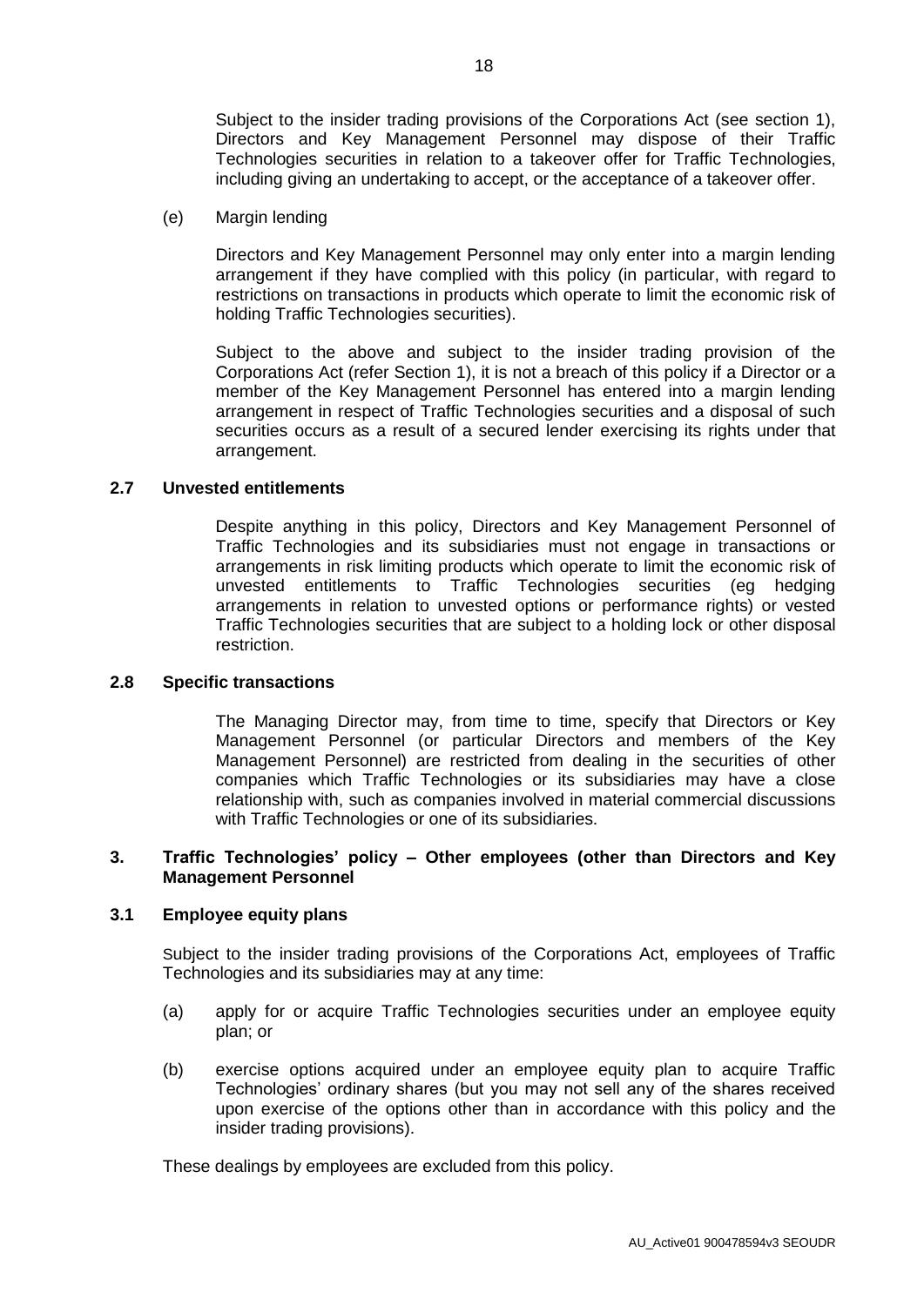Subject to the insider trading provisions of the Corporations Act (see section 1), Directors and Key Management Personnel may dispose of their Traffic Technologies securities in relation to a takeover offer for Traffic Technologies, including giving an undertaking to accept, or the acceptance of a takeover offer.

(e) Margin lending

Directors and Key Management Personnel may only enter into a margin lending arrangement if they have complied with this policy (in particular, with regard to restrictions on transactions in products which operate to limit the economic risk of holding Traffic Technologies securities).

Subject to the above and subject to the insider trading provision of the Corporations Act (refer Section 1), it is not a breach of this policy if a Director or a member of the Key Management Personnel has entered into a margin lending arrangement in respect of Traffic Technologies securities and a disposal of such securities occurs as a result of a secured lender exercising its rights under that arrangement.

### 2.7 Unvested entitlements

Despite anything in this policy, Directors and Key Management Personnel of Traffic Technologies and its subsidiaries must not engage in transactions or arrangements in risk limiting products which operate to limit the economic risk of unvested entitlements to Traffic Technologies securities (eg hedging arrangements in relation to unvested options or performance rights) or vested Traffic Technologies securities that are subject to a holding lock or other disposal restriction.

### 2.8 Specific transactions

The Managing Director may, from time to time, specify that Directors or Key Management Personnel (or particular Directors and members of the Key Management Personnel) are restricted from dealing in the securities of other companies which Traffic Technologies or its subsidiaries may have a close relationship with, such as companies involved in material commercial discussions with Traffic Technologies or one of its subsidiaries.

## 3. Traffic Technologies' policy – Other employees (other than Directors and Key Management Personnel

### 3.1 Employee equity plans

Subject to the insider trading provisions of the Corporations Act, employees of Traffic Technologies and its subsidiaries may at any time:

(a) apply for or acquire Traffic Technologies securities under an employee equity plan; or

(b) exercise options acquired under an employee equity plan to acquire Traffic Technologies' ordinary shares (but you may not sell any of the shares received upon exercise of the options other than in accordance with this policy and the insider trading provisions).

These dealings by employees are excluded from this policy.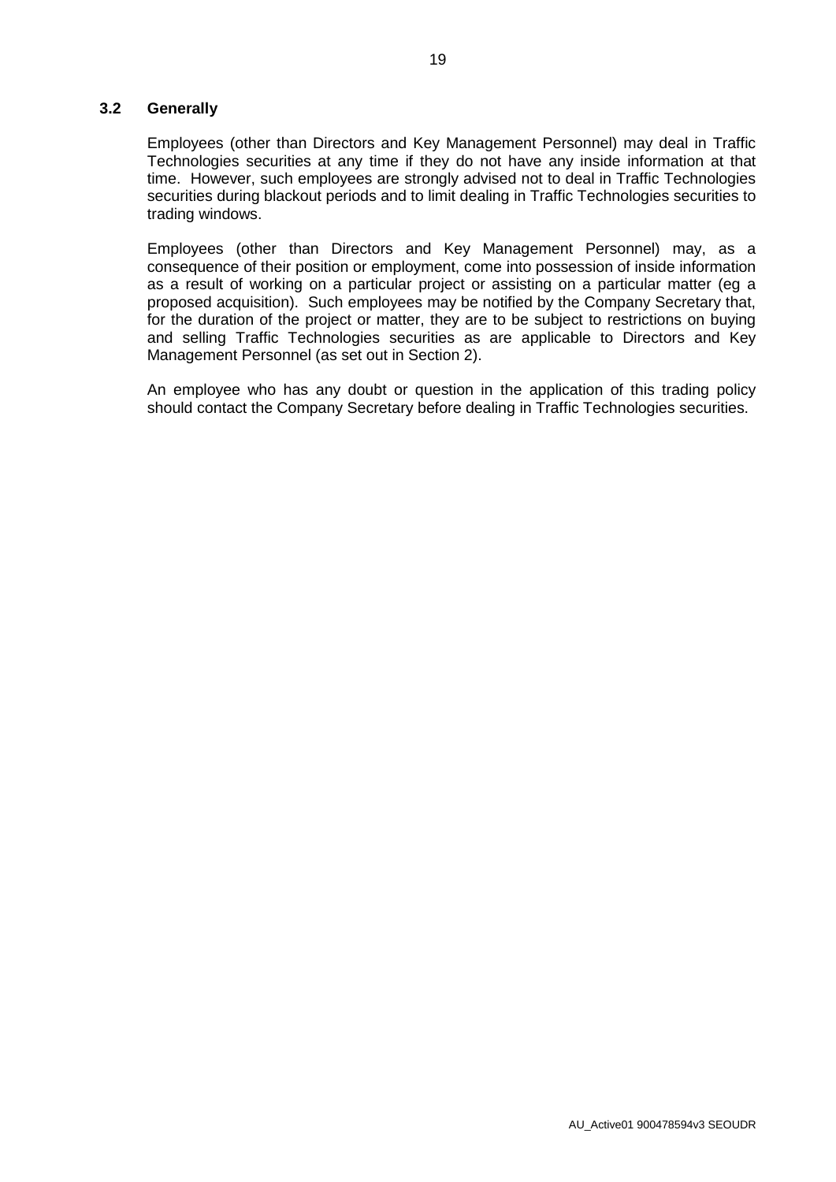### 3.2 Generally

Employees (other than Directors and Key Management Personnel) may deal in Traffic Technologies securities at any time if they do not have any inside information at that time. However, such employees are strongly advised not to deal in Traffic Technologies securities during blackout periods and to limit dealing in Traffic Technologies securities to trading windows.

Employees (other than Directors and Key Management Personnel) may, as a consequence of their position or employment, come into possession of inside information as a result of working on a particular project or assisting on a particular matter (eg a proposed acquisition). Such employees may be notified by the Company Secretary that, for the duration of the project or matter, they are to be subject to restrictions on buying and selling Traffic Technologies securities as are applicable to Directors and Key Management Personnel (as set out in Section 2).

An employee who has any doubt or question in the application of this trading policy should contact the Company Secretary before dealing in Traffic Technologies securities.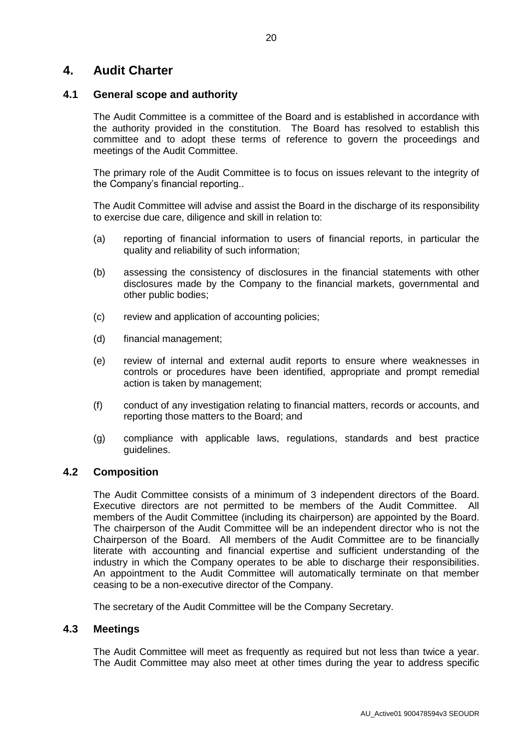# 4. Audit Charter

## 4.1 General scope and authority

The Audit Committee is a committee of the Board and is established in accordance with the authority provided in the constitution. The Board has resolved to establish this committee and to adopt these terms of reference to govern the proceedings and meetings of the Audit Committee.

The primary role of the Audit Committee is to focus on issues relevant to the integrity of the Company's financial reporting..

The Audit Committee will advise and assist the Board in the discharge of its responsibility to exercise due care, diligence and skill in relation to:

(a) reporting of financial information to users of financial reports, in particular the quality and reliability of such information;

(b) assessing the consistency of disclosures in the financial statements with other disclosures made by the Company to the financial markets, governmental and other public bodies;

(c) review and application of accounting policies;

(d) financial management;

(e) review of internal and external audit reports to ensure where weaknesses in controls or procedures have been identified, appropriate and prompt remedial action is taken by management;

(f) conduct of any investigation relating to financial matters, records or accounts, and reporting those matters to the Board; and

(g) compliance with applicable laws, regulations, standards and best practice guidelines.

## 4.2 Composition

The Audit Committee consists of a minimum of 3 independent directors of the Board. Executive directors are not permitted to be members of the Audit Committee. All members of the Audit Committee (including its chairperson) are appointed by the Board. The chairperson of the Audit Committee will be an independent director who is not the Chairperson of the Board. All members of the Audit Committee are to be financially literate with accounting and financial expertise and sufficient understanding of the industry in which the Company operates to be able to discharge their responsibilities. An appointment to the Audit Committee will automatically terminate on that member ceasing to be a non-executive director of the Company.

The secretary of the Audit Committee will be the Company Secretary.

## 4.3 Meetings

The Audit Committee will meet as frequently as required but not less than twice a year. The Audit Committee may also meet at other times during the year to address specific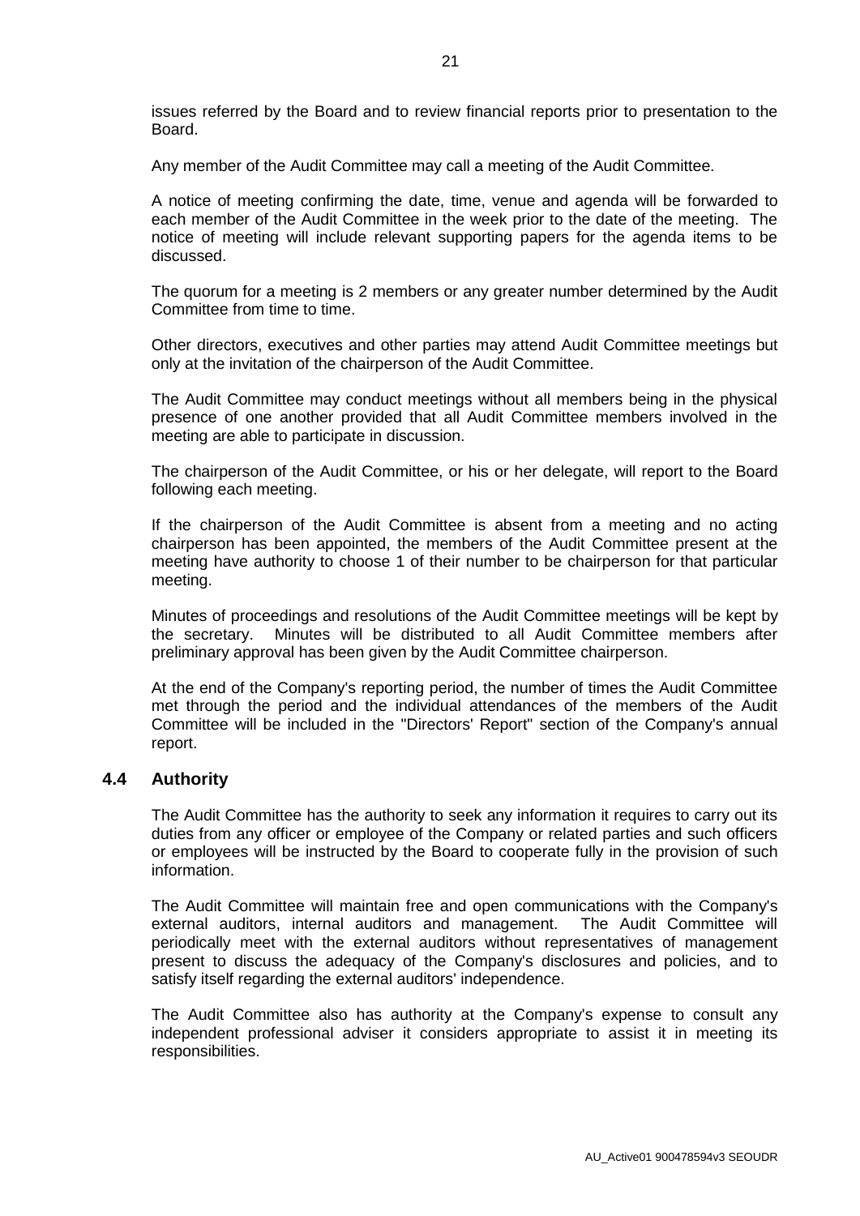issues referred by the Board and to review financial reports prior to presentation to the Board.

Any member of the Audit Committee may call a meeting of the Audit Committee.

A notice of meeting confirming the date, time, venue and agenda will be forwarded to each member of the Audit Committee in the week prior to the date of the meeting. The notice of meeting will include relevant supporting papers for the agenda items to be discussed.

The quorum for a meeting is 2 members or any greater number determined by the Audit Committee from time to time.

Other directors, executives and other parties may attend Audit Committee meetings but only at the invitation of the chairperson of the Audit Committee.

The Audit Committee may conduct meetings without all members being in the physical presence of one another provided that all Audit Committee members involved in the meeting are able to participate in discussion.

The chairperson of the Audit Committee, or his or her delegate, will report to the Board following each meeting.

If the chairperson of the Audit Committee is absent from a meeting and no acting chairperson has been appointed, the members of the Audit Committee present at the meeting have authority to choose 1 of their number to be chairperson for that particular meeting.

Minutes of proceedings and resolutions of the Audit Committee meetings will be kept by the secretary. Minutes will be distributed to all Audit Committee members after preliminary approval has been given by the Audit Committee chairperson.

At the end of the Company's reporting period, the number of times the Audit Committee met through the period and the individual attendances of the members of the Audit Committee will be included in the "Directors' Report" section of the Company's annual report.

### 4.4 Authority

The Audit Committee has the authority to seek any information it requires to carry out its duties from any officer or employee of the Company or related parties and such officers or employees will be instructed by the Board to cooperate fully in the provision of such information.

The Audit Committee will maintain free and open communications with the Company's external auditors, internal auditors and management. The Audit Committee will periodically meet with the external auditors without representatives of management present to discuss the adequacy of the Company's disclosures and policies, and to satisfy itself regarding the external auditors' independence.

The Audit Committee also has authority at the Company's expense to consult any independent professional adviser it considers appropriate to assist it in meeting its responsibilities.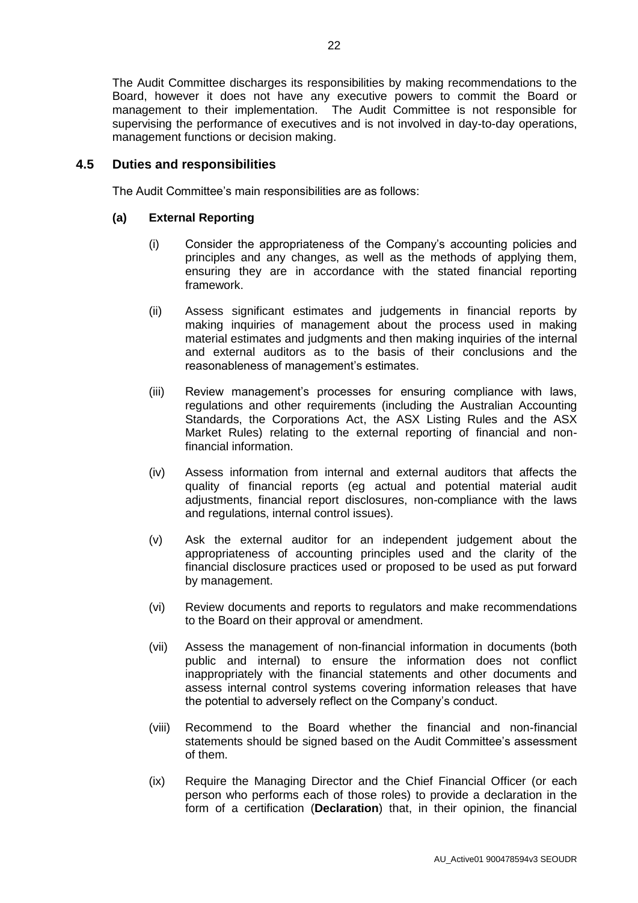The Audit Committee discharges its responsibilities by making recommendations to the Board, however it does not have any executive powers to commit the Board or management to their implementation. The Audit Committee is not responsible for supervising the performance of executives and is not involved in day-to-day operations, management functions or decision making.

## 4.5 Duties and responsibilities

The Audit Committee's main responsibilities are as follows:

### (a) External Reporting

(i) Consider the appropriateness of the Company's accounting policies and principles and any changes, as well as the methods of applying them, ensuring they are in accordance with the stated financial reporting framework.

(ii) Assess significant estimates and judgements in financial reports by making inquiries of management about the process used in making material estimates and judgments and then making inquiries of the internal and external auditors as to the basis of their conclusions and the reasonableness of management's estimates.

(iii) Review management's processes for ensuring compliance with laws, regulations and other requirements (including the Australian Accounting Standards, the Corporations Act, the ASX Listing Rules and the ASX Market Rules) relating to the external reporting of financial and non-financial information.

(iv) Assess information from internal and external auditors that affects the quality of financial reports (eg actual and potential material audit adjustments, financial report disclosures, non-compliance with the laws and regulations, internal control issues).

(v) Ask the external auditor for an independent judgement about the appropriateness of accounting principles used and the clarity of the financial disclosure practices used or proposed to be used as put forward by management.

(vi) Review documents and reports to regulators and make recommendations to the Board on their approval or amendment.

(vii) Assess the management of non-financial information in documents (both public and internal) to ensure the information does not conflict inappropriately with the financial statements and other documents and assess internal control systems covering information releases that have the potential to adversely reflect on the Company's conduct.

(viii) Recommend to the Board whether the financial and non-financial statements should be signed based on the Audit Committee's assessment of them.

(ix) Require the Managing Director and the Chief Financial Officer (or each person who performs each of those roles) to provide a declaration in the form of a certification (**Declaration**) that, in their opinion, the financial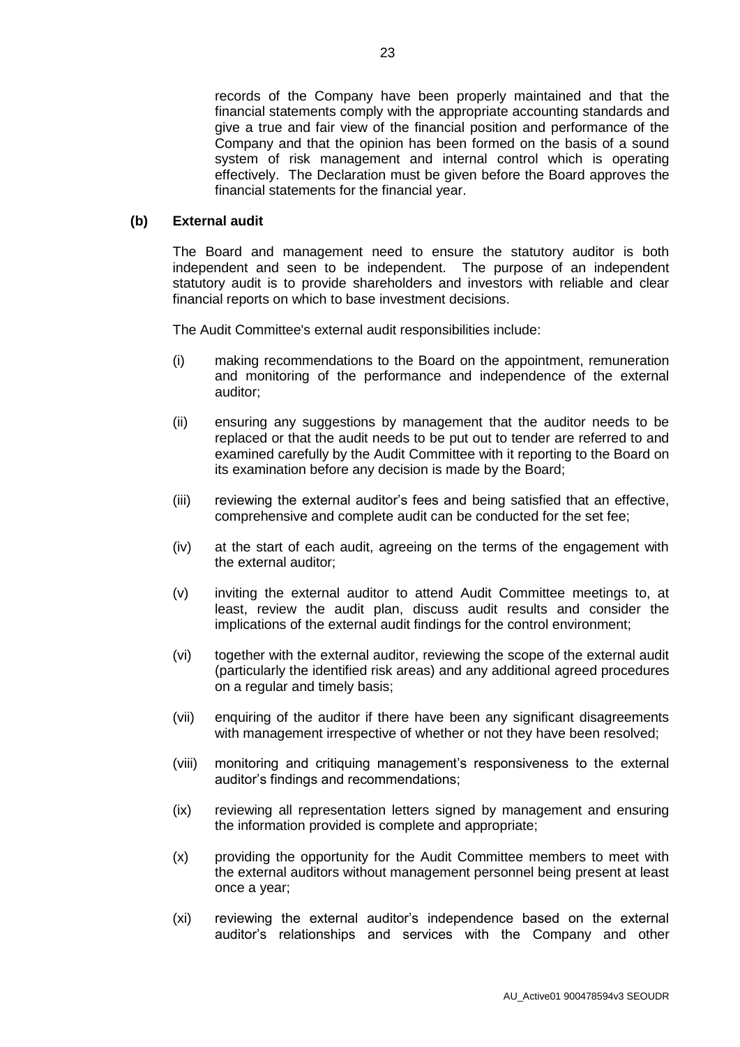records of the Company have been properly maintained and that the financial statements comply with the appropriate accounting standards and give a true and fair view of the financial position and performance of the Company and that the opinion has been formed on the basis of a sound system of risk management and internal control which is operating effectively. The Declaration must be given before the Board approves the financial statements for the financial year.

**(b) External audit**

The Board and management need to ensure the statutory auditor is both independent and seen to be independent. The purpose of an independent statutory audit is to provide shareholders and investors with reliable and clear financial reports on which to base investment decisions.

The Audit Committee's external audit responsibilities include:

(i) making recommendations to the Board on the appointment, remuneration and monitoring of the performance and independence of the external auditor;

(ii) ensuring any suggestions by management that the auditor needs to be replaced or that the audit needs to be put out to tender are referred to and examined carefully by the Audit Committee with it reporting to the Board on its examination before any decision is made by the Board;

(iii) reviewing the external auditor's fees and being satisfied that an effective, comprehensive and complete audit can be conducted for the set fee;

(iv) at the start of each audit, agreeing on the terms of the engagement with the external auditor;

(v) inviting the external auditor to attend Audit Committee meetings to, at least, review the audit plan, discuss audit results and consider the implications of the external audit findings for the control environment;

(vi) together with the external auditor, reviewing the scope of the external audit (particularly the identified risk areas) and any additional agreed procedures on a regular and timely basis;

(vii) enquiring of the auditor if there have been any significant disagreements with management irrespective of whether or not they have been resolved;

(viii) monitoring and critiquing management's responsiveness to the external auditor's findings and recommendations;

(ix) reviewing all representation letters signed by management and ensuring the information provided is complete and appropriate;

(x) providing the opportunity for the Audit Committee members to meet with the external auditors without management personnel being present at least once a year;

(xi) reviewing the external auditor's independence based on the external auditor's relationships and services with the Company and other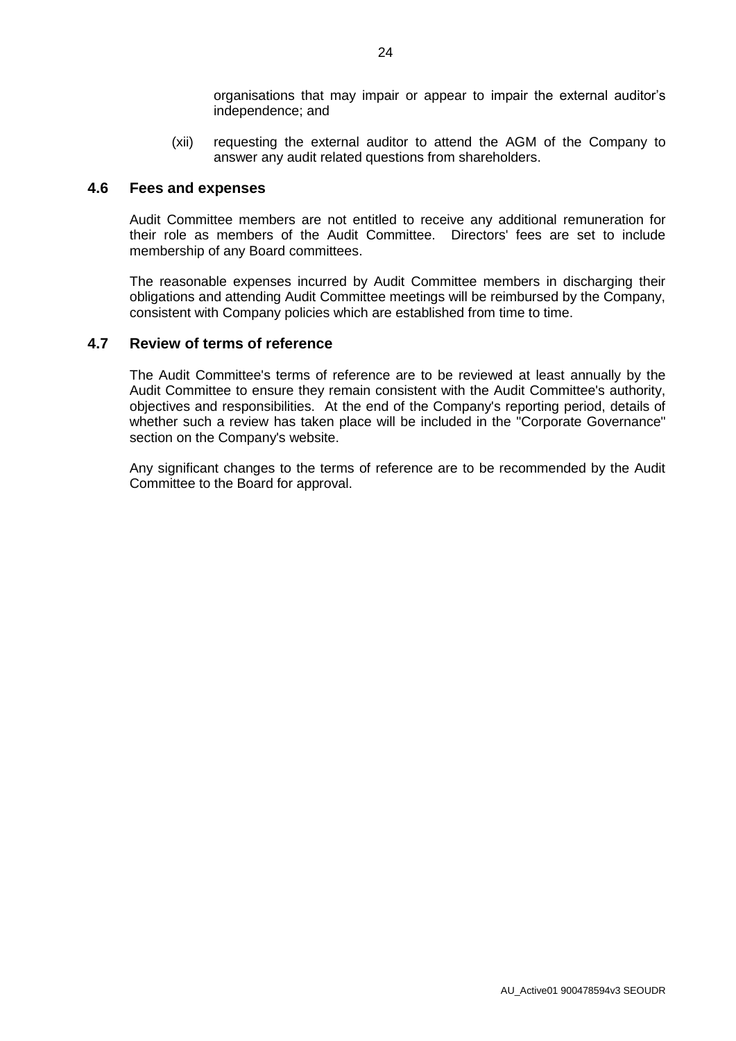organisations that may impair or appear to impair the external auditor's independence; and

(xii) requesting the external auditor to attend the AGM of the Company to answer any audit related questions from shareholders.

### 4.6 Fees and expenses

Audit Committee members are not entitled to receive any additional remuneration for their role as members of the Audit Committee. Directors' fees are set to include membership of any Board committees.

The reasonable expenses incurred by Audit Committee members in discharging their obligations and attending Audit Committee meetings will be reimbursed by the Company, consistent with Company policies which are established from time to time.

### 4.7 Review of terms of reference

The Audit Committee's terms of reference are to be reviewed at least annually by the Audit Committee to ensure they remain consistent with the Audit Committee's authority, objectives and responsibilities. At the end of the Company's reporting period, details of whether such a review has taken place will be included in the "Corporate Governance" section on the Company's website.

Any significant changes to the terms of reference are to be recommended by the Audit Committee to the Board for approval.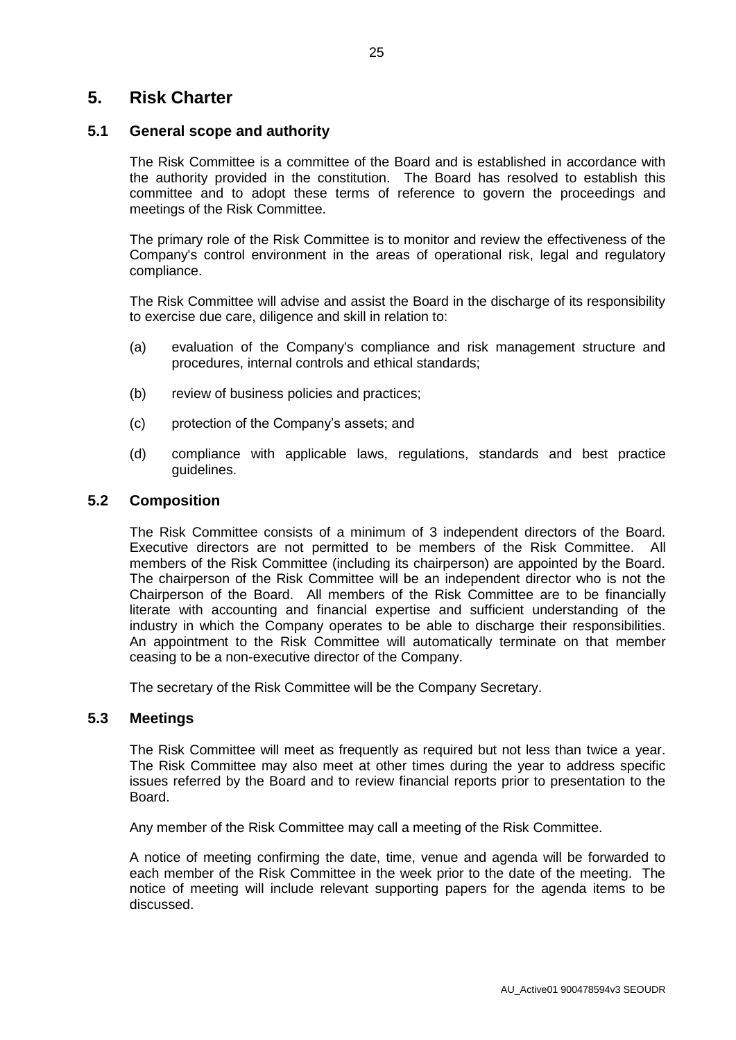# 5. Risk Charter

## 5.1 General scope and authority

The Risk Committee is a committee of the Board and is established in accordance with the authority provided in the constitution. The Board has resolved to establish this committee and to adopt these terms of reference to govern the proceedings and meetings of the Risk Committee.

The primary role of the Risk Committee is to monitor and review the effectiveness of the Company's control environment in the areas of operational risk, legal and regulatory compliance.

The Risk Committee will advise and assist the Board in the discharge of its responsibility to exercise due care, diligence and skill in relation to:

(a) evaluation of the Company's compliance and risk management structure and procedures, internal controls and ethical standards;

(b) review of business policies and practices;

(c) protection of the Company's assets; and

(d) compliance with applicable laws, regulations, standards and best practice guidelines.

## 5.2 Composition

The Risk Committee consists of a minimum of 3 independent directors of the Board. Executive directors are not permitted to be members of the Risk Committee. All members of the Risk Committee (including its chairperson) are appointed by the Board. The chairperson of the Risk Committee will be an independent director who is not the Chairperson of the Board. All members of the Risk Committee are to be financially literate with accounting and financial expertise and sufficient understanding of the industry in which the Company operates to be able to discharge their responsibilities. An appointment to the Risk Committee will automatically terminate on that member ceasing to be a non-executive director of the Company.

The secretary of the Risk Committee will be the Company Secretary.

## 5.3 Meetings

The Risk Committee will meet as frequently as required but not less than twice a year. The Risk Committee may also meet at other times during the year to address specific issues referred by the Board and to review financial reports prior to presentation to the Board.

Any member of the Risk Committee may call a meeting of the Risk Committee.

A notice of meeting confirming the date, time, venue and agenda will be forwarded to each member of the Risk Committee in the week prior to the date of the meeting. The notice of meeting will include relevant supporting papers for the agenda items to be discussed.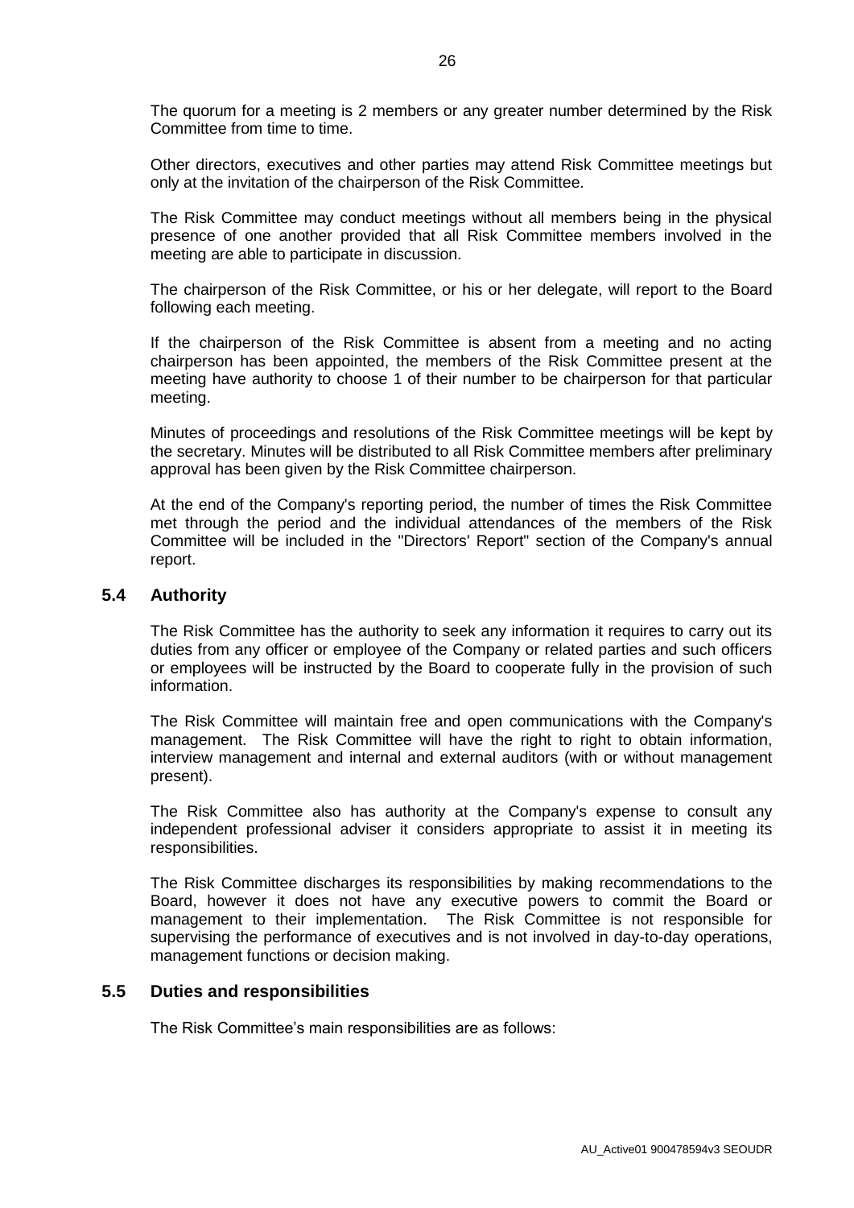The quorum for a meeting is 2 members or any greater number determined by the Risk Committee from time to time.

Other directors, executives and other parties may attend Risk Committee meetings but only at the invitation of the chairperson of the Risk Committee.

The Risk Committee may conduct meetings without all members being in the physical presence of one another provided that all Risk Committee members involved in the meeting are able to participate in discussion.

The chairperson of the Risk Committee, or his or her delegate, will report to the Board following each meeting.

If the chairperson of the Risk Committee is absent from a meeting and no acting chairperson has been appointed, the members of the Risk Committee present at the meeting have authority to choose 1 of their number to be chairperson for that particular meeting.

Minutes of proceedings and resolutions of the Risk Committee meetings will be kept by the secretary. Minutes will be distributed to all Risk Committee members after preliminary approval has been given by the Risk Committee chairperson.

At the end of the Company's reporting period, the number of times the Risk Committee met through the period and the individual attendances of the members of the Risk Committee will be included in the "Directors' Report" section of the Company's annual report.

## 5.4 Authority

The Risk Committee has the authority to seek any information it requires to carry out its duties from any officer or employee of the Company or related parties and such officers or employees will be instructed by the Board to cooperate fully in the provision of such information.

The Risk Committee will maintain free and open communications with the Company's management. The Risk Committee will have the right to right to obtain information, interview management and internal and external auditors (with or without management present).

The Risk Committee also has authority at the Company's expense to consult any independent professional adviser it considers appropriate to assist it in meeting its responsibilities.

The Risk Committee discharges its responsibilities by making recommendations to the Board, however it does not have any executive powers to commit the Board or management to their implementation. The Risk Committee is not responsible for supervising the performance of executives and is not involved in day-to-day operations, management functions or decision making.

## 5.5 Duties and responsibilities

The Risk Committee's main responsibilities are as follows: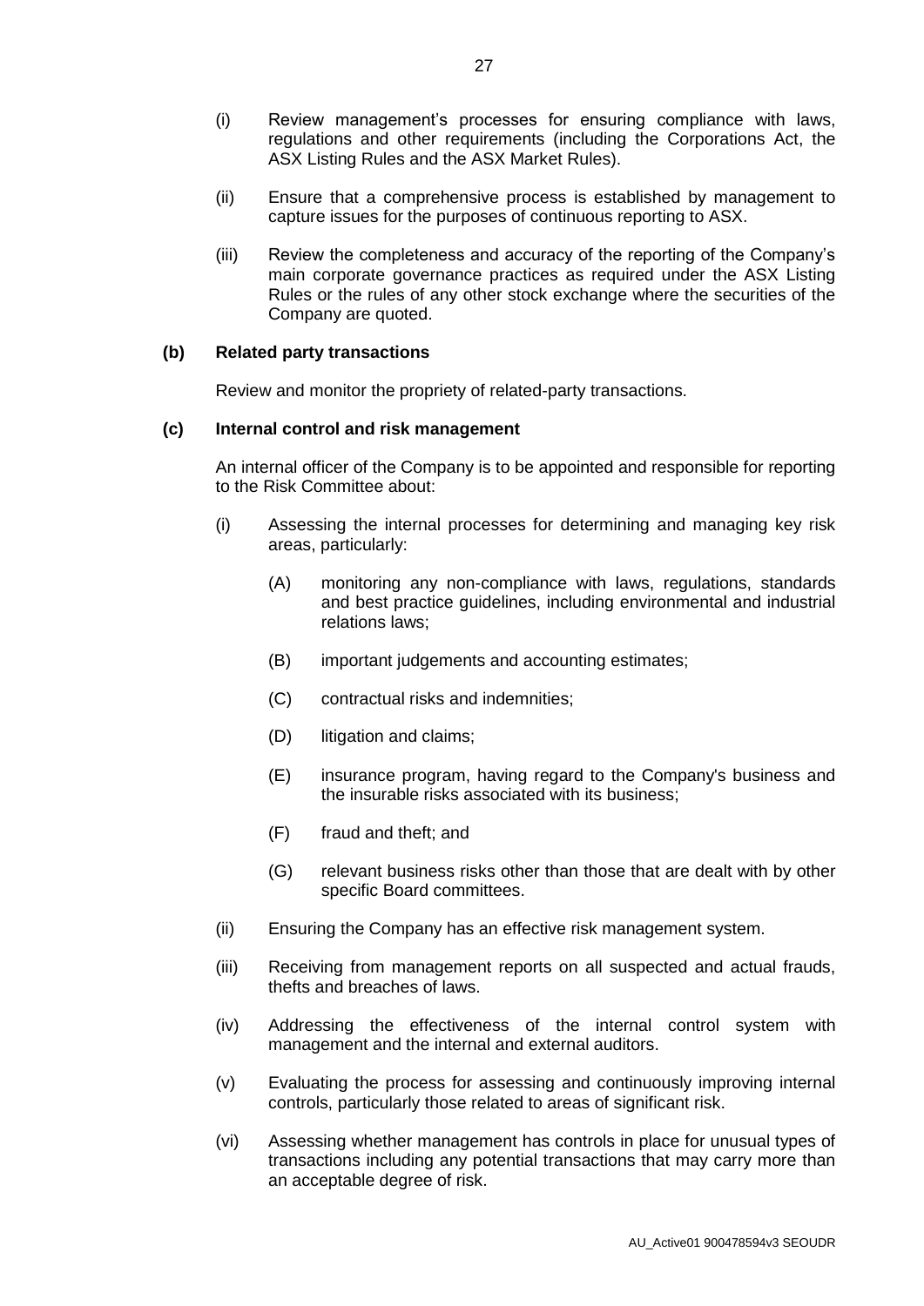(i) Review management's processes for ensuring compliance with laws, regulations and other requirements (including the Corporations Act, the ASX Listing Rules and the ASX Market Rules).

(ii) Ensure that a comprehensive process is established by management to capture issues for the purposes of continuous reporting to ASX.

(iii) Review the completeness and accuracy of the reporting of the Company's main corporate governance practices as required under the ASX Listing Rules or the rules of any other stock exchange where the securities of the Company are quoted.

**(b) Related party transactions**

Review and monitor the propriety of related-party transactions.

**(c) Internal control and risk management**

An internal officer of the Company is to be appointed and responsible for reporting to the Risk Committee about:

(i) Assessing the internal processes for determining and managing key risk areas, particularly:

(A) monitoring any non-compliance with laws, regulations, standards and best practice guidelines, including environmental and industrial relations laws;

(B) important judgements and accounting estimates;

(C) contractual risks and indemnities;

(D) litigation and claims;

(E) insurance program, having regard to the Company's business and the insurable risks associated with its business;

(F) fraud and theft; and

(G) relevant business risks other than those that are dealt with by other specific Board committees.

(ii) Ensuring the Company has an effective risk management system.

(iii) Receiving from management reports on all suspected and actual frauds, thefts and breaches of laws.

(iv) Addressing the effectiveness of the internal control system with management and the internal and external auditors.

(v) Evaluating the process for assessing and continuously improving internal controls, particularly those related to areas of significant risk.

(vi) Assessing whether management has controls in place for unusual types of transactions including any potential transactions that may carry more than an acceptable degree of risk.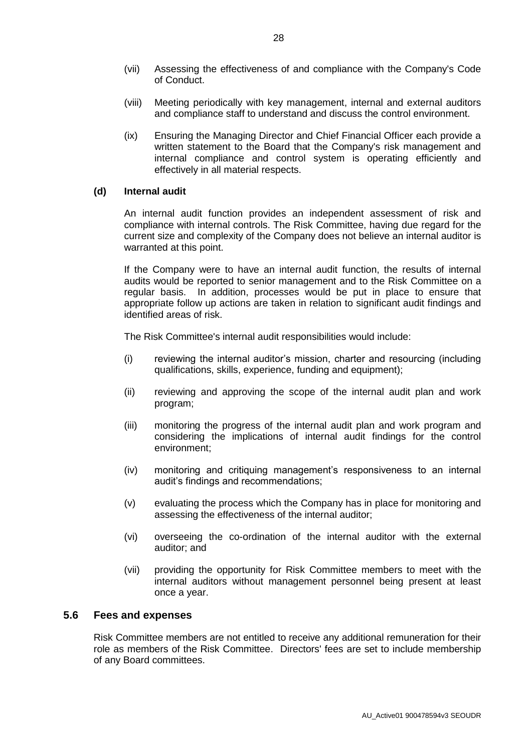(vii) Assessing the effectiveness of and compliance with the Company's Code of Conduct.

(viii) Meeting periodically with key management, internal and external auditors and compliance staff to understand and discuss the control environment.

(ix) Ensuring the Managing Director and Chief Financial Officer each provide a written statement to the Board that the Company's risk management and internal compliance and control system is operating efficiently and effectively in all material respects.

**(d) Internal audit**

An internal audit function provides an independent assessment of risk and compliance with internal controls. The Risk Committee, having due regard for the current size and complexity of the Company does not believe an internal auditor is warranted at this point.

If the Company were to have an internal audit function, the results of internal audits would be reported to senior management and to the Risk Committee on a regular basis. In addition, processes would be put in place to ensure that appropriate follow up actions are taken in relation to significant audit findings and identified areas of risk.

The Risk Committee's internal audit responsibilities would include:

(i) reviewing the internal auditor’s mission, charter and resourcing (including qualifications, skills, experience, funding and equipment);

(ii) reviewing and approving the scope of the internal audit plan and work program;

(iii) monitoring the progress of the internal audit plan and work program and considering the implications of internal audit findings for the control environment;

(iv) monitoring and critiquing management’s responsiveness to an internal audit’s findings and recommendations;

(v) evaluating the process which the Company has in place for monitoring and assessing the effectiveness of the internal auditor;

(vi) overseeing the co-ordination of the internal auditor with the external auditor; and

(vii) providing the opportunity for Risk Committee members to meet with the internal auditors without management personnel being present at least once a year.

## 5.6 Fees and expenses

Risk Committee members are not entitled to receive any additional remuneration for their role as members of the Risk Committee. Directors' fees are set to include membership of any Board committees.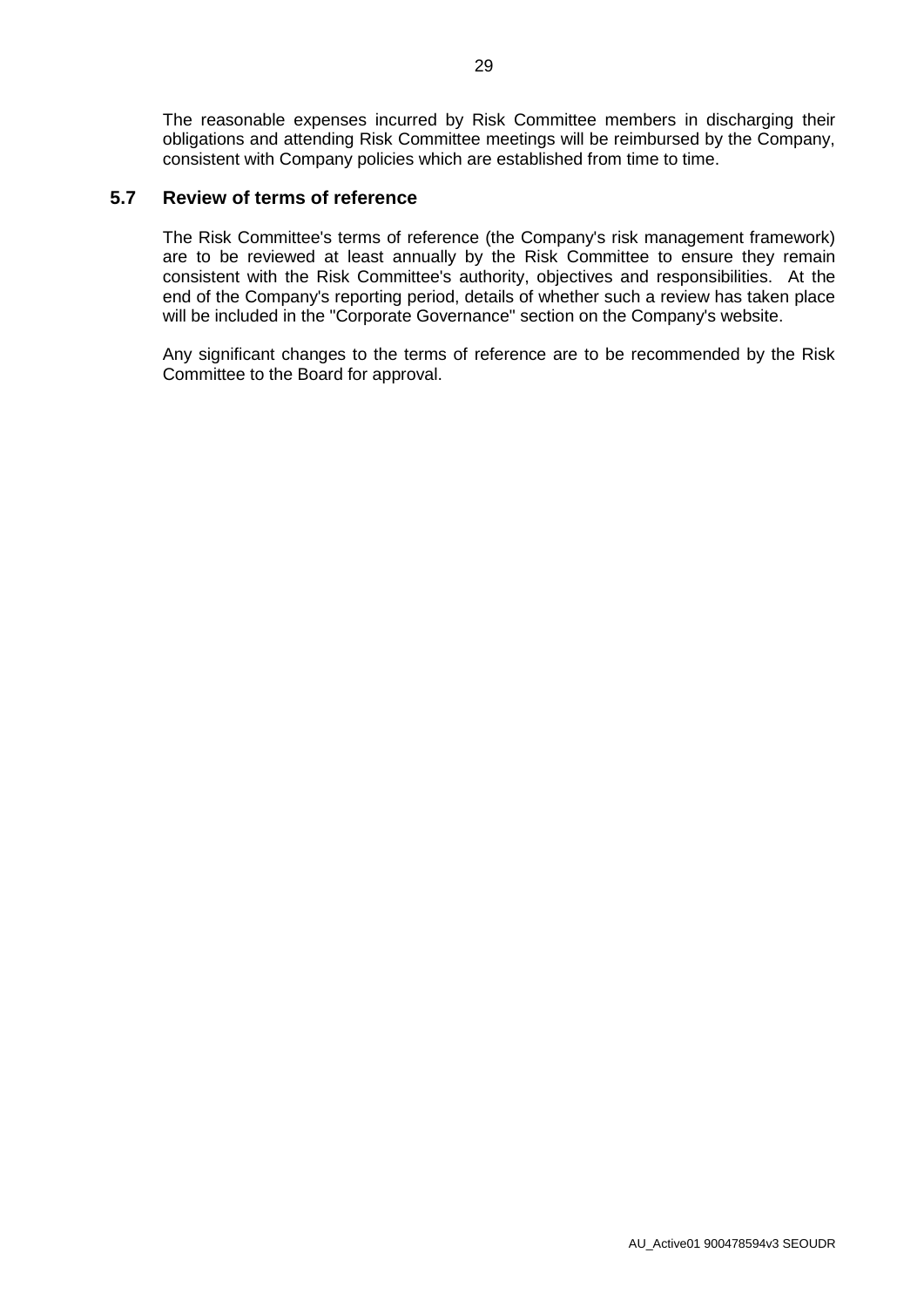The reasonable expenses incurred by Risk Committee members in discharging their obligations and attending Risk Committee meetings will be reimbursed by the Company, consistent with Company policies which are established from time to time.

## 5.7 Review of terms of reference

The Risk Committee's terms of reference (the Company's risk management framework) are to be reviewed at least annually by the Risk Committee to ensure they remain consistent with the Risk Committee's authority, objectives and responsibilities. At the end of the Company's reporting period, details of whether such a review has taken place will be included in the "Corporate Governance" section on the Company's website.

Any significant changes to the terms of reference are to be recommended by the Risk Committee to the Board for approval.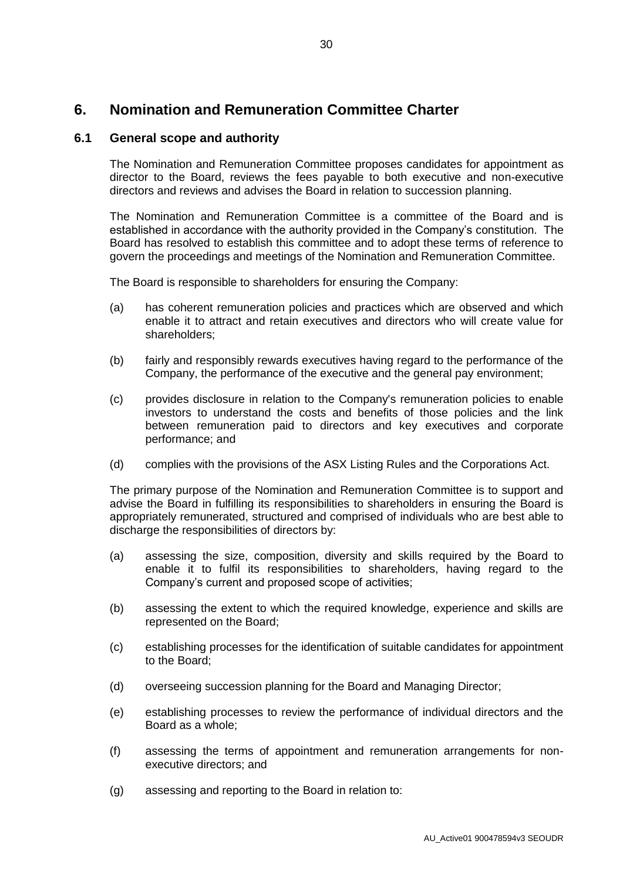# 6. Nomination and Remuneration Committee Charter

## 6.1 General scope and authority

The Nomination and Remuneration Committee proposes candidates for appointment as director to the Board, reviews the fees payable to both executive and non-executive directors and reviews and advises the Board in relation to succession planning.

The Nomination and Remuneration Committee is a committee of the Board and is established in accordance with the authority provided in the Company's constitution. The Board has resolved to establish this committee and to adopt these terms of reference to govern the proceedings and meetings of the Nomination and Remuneration Committee.

The Board is responsible to shareholders for ensuring the Company:

(a) has coherent remuneration policies and practices which are observed and which enable it to attract and retain executives and directors who will create value for shareholders;

(b) fairly and responsibly rewards executives having regard to the performance of the Company, the performance of the executive and the general pay environment;

(c) provides disclosure in relation to the Company's remuneration policies to enable investors to understand the costs and benefits of those policies and the link between remuneration paid to directors and key executives and corporate performance; and

(d) complies with the provisions of the ASX Listing Rules and the Corporations Act.

The primary purpose of the Nomination and Remuneration Committee is to support and advise the Board in fulfilling its responsibilities to shareholders in ensuring the Board is appropriately remunerated, structured and comprised of individuals who are best able to discharge the responsibilities of directors by:

(a) assessing the size, composition, diversity and skills required by the Board to enable it to fulfil its responsibilities to shareholders, having regard to the Company's current and proposed scope of activities;

(b) assessing the extent to which the required knowledge, experience and skills are represented on the Board;

(c) establishing processes for the identification of suitable candidates for appointment to the Board;

(d) overseeing succession planning for the Board and Managing Director;

(e) establishing processes to review the performance of individual directors and the Board as a whole;

(f) assessing the terms of appointment and remuneration arrangements for non-executive directors; and

(g) assessing and reporting to the Board in relation to: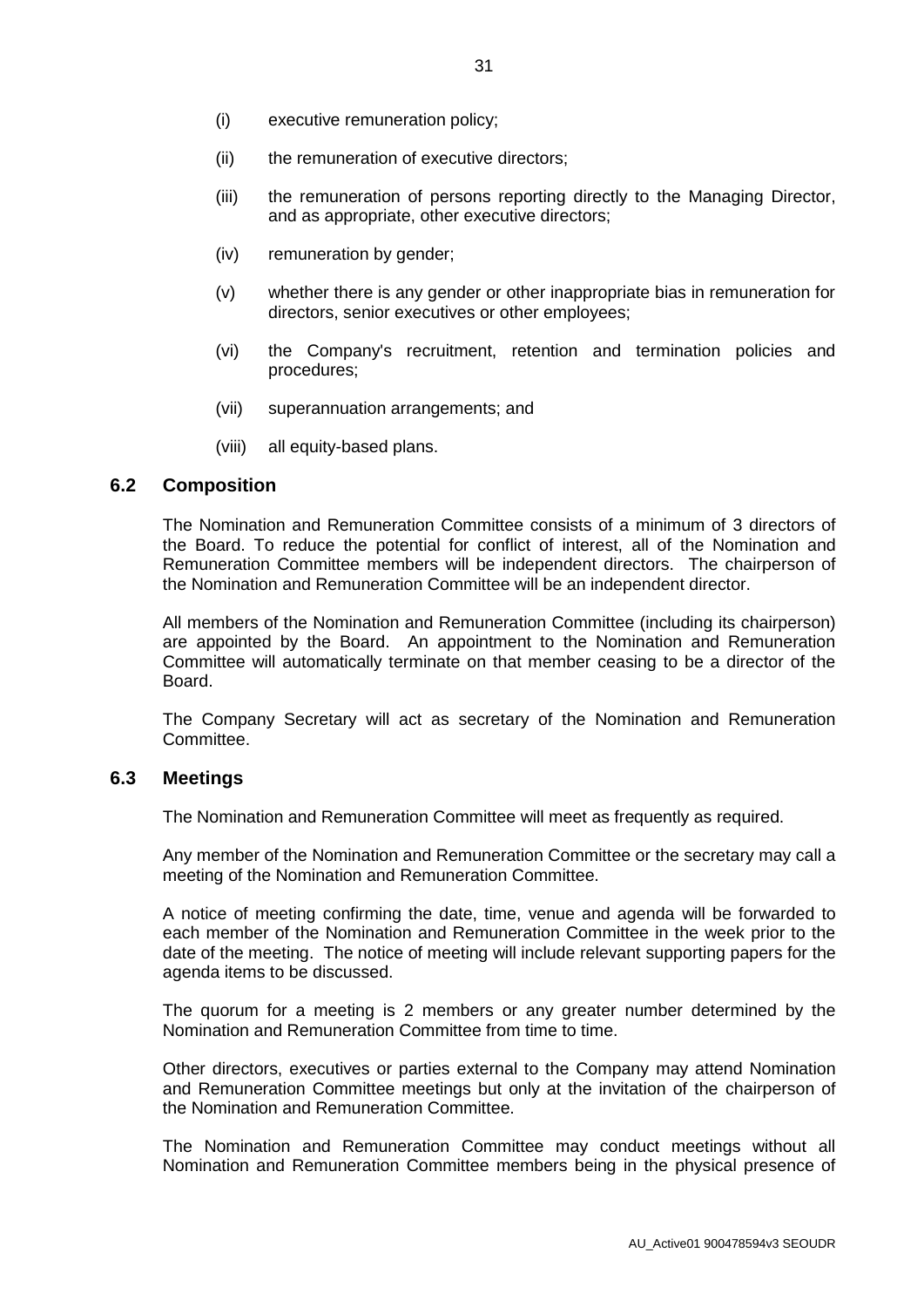(i) executive remuneration policy;

(ii) the remuneration of executive directors;

(iii) the remuneration of persons reporting directly to the Managing Director, and as appropriate, other executive directors;

(iv) remuneration by gender;

(v) whether there is any gender or other inappropriate bias in remuneration for directors, senior executives or other employees;

(vi) the Company's recruitment, retention and termination policies and procedures;

(vii) superannuation arrangements; and

(viii) all equity-based plans.

## 6.2 Composition

The Nomination and Remuneration Committee consists of a minimum of 3 directors of the Board. To reduce the potential for conflict of interest, all of the Nomination and Remuneration Committee members will be independent directors. The chairperson of the Nomination and Remuneration Committee will be an independent director.

All members of the Nomination and Remuneration Committee (including its chairperson) are appointed by the Board. An appointment to the Nomination and Remuneration Committee will automatically terminate on that member ceasing to be a director of the Board.

The Company Secretary will act as secretary of the Nomination and Remuneration Committee.

## 6.3 Meetings

The Nomination and Remuneration Committee will meet as frequently as required.

Any member of the Nomination and Remuneration Committee or the secretary may call a meeting of the Nomination and Remuneration Committee.

A notice of meeting confirming the date, time, venue and agenda will be forwarded to each member of the Nomination and Remuneration Committee in the week prior to the date of the meeting. The notice of meeting will include relevant supporting papers for the agenda items to be discussed.

The quorum for a meeting is 2 members or any greater number determined by the Nomination and Remuneration Committee from time to time.

Other directors, executives or parties external to the Company may attend Nomination and Remuneration Committee meetings but only at the invitation of the chairperson of the Nomination and Remuneration Committee.

The Nomination and Remuneration Committee may conduct meetings without all Nomination and Remuneration Committee members being in the physical presence of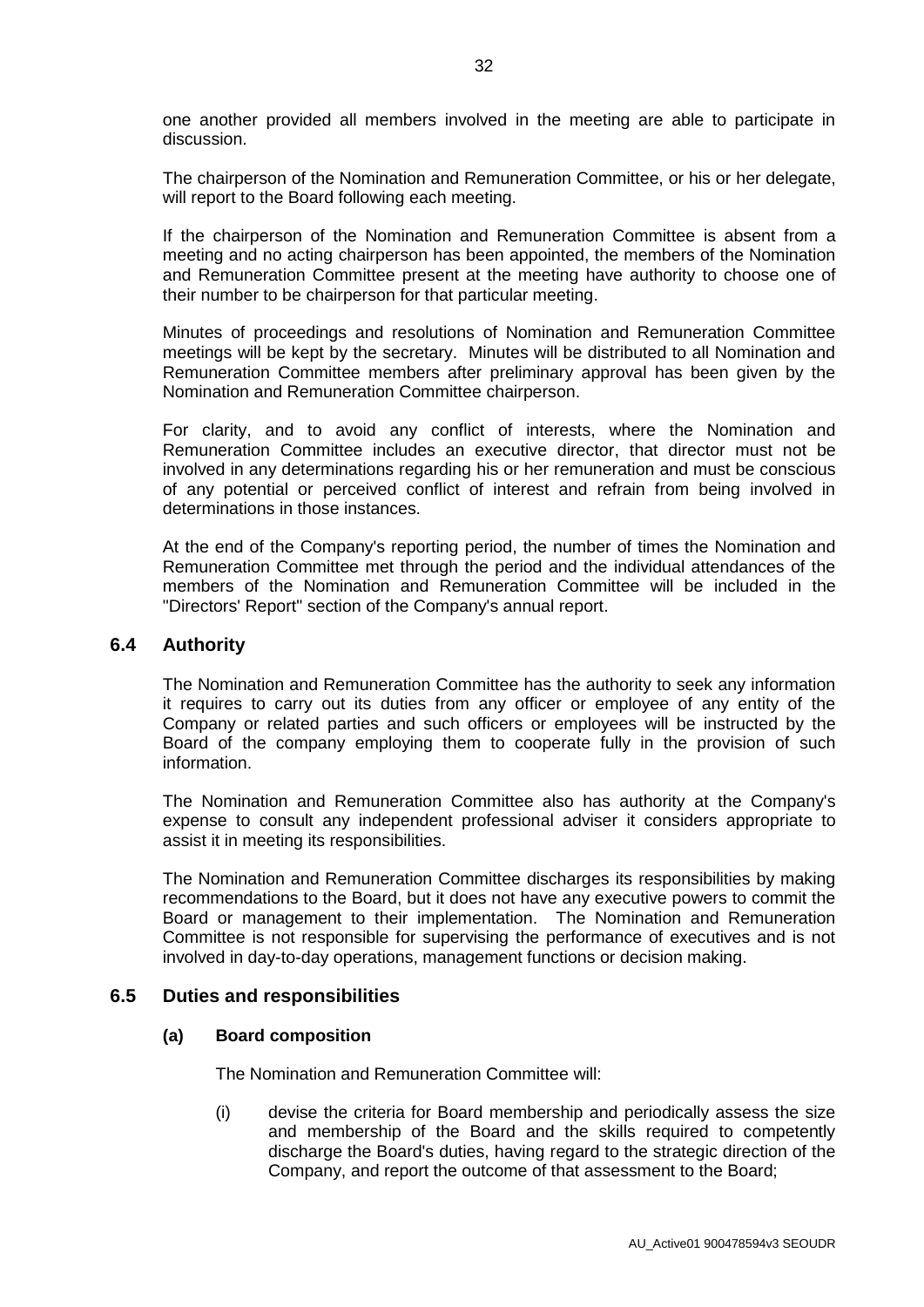one another provided all members involved in the meeting are able to participate in discussion.

The chairperson of the Nomination and Remuneration Committee, or his or her delegate, will report to the Board following each meeting.

If the chairperson of the Nomination and Remuneration Committee is absent from a meeting and no acting chairperson has been appointed, the members of the Nomination and Remuneration Committee present at the meeting have authority to choose one of their number to be chairperson for that particular meeting.

Minutes of proceedings and resolutions of Nomination and Remuneration Committee meetings will be kept by the secretary. Minutes will be distributed to all Nomination and Remuneration Committee members after preliminary approval has been given by the Nomination and Remuneration Committee chairperson.

For clarity, and to avoid any conflict of interests, where the Nomination and Remuneration Committee includes an executive director, that director must not be involved in any determinations regarding his or her remuneration and must be conscious of any potential or perceived conflict of interest and refrain from being involved in determinations in those instances.

At the end of the Company's reporting period, the number of times the Nomination and Remuneration Committee met through the period and the individual attendances of the members of the Nomination and Remuneration Committee will be included in the "Directors' Report" section of the Company's annual report.

## 6.4 Authority

The Nomination and Remuneration Committee has the authority to seek any information it requires to carry out its duties from any officer or employee of any entity of the Company or related parties and such officers or employees will be instructed by the Board of the company employing them to cooperate fully in the provision of such information.

The Nomination and Remuneration Committee also has authority at the Company's expense to consult any independent professional adviser it considers appropriate to assist it in meeting its responsibilities.

The Nomination and Remuneration Committee discharges its responsibilities by making recommendations to the Board, but it does not have any executive powers to commit the Board or management to their implementation. The Nomination and Remuneration Committee is not responsible for supervising the performance of executives and is not involved in day-to-day operations, management functions or decision making.

## 6.5 Duties and responsibilities

### (a) Board composition

The Nomination and Remuneration Committee will:

(i) devise the criteria for Board membership and periodically assess the size and membership of the Board and the skills required to competently discharge the Board's duties, having regard to the strategic direction of the Company, and report the outcome of that assessment to the Board;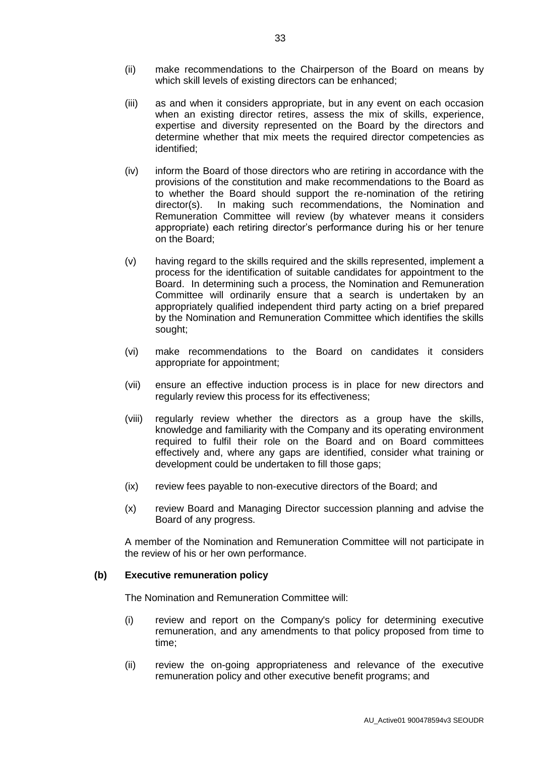(ii) make recommendations to the Chairperson of the Board on means by which skill levels of existing directors can be enhanced;

(iii) as and when it considers appropriate, but in any event on each occasion when an existing director retires, assess the mix of skills, experience, expertise and diversity represented on the Board by the directors and determine whether that mix meets the required director competencies as identified;

(iv) inform the Board of those directors who are retiring in accordance with the provisions of the constitution and make recommendations to the Board as to whether the Board should support the re-nomination of the retiring director(s). In making such recommendations, the Nomination and Remuneration Committee will review (by whatever means it considers appropriate) each retiring director's performance during his or her tenure on the Board;

(v) having regard to the skills required and the skills represented, implement a process for the identification of suitable candidates for appointment to the Board. In determining such a process, the Nomination and Remuneration Committee will ordinarily ensure that a search is undertaken by an appropriately qualified independent third party acting on a brief prepared by the Nomination and Remuneration Committee which identifies the skills sought;

(vi) make recommendations to the Board on candidates it considers appropriate for appointment;

(vii) ensure an effective induction process is in place for new directors and regularly review this process for its effectiveness;

(viii) regularly review whether the directors as a group have the skills, knowledge and familiarity with the Company and its operating environment required to fulfil their role on the Board and on Board committees effectively and, where any gaps are identified, consider what training or development could be undertaken to fill those gaps;

(ix) review fees payable to non-executive directors of the Board; and

(x) review Board and Managing Director succession planning and advise the Board of any progress.

A member of the Nomination and Remuneration Committee will not participate in the review of his or her own performance.

**(b) Executive remuneration policy**

The Nomination and Remuneration Committee will:

(i) review and report on the Company's policy for determining executive remuneration, and any amendments to that policy proposed from time to time;

(ii) review the on-going appropriateness and relevance of the executive remuneration policy and other executive benefit programs; and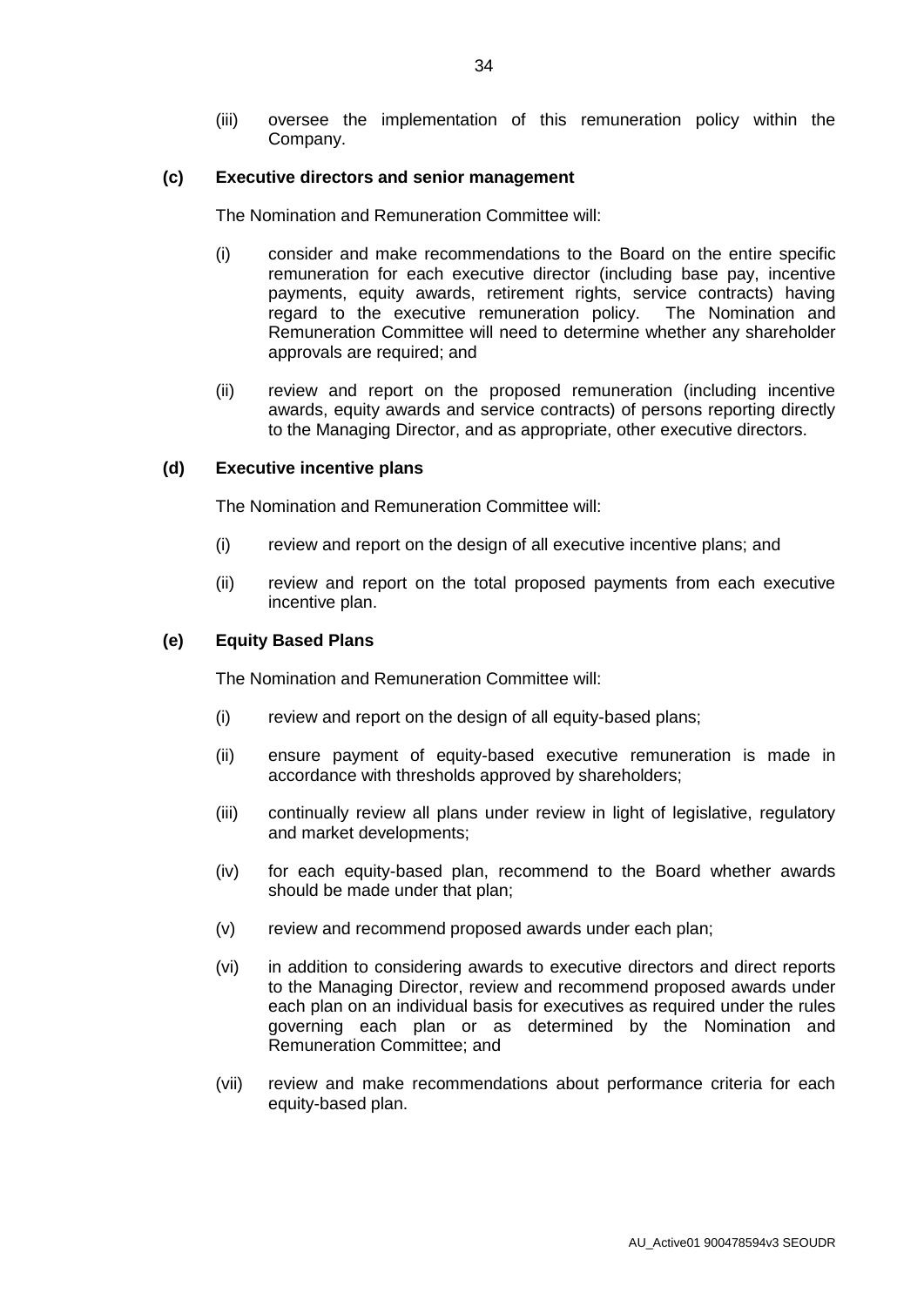(iii) oversee the implementation of this remuneration policy within the Company.

**(c) Executive directors and senior management**

The Nomination and Remuneration Committee will:

(i) consider and make recommendations to the Board on the entire specific remuneration for each executive director (including base pay, incentive payments, equity awards, retirement rights, service contracts) having regard to the executive remuneration policy. The Nomination and Remuneration Committee will need to determine whether any shareholder approvals are required; and

(ii) review and report on the proposed remuneration (including incentive awards, equity awards and service contracts) of persons reporting directly to the Managing Director, and as appropriate, other executive directors.

**(d) Executive incentive plans**

The Nomination and Remuneration Committee will:

(i) review and report on the design of all executive incentive plans; and

(ii) review and report on the total proposed payments from each executive incentive plan.

**(e) Equity Based Plans**

The Nomination and Remuneration Committee will:

(i) review and report on the design of all equity-based plans;

(ii) ensure payment of equity-based executive remuneration is made in accordance with thresholds approved by shareholders;

(iii) continually review all plans under review in light of legislative, regulatory and market developments;

(iv) for each equity-based plan, recommend to the Board whether awards should be made under that plan;

(v) review and recommend proposed awards under each plan;

(vi) in addition to considering awards to executive directors and direct reports to the Managing Director, review and recommend proposed awards under each plan on an individual basis for executives as required under the rules governing each plan or as determined by the Nomination and Remuneration Committee; and

(vii) review and make recommendations about performance criteria for each equity-based plan.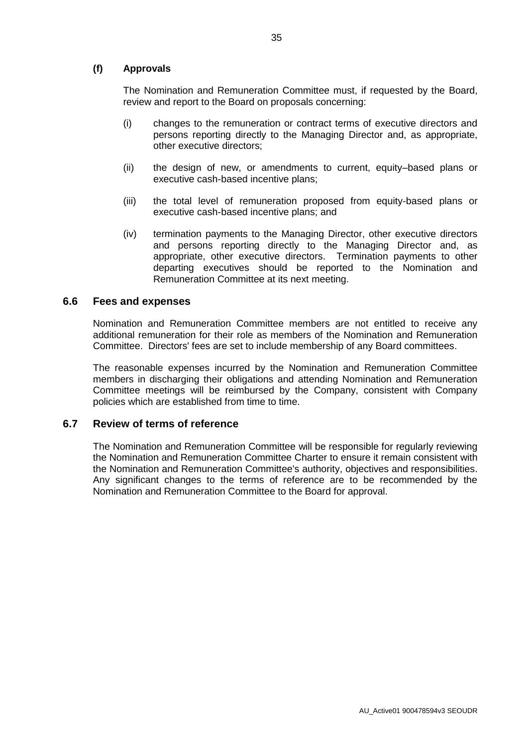#### (f) Approvals

The Nomination and Remuneration Committee must, if requested by the Board, review and report to the Board on proposals concerning:

(i) changes to the remuneration or contract terms of executive directors and persons reporting directly to the Managing Director and, as appropriate, other executive directors;

(ii) the design of new, or amendments to current, equity–based plans or executive cash-based incentive plans;

(iii) the total level of remuneration proposed from equity-based plans or executive cash-based incentive plans; and

(iv) termination payments to the Managing Director, other executive directors and persons reporting directly to the Managing Director and, as appropriate, other executive directors. Termination payments to other departing executives should be reported to the Nomination and Remuneration Committee at its next meeting.

### 6.6 Fees and expenses

Nomination and Remuneration Committee members are not entitled to receive any additional remuneration for their role as members of the Nomination and Remuneration Committee. Directors' fees are set to include membership of any Board committees.

The reasonable expenses incurred by the Nomination and Remuneration Committee members in discharging their obligations and attending Nomination and Remuneration Committee meetings will be reimbursed by the Company, consistent with Company policies which are established from time to time.

### 6.7 Review of terms of reference

The Nomination and Remuneration Committee will be responsible for regularly reviewing the Nomination and Remuneration Committee Charter to ensure it remain consistent with the Nomination and Remuneration Committee's authority, objectives and responsibilities. Any significant changes to the terms of reference are to be recommended by the Nomination and Remuneration Committee to the Board for approval.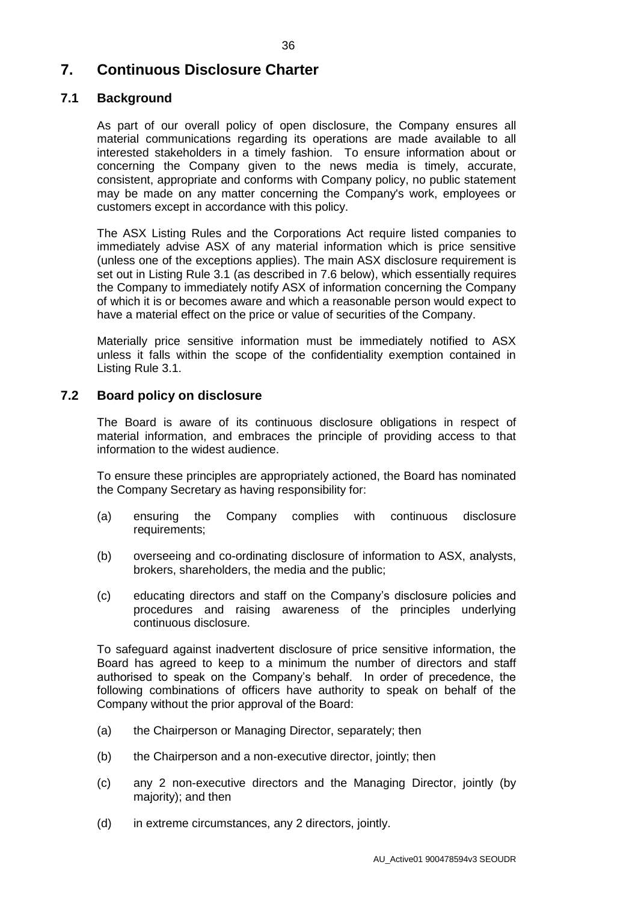# 7. Continuous Disclosure Charter

## 7.1 Background

As part of our overall policy of open disclosure, the Company ensures all material communications regarding its operations are made available to all interested stakeholders in a timely fashion. To ensure information about or concerning the Company given to the news media is timely, accurate, consistent, appropriate and conforms with Company policy, no public statement may be made on any matter concerning the Company's work, employees or customers except in accordance with this policy.

The ASX Listing Rules and the Corporations Act require listed companies to immediately advise ASX of any material information which is price sensitive (unless one of the exceptions applies). The main ASX disclosure requirement is set out in Listing Rule 3.1 (as described in 7.6 below), which essentially requires the Company to immediately notify ASX of information concerning the Company of which it is or becomes aware and which a reasonable person would expect to have a material effect on the price or value of securities of the Company.

Materially price sensitive information must be immediately notified to ASX unless it falls within the scope of the confidentiality exemption contained in Listing Rule 3.1.

## 7.2 Board policy on disclosure

The Board is aware of its continuous disclosure obligations in respect of material information, and embraces the principle of providing access to that information to the widest audience.

To ensure these principles are appropriately actioned, the Board has nominated the Company Secretary as having responsibility for:

(a) ensuring the Company complies with continuous disclosure requirements;

(b) overseeing and co-ordinating disclosure of information to ASX, analysts, brokers, shareholders, the media and the public;

(c) educating directors and staff on the Company's disclosure policies and procedures and raising awareness of the principles underlying continuous disclosure.

To safeguard against inadvertent disclosure of price sensitive information, the Board has agreed to keep to a minimum the number of directors and staff authorised to speak on the Company's behalf. In order of precedence, the following combinations of officers have authority to speak on behalf of the Company without the prior approval of the Board:

(a) the Chairperson or Managing Director, separately; then

(b) the Chairperson and a non-executive director, jointly; then

(c) any 2 non-executive directors and the Managing Director, jointly (by majority); and then

(d) in extreme circumstances, any 2 directors, jointly.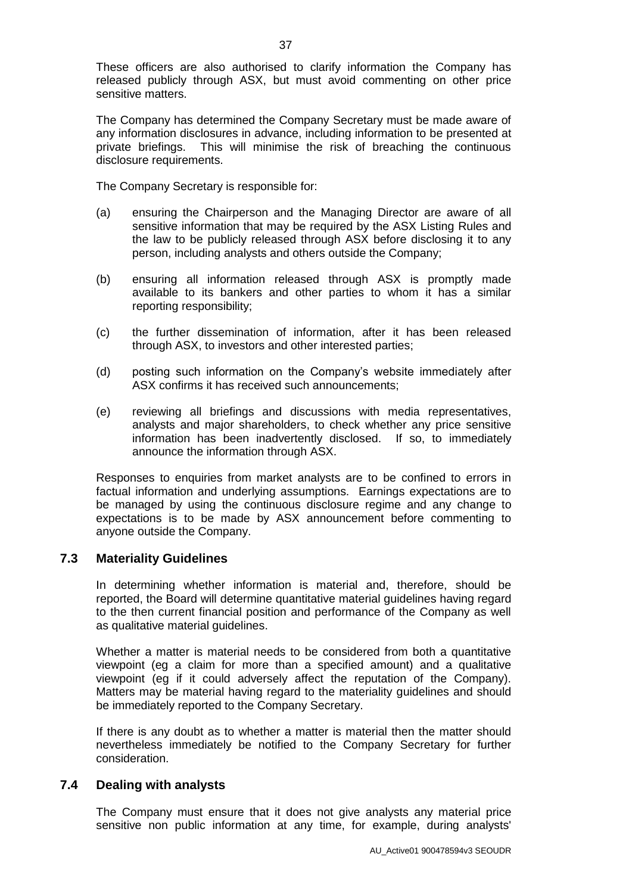These officers are also authorised to clarify information the Company has released publicly through ASX, but must avoid commenting on other price sensitive matters.

The Company has determined the Company Secretary must be made aware of any information disclosures in advance, including information to be presented at private briefings. This will minimise the risk of breaching the continuous disclosure requirements.

The Company Secretary is responsible for:

(a) ensuring the Chairperson and the Managing Director are aware of all sensitive information that may be required by the ASX Listing Rules and the law to be publicly released through ASX before disclosing it to any person, including analysts and others outside the Company;

(b) ensuring all information released through ASX is promptly made available to its bankers and other parties to whom it has a similar reporting responsibility;

(c) the further dissemination of information, after it has been released through ASX, to investors and other interested parties;

(d) posting such information on the Company's website immediately after ASX confirms it has received such announcements;

(e) reviewing all briefings and discussions with media representatives, analysts and major shareholders, to check whether any price sensitive information has been inadvertently disclosed. If so, to immediately announce the information through ASX.

Responses to enquiries from market analysts are to be confined to errors in factual information and underlying assumptions. Earnings expectations are to be managed by using the continuous disclosure regime and any change to expectations is to be made by ASX announcement before commenting to anyone outside the Company.

## 7.3 Materiality Guidelines

In determining whether information is material and, therefore, should be reported, the Board will determine quantitative material guidelines having regard to the then current financial position and performance of the Company as well as qualitative material guidelines.

Whether a matter is material needs to be considered from both a quantitative viewpoint (eg a claim for more than a specified amount) and a qualitative viewpoint (eg if it could adversely affect the reputation of the Company). Matters may be material having regard to the materiality guidelines and should be immediately reported to the Company Secretary.

If there is any doubt as to whether a matter is material then the matter should nevertheless immediately be notified to the Company Secretary for further consideration.

## 7.4 Dealing with analysts

The Company must ensure that it does not give analysts any material price sensitive non public information at any time, for example, during analysts'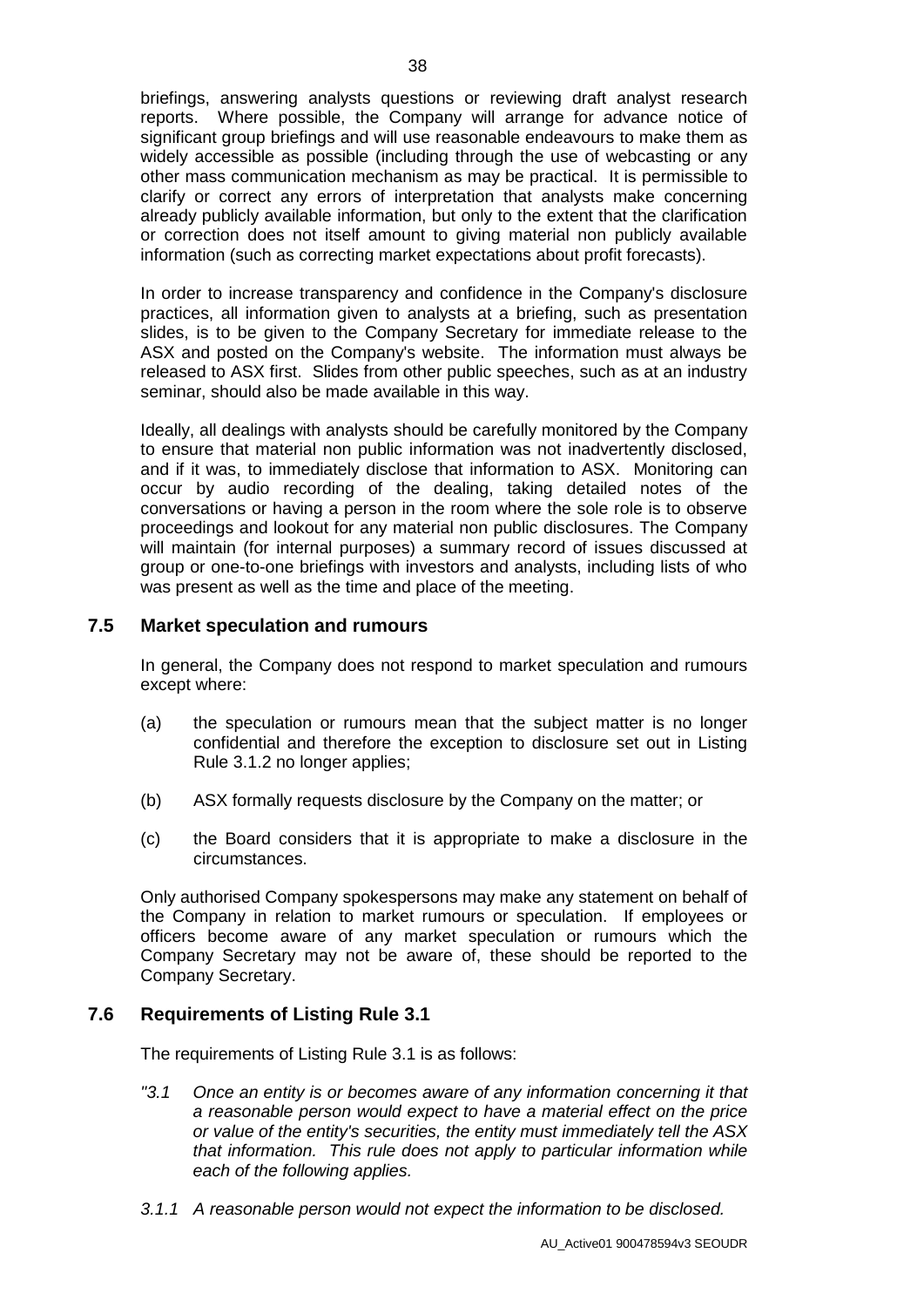briefings, answering analysts questions or reviewing draft analyst research reports. Where possible, the Company will arrange for advance notice of significant group briefings and will use reasonable endeavours to make them as widely accessible as possible (including through the use of webcasting or any other mass communication mechanism as may be practical. It is permissible to clarify or correct any errors of interpretation that analysts make concerning already publicly available information, but only to the extent that the clarification or correction does not itself amount to giving material non publicly available information (such as correcting market expectations about profit forecasts).

In order to increase transparency and confidence in the Company's disclosure practices, all information given to analysts at a briefing, such as presentation slides, is to be given to the Company Secretary for immediate release to the ASX and posted on the Company's website. The information must always be released to ASX first. Slides from other public speeches, such as at an industry seminar, should also be made available in this way.

Ideally, all dealings with analysts should be carefully monitored by the Company to ensure that material non public information was not inadvertently disclosed, and if it was, to immediately disclose that information to ASX. Monitoring can occur by audio recording of the dealing, taking detailed notes of the conversations or having a person in the room where the sole role is to observe proceedings and lookout for any material non public disclosures. The Company will maintain (for internal purposes) a summary record of issues discussed at group or one-to-one briefings with investors and analysts, including lists of who was present as well as the time and place of the meeting.

## 7.5 Market speculation and rumours

In general, the Company does not respond to market speculation and rumours except where:

(a) the speculation or rumours mean that the subject matter is no longer confidential and therefore the exception to disclosure set out in Listing Rule 3.1.2 no longer applies;

(b) ASX formally requests disclosure by the Company on the matter; or

(c) the Board considers that it is appropriate to make a disclosure in the circumstances.

Only authorised Company spokespersons may make any statement on behalf of the Company in relation to market rumours or speculation. If employees or officers become aware of any market speculation or rumours which the Company Secretary may not be aware of, these should be reported to the Company Secretary.

## 7.6 Requirements of Listing Rule 3.1

The requirements of Listing Rule 3.1 is as follows:

*"3.1 Once an entity is or becomes aware of any information concerning it that a reasonable person would expect to have a material effect on the price or value of the entity's securities, the entity must immediately tell the ASX that information. This rule does not apply to particular information while each of the following applies.*

*3.1.1 A reasonable person would not expect the information to be disclosed.*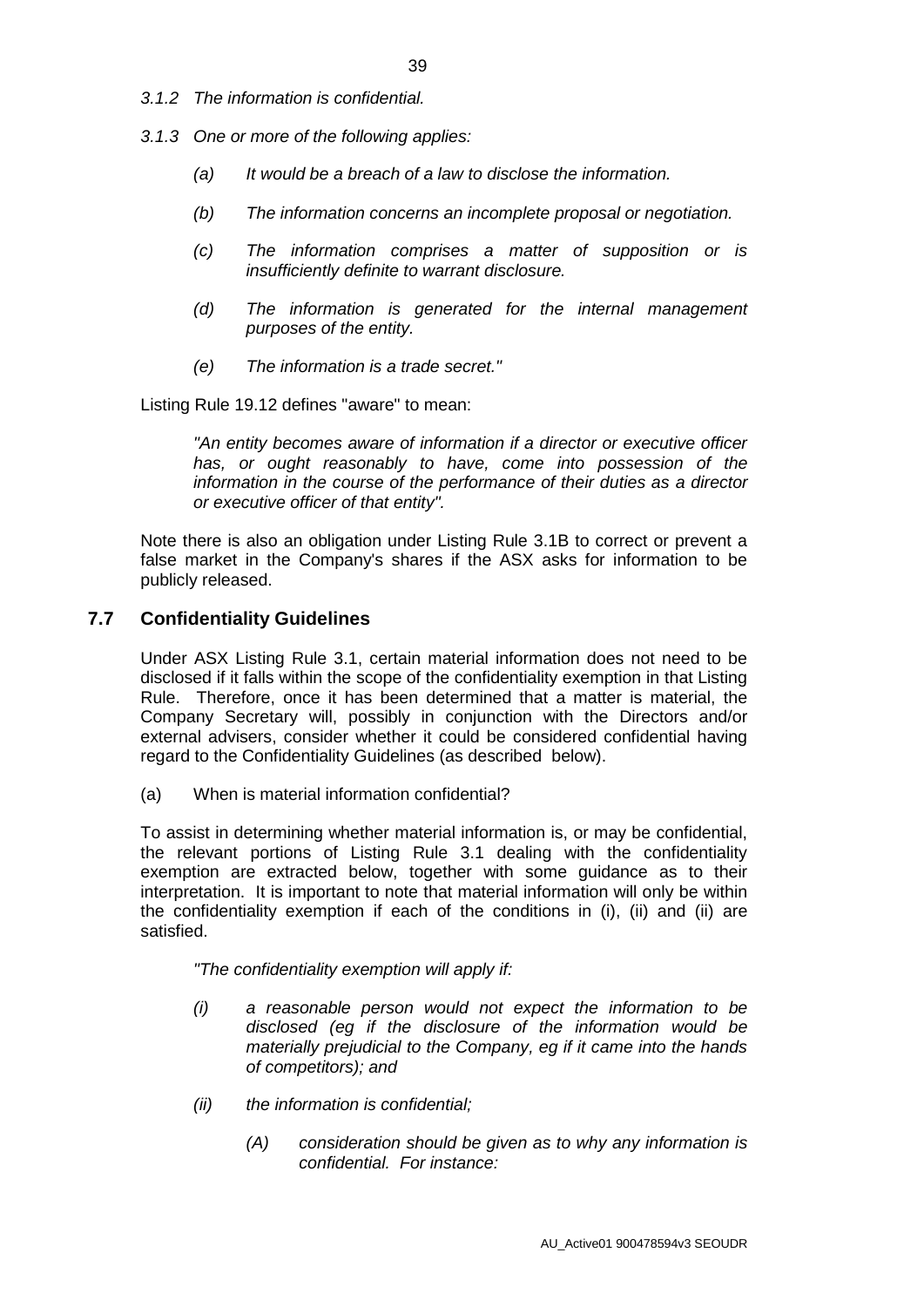*3.1.2 The information is confidential.*

*3.1.3 One or more of the following applies:*

> *(a) It would be a breach of a law to disclose the information.*
>
> *(b) The information concerns an incomplete proposal or negotiation.*
>
> *(c) The information comprises a matter of supposition or is insufficiently definite to warrant disclosure.*
>
> *(d) The information is generated for the internal management purposes of the entity.*
>
> *(e) The information is a trade secret."*

Listing Rule 19.12 defines "aware" to mean:

> *"An entity becomes aware of information if a director or executive officer has, or ought reasonably to have, come into possession of the information in the course of the performance of their duties as a director or executive officer of that entity".*

Note there is also an obligation under Listing Rule 3.1B to correct or prevent a false market in the Company's shares if the ASX asks for information to be publicly released.

## 7.7 Confidentiality Guidelines

Under ASX Listing Rule 3.1, certain material information does not need to be disclosed if it falls within the scope of the confidentiality exemption in that Listing Rule. Therefore, once it has been determined that a matter is material, the Company Secretary will, possibly in conjunction with the Directors and/or external advisers, consider whether it could be considered confidential having regard to the Confidentiality Guidelines (as described below).

(a) When is material information confidential?

To assist in determining whether material information is, or may be confidential, the relevant portions of Listing Rule 3.1 dealing with the confidentiality exemption are extracted below, together with some guidance as to their interpretation. It is important to note that material information will only be within the confidentiality exemption if each of the conditions in (i), (ii) and (ii) are satisfied.

> *"The confidentiality exemption will apply if:*
>
> *(i) a reasonable person would not expect the information to be disclosed (eg if the disclosure of the information would be materially prejudicial to the Company, eg if it came into the hands of competitors); and*
>
> *(ii) the information is confidential;*
>
> > *(A) consideration should be given as to why any information is confidential. For instance:*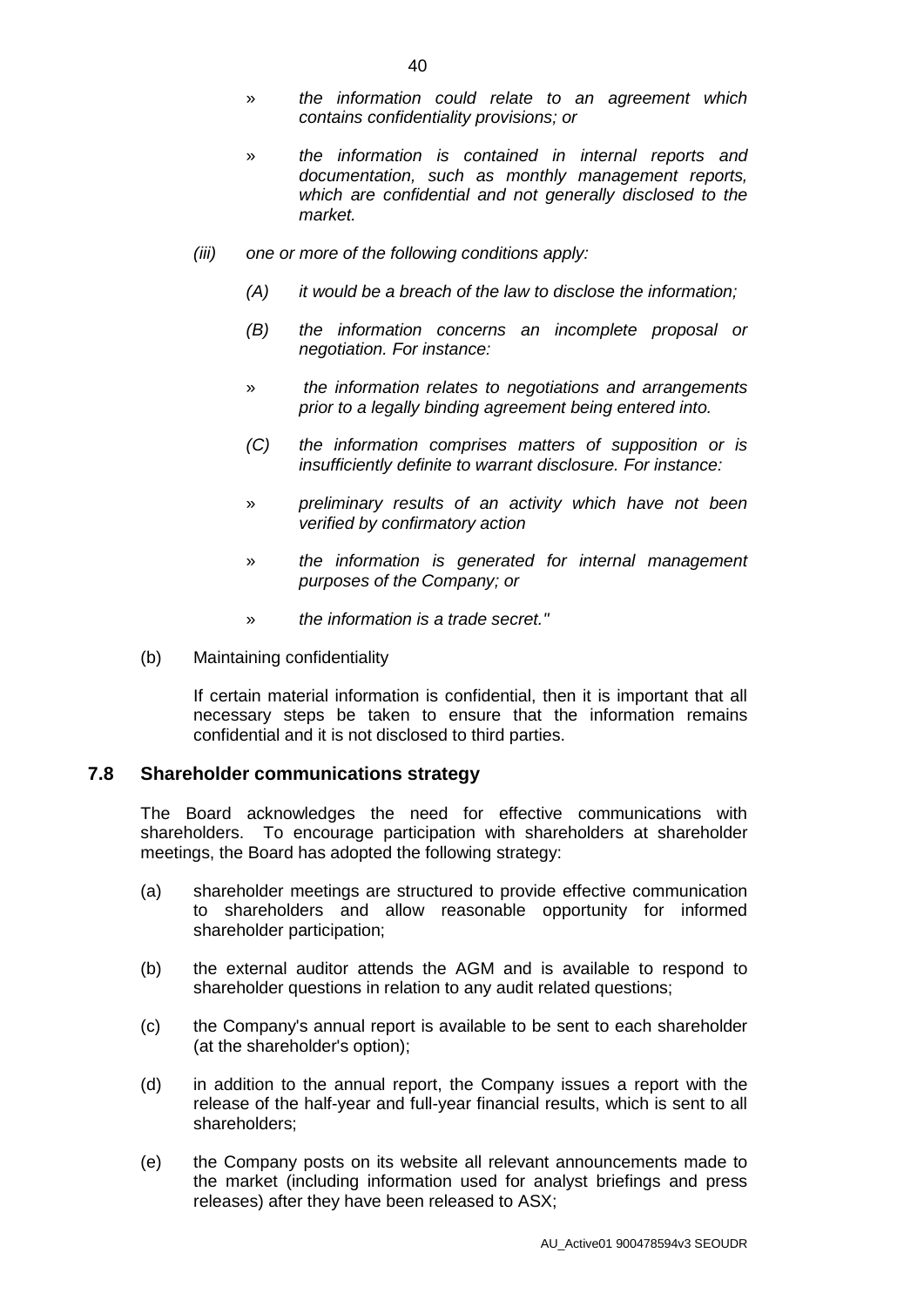- » *the information could relate to an agreement which contains confidentiality provisions; or*
- » *the information is contained in internal reports and documentation, such as monthly management reports, which are confidential and not generally disclosed to the market.*

*(iii) one or more of the following conditions apply:*

*(A) it would be a breach of the law to disclose the information;*

*(B) the information concerns an incomplete proposal or negotiation. For instance:*

- » *the information relates to negotiations and arrangements prior to a legally binding agreement being entered into.*

*(C) the information comprises matters of supposition or is insufficiently definite to warrant disclosure. For instance:*

- » *preliminary results of an activity which have not been verified by confirmatory action*
- » *the information is generated for internal management purposes of the Company; or*
- » *the information is a trade secret."*

(b) Maintaining confidentiality

If certain material information is confidential, then it is important that all necessary steps be taken to ensure that the information remains confidential and it is not disclosed to third parties.

## 7.8 Shareholder communications strategy

The Board acknowledges the need for effective communications with shareholders. To encourage participation with shareholders at shareholder meetings, the Board has adopted the following strategy:

(a) shareholder meetings are structured to provide effective communication to shareholders and allow reasonable opportunity for informed shareholder participation;

(b) the external auditor attends the AGM and is available to respond to shareholder questions in relation to any audit related questions;

(c) the Company's annual report is available to be sent to each shareholder (at the shareholder's option);

(d) in addition to the annual report, the Company issues a report with the release of the half-year and full-year financial results, which is sent to all shareholders;

(e) the Company posts on its website all relevant announcements made to the market (including information used for analyst briefings and press releases) after they have been released to ASX;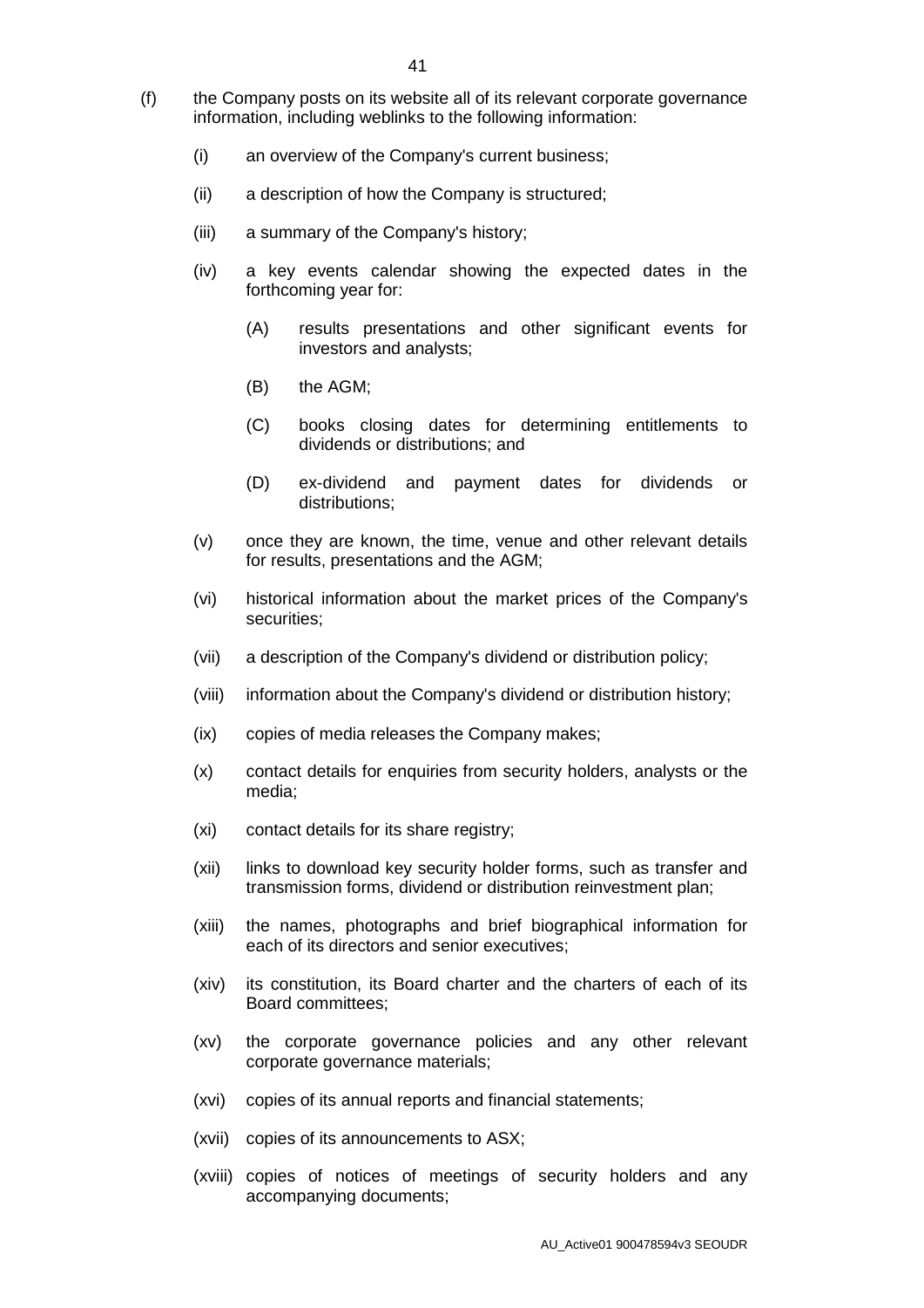(f) the Company posts on its website all of its relevant corporate governance information, including weblinks to the following information:

   (i) an overview of the Company's current business;

   (ii) a description of how the Company is structured;

   (iii) a summary of the Company's history;

   (iv) a key events calendar showing the expected dates in the forthcoming year for:

      (A) results presentations and other significant events for investors and analysts;

      (B) the AGM;

      (C) books closing dates for determining entitlements to dividends or distributions; and

      (D) ex-dividend and payment dates for dividends or distributions;

   (v) once they are known, the time, venue and other relevant details for results, presentations and the AGM;

   (vi) historical information about the market prices of the Company's securities;

   (vii) a description of the Company's dividend or distribution policy;

   (viii) information about the Company's dividend or distribution history;

   (ix) copies of media releases the Company makes;

   (x) contact details for enquiries from security holders, analysts or the media;

   (xi) contact details for its share registry;

   (xii) links to download key security holder forms, such as transfer and transmission forms, dividend or distribution reinvestment plan;

   (xiii) the names, photographs and brief biographical information for each of its directors and senior executives;

   (xiv) its constitution, its Board charter and the charters of each of its Board committees;

   (xv) the corporate governance policies and any other relevant corporate governance materials;

   (xvi) copies of its annual reports and financial statements;

   (xvii) copies of its announcements to ASX;

   (xviii) copies of notices of meetings of security holders and any accompanying documents;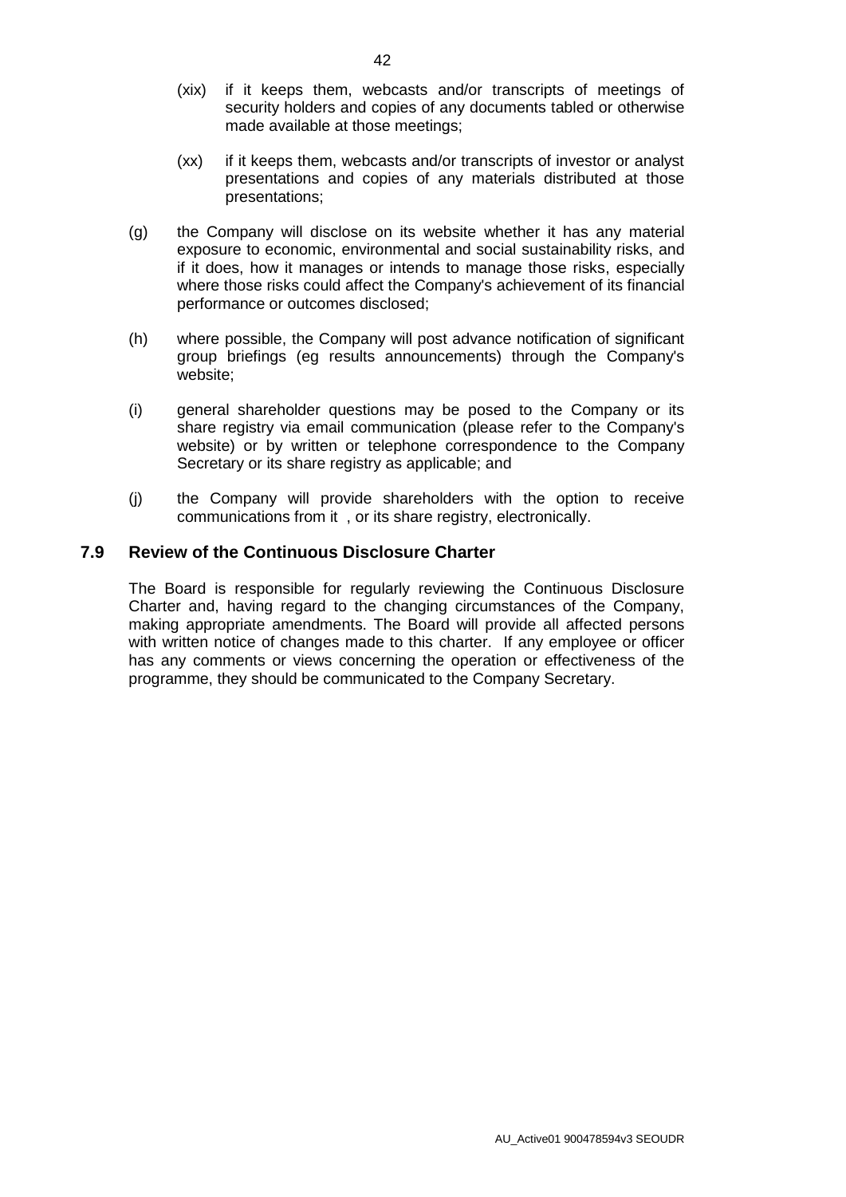(xix) if it keeps them, webcasts and/or transcripts of meetings of security holders and copies of any documents tabled or otherwise made available at those meetings;

(xx) if it keeps them, webcasts and/or transcripts of investor or analyst presentations and copies of any materials distributed at those presentations;

(g) the Company will disclose on its website whether it has any material exposure to economic, environmental and social sustainability risks, and if it does, how it manages or intends to manage those risks, especially where those risks could affect the Company's achievement of its financial performance or outcomes disclosed;

(h) where possible, the Company will post advance notification of significant group briefings (eg results announcements) through the Company's website;

(i) general shareholder questions may be posed to the Company or its share registry via email communication (please refer to the Company's website) or by written or telephone correspondence to the Company Secretary or its share registry as applicable; and

(j) the Company will provide shareholders with the option to receive communications from it , or its share registry, electronically.

## 7.9 Review of the Continuous Disclosure Charter

The Board is responsible for regularly reviewing the Continuous Disclosure Charter and, having regard to the changing circumstances of the Company, making appropriate amendments. The Board will provide all affected persons with written notice of changes made to this charter. If any employee or officer has any comments or views concerning the operation or effectiveness of the programme, they should be communicated to the Company Secretary.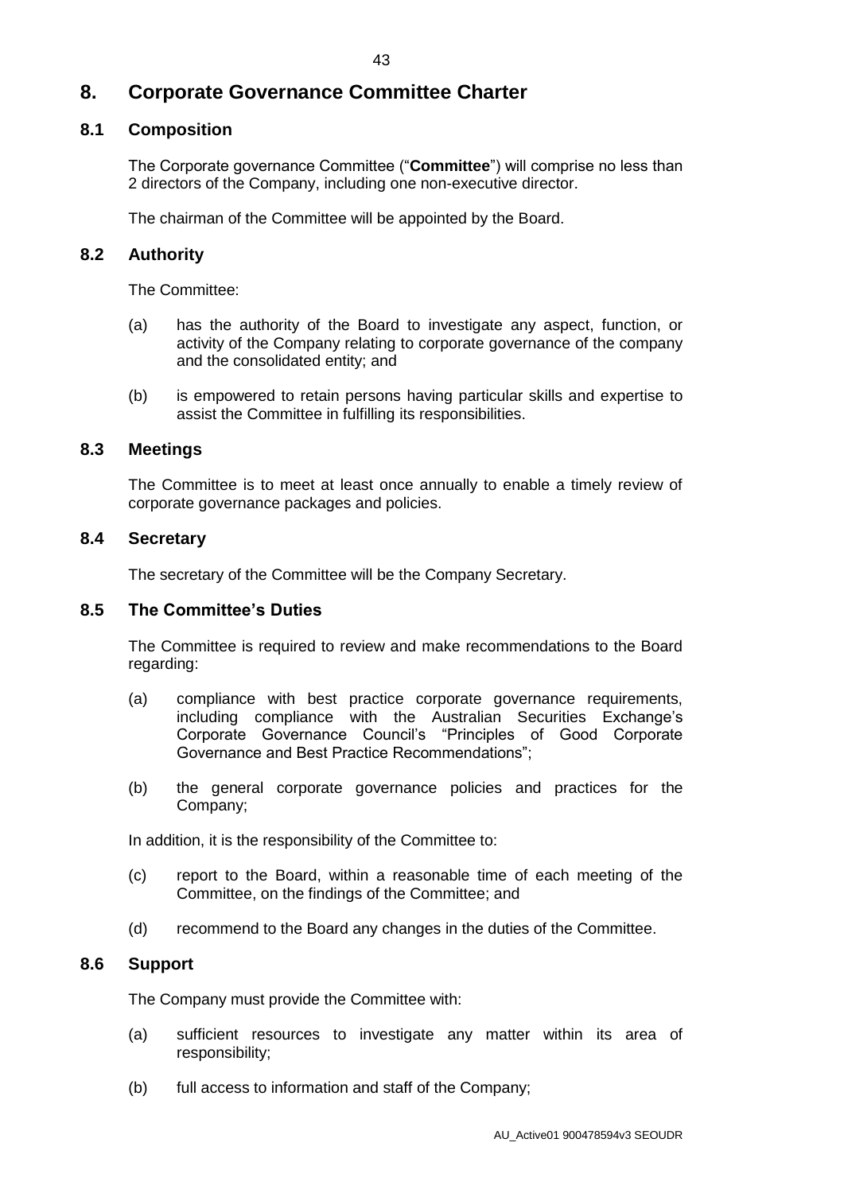# 8. Corporate Governance Committee Charter

## 8.1 Composition

The Corporate governance Committee ("**Committee**") will comprise no less than 2 directors of the Company, including one non-executive director.

The chairman of the Committee will be appointed by the Board.

## 8.2 Authority

The Committee:

(a) has the authority of the Board to investigate any aspect, function, or activity of the Company relating to corporate governance of the company and the consolidated entity; and

(b) is empowered to retain persons having particular skills and expertise to assist the Committee in fulfilling its responsibilities.

## 8.3 Meetings

The Committee is to meet at least once annually to enable a timely review of corporate governance packages and policies.

## 8.4 Secretary

The secretary of the Committee will be the Company Secretary.

## 8.5 The Committee's Duties

The Committee is required to review and make recommendations to the Board regarding:

(a) compliance with best practice corporate governance requirements, including compliance with the Australian Securities Exchange's Corporate Governance Council's "Principles of Good Corporate Governance and Best Practice Recommendations";

(b) the general corporate governance policies and practices for the Company;

In addition, it is the responsibility of the Committee to:

(c) report to the Board, within a reasonable time of each meeting of the Committee, on the findings of the Committee; and

(d) recommend to the Board any changes in the duties of the Committee.

## 8.6 Support

The Company must provide the Committee with:

(a) sufficient resources to investigate any matter within its area of responsibility;

(b) full access to information and staff of the Company;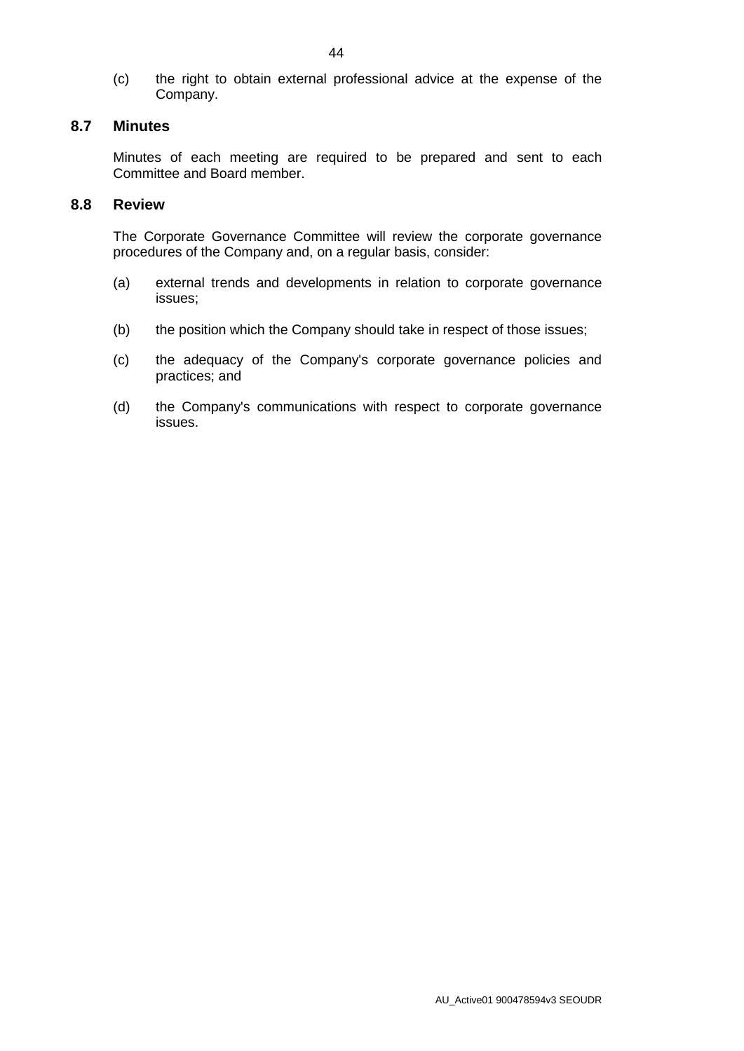(c) the right to obtain external professional advice at the expense of the Company.

## 8.7 Minutes

Minutes of each meeting are required to be prepared and sent to each Committee and Board member.

## 8.8 Review

The Corporate Governance Committee will review the corporate governance procedures of the Company and, on a regular basis, consider:

(a) external trends and developments in relation to corporate governance issues;

(b) the position which the Company should take in respect of those issues;

(c) the adequacy of the Company's corporate governance policies and practices; and

(d) the Company's communications with respect to corporate governance issues.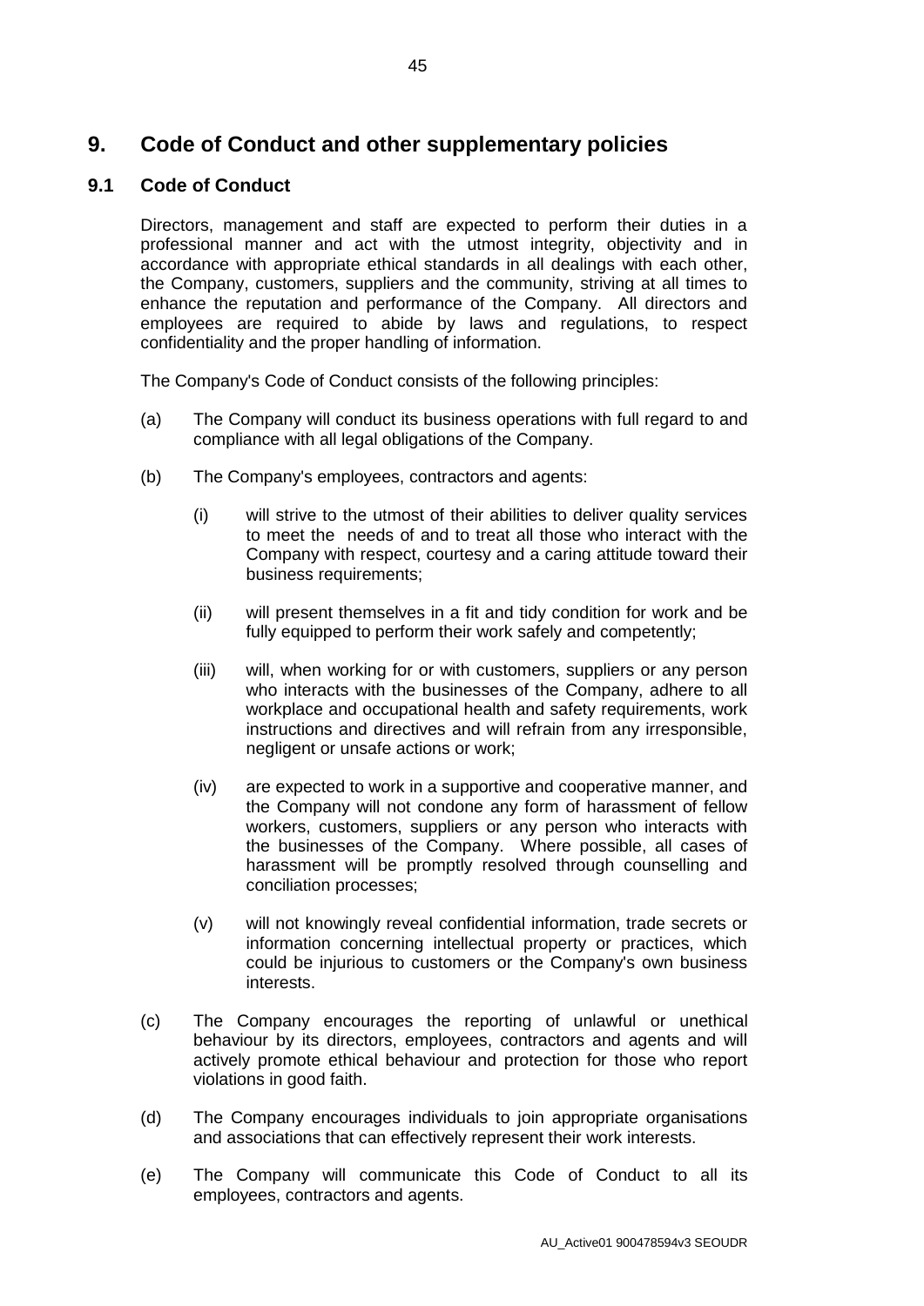# 9. Code of Conduct and other supplementary policies

## 9.1 Code of Conduct

Directors, management and staff are expected to perform their duties in a professional manner and act with the utmost integrity, objectivity and in accordance with appropriate ethical standards in all dealings with each other, the Company, customers, suppliers and the community, striving at all times to enhance the reputation and performance of the Company. All directors and employees are required to abide by laws and regulations, to respect confidentiality and the proper handling of information.

The Company's Code of Conduct consists of the following principles:

(a) The Company will conduct its business operations with full regard to and compliance with all legal obligations of the Company.

(b) The Company's employees, contractors and agents:

(i) will strive to the utmost of their abilities to deliver quality services to meet the needs of and to treat all those who interact with the Company with respect, courtesy and a caring attitude toward their business requirements;

(ii) will present themselves in a fit and tidy condition for work and be fully equipped to perform their work safely and competently;

(iii) will, when working for or with customers, suppliers or any person who interacts with the businesses of the Company, adhere to all workplace and occupational health and safety requirements, work instructions and directives and will refrain from any irresponsible, negligent or unsafe actions or work;

(iv) are expected to work in a supportive and cooperative manner, and the Company will not condone any form of harassment of fellow workers, customers, suppliers or any person who interacts with the businesses of the Company. Where possible, all cases of harassment will be promptly resolved through counselling and conciliation processes;

(v) will not knowingly reveal confidential information, trade secrets or information concerning intellectual property or practices, which could be injurious to customers or the Company's own business interests.

(c) The Company encourages the reporting of unlawful or unethical behaviour by its directors, employees, contractors and agents and will actively promote ethical behaviour and protection for those who report violations in good faith.

(d) The Company encourages individuals to join appropriate organisations and associations that can effectively represent their work interests.

(e) The Company will communicate this Code of Conduct to all its employees, contractors and agents.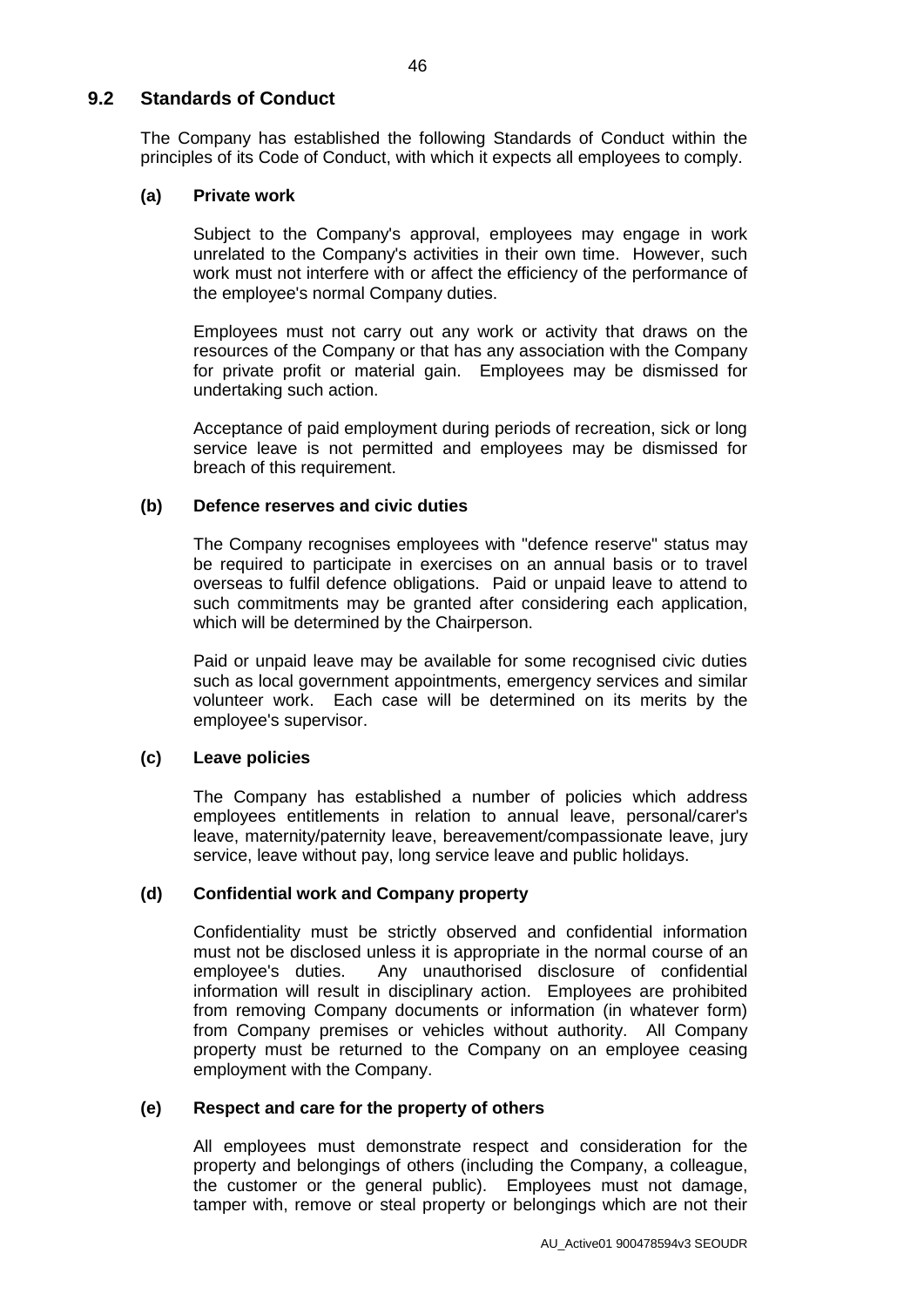## 9.2 Standards of Conduct

The Company has established the following Standards of Conduct within the principles of its Code of Conduct, with which it expects all employees to comply.

### (a) Private work

Subject to the Company's approval, employees may engage in work unrelated to the Company's activities in their own time. However, such work must not interfere with or affect the efficiency of the performance of the employee's normal Company duties.

Employees must not carry out any work or activity that draws on the resources of the Company or that has any association with the Company for private profit or material gain. Employees may be dismissed for undertaking such action.

Acceptance of paid employment during periods of recreation, sick or long service leave is not permitted and employees may be dismissed for breach of this requirement.

### (b) Defence reserves and civic duties

The Company recognises employees with "defence reserve" status may be required to participate in exercises on an annual basis or to travel overseas to fulfil defence obligations. Paid or unpaid leave to attend to such commitments may be granted after considering each application, which will be determined by the Chairperson.

Paid or unpaid leave may be available for some recognised civic duties such as local government appointments, emergency services and similar volunteer work. Each case will be determined on its merits by the employee's supervisor.

### (c) Leave policies

The Company has established a number of policies which address employees entitlements in relation to annual leave, personal/carer's leave, maternity/paternity leave, bereavement/compassionate leave, jury service, leave without pay, long service leave and public holidays.

### (d) Confidential work and Company property

Confidentiality must be strictly observed and confidential information must not be disclosed unless it is appropriate in the normal course of an employee's duties. Any unauthorised disclosure of confidential information will result in disciplinary action. Employees are prohibited from removing Company documents or information (in whatever form) from Company premises or vehicles without authority. All Company property must be returned to the Company on an employee ceasing employment with the Company.

### (e) Respect and care for the property of others

All employees must demonstrate respect and consideration for the property and belongings of others (including the Company, a colleague, the customer or the general public). Employees must not damage, tamper with, remove or steal property or belongings which are not their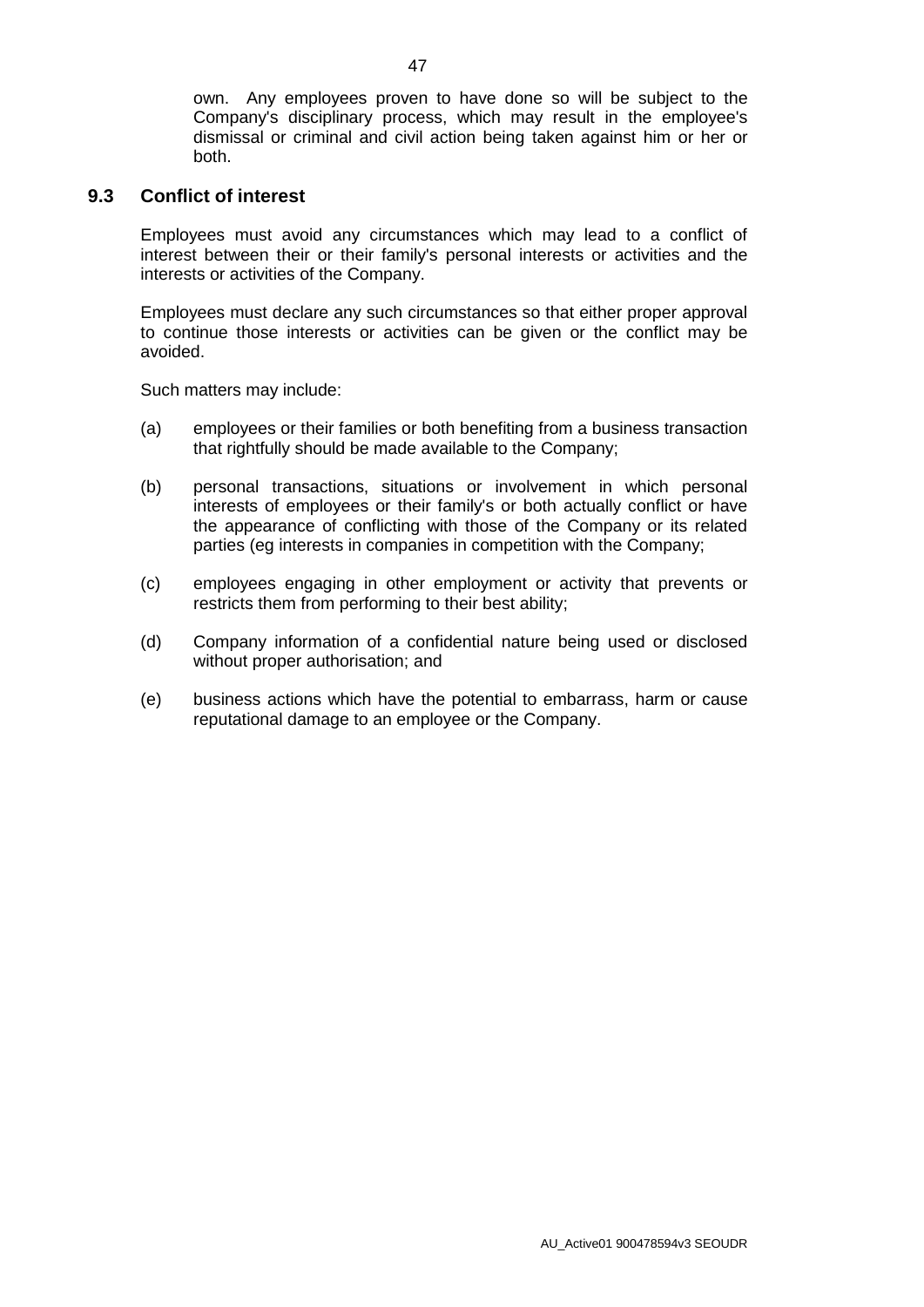own. Any employees proven to have done so will be subject to the Company's disciplinary process, which may result in the employee's dismissal or criminal and civil action being taken against him or her or both.

### 9.3 Conflict of interest

Employees must avoid any circumstances which may lead to a conflict of interest between their or their family's personal interests or activities and the interests or activities of the Company.

Employees must declare any such circumstances so that either proper approval to continue those interests or activities can be given or the conflict may be avoided.

Such matters may include:

(a) employees or their families or both benefiting from a business transaction that rightfully should be made available to the Company;

(b) personal transactions, situations or involvement in which personal interests of employees or their family's or both actually conflict or have the appearance of conflicting with those of the Company or its related parties (eg interests in companies in competition with the Company;

(c) employees engaging in other employment or activity that prevents or restricts them from performing to their best ability;

(d) Company information of a confidential nature being used or disclosed without proper authorisation; and

(e) business actions which have the potential to embarrass, harm or cause reputational damage to an employee or the Company.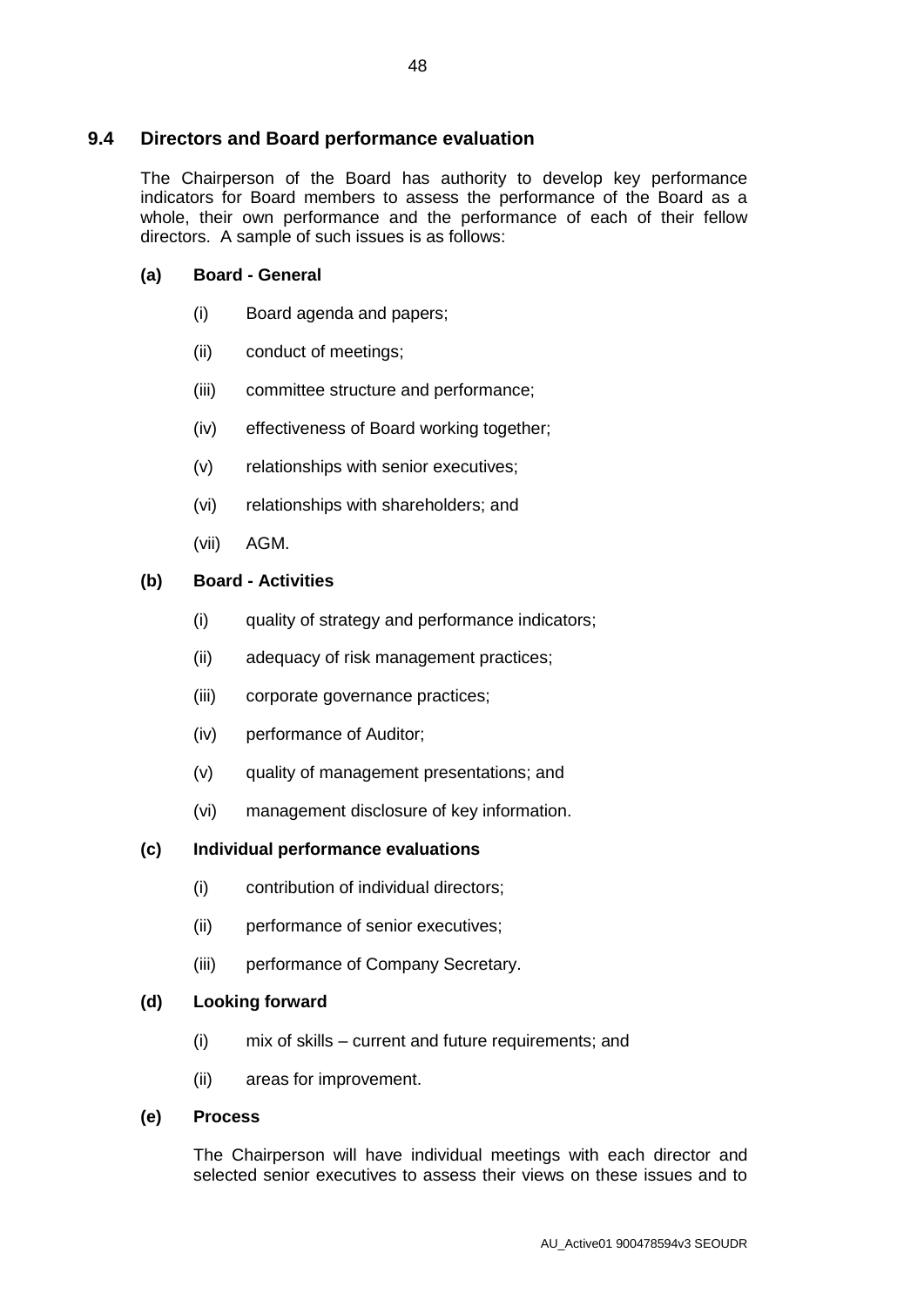## 9.4 Directors and Board performance evaluation

The Chairperson of the Board has authority to develop key performance indicators for Board members to assess the performance of the Board as a whole, their own performance and the performance of each of their fellow directors. A sample of such issues is as follows:

**(a) Board - General**

- (i) Board agenda and papers;
- (ii) conduct of meetings;
- (iii) committee structure and performance;
- (iv) effectiveness of Board working together;
- (v) relationships with senior executives;
- (vi) relationships with shareholders; and
- (vii) AGM.

**(b) Board - Activities**

- (i) quality of strategy and performance indicators;
- (ii) adequacy of risk management practices;
- (iii) corporate governance practices;
- (iv) performance of Auditor;
- (v) quality of management presentations; and
- (vi) management disclosure of key information.

**(c) Individual performance evaluations**

- (i) contribution of individual directors;
- (ii) performance of senior executives;
- (iii) performance of Company Secretary.

**(d) Looking forward**

- (i) mix of skills – current and future requirements; and
- (ii) areas for improvement.

**(e) Process**

The Chairperson will have individual meetings with each director and selected senior executives to assess their views on these issues and to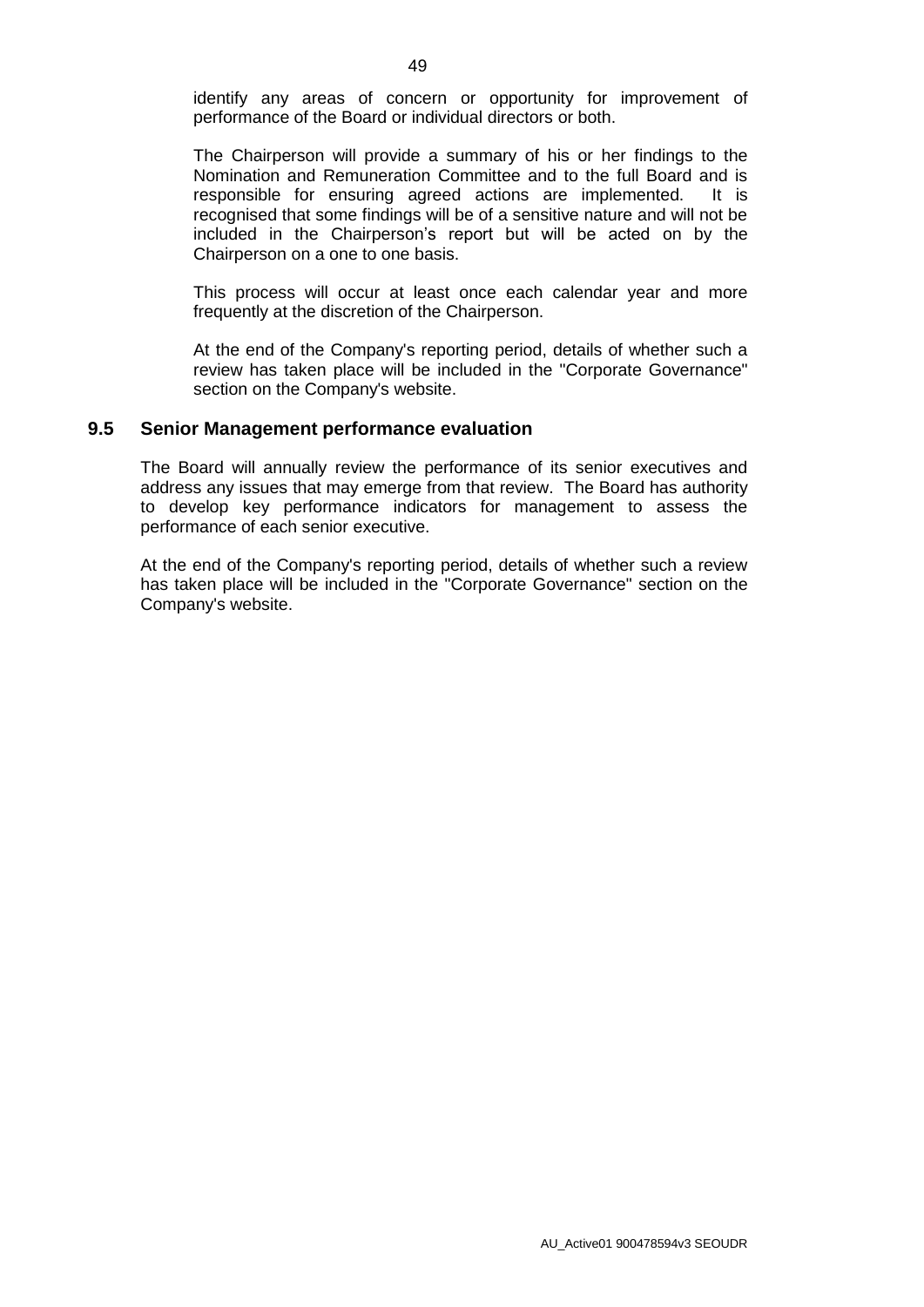identify any areas of concern or opportunity for improvement of performance of the Board or individual directors or both.

The Chairperson will provide a summary of his or her findings to the Nomination and Remuneration Committee and to the full Board and is responsible for ensuring agreed actions are implemented. It is recognised that some findings will be of a sensitive nature and will not be included in the Chairperson's report but will be acted on by the Chairperson on a one to one basis.

This process will occur at least once each calendar year and more frequently at the discretion of the Chairperson.

At the end of the Company's reporting period, details of whether such a review has taken place will be included in the "Corporate Governance" section on the Company's website.

### 9.5 Senior Management performance evaluation

The Board will annually review the performance of its senior executives and address any issues that may emerge from that review. The Board has authority to develop key performance indicators for management to assess the performance of each senior executive.

At the end of the Company's reporting period, details of whether such a review has taken place will be included in the "Corporate Governance" section on the Company's website.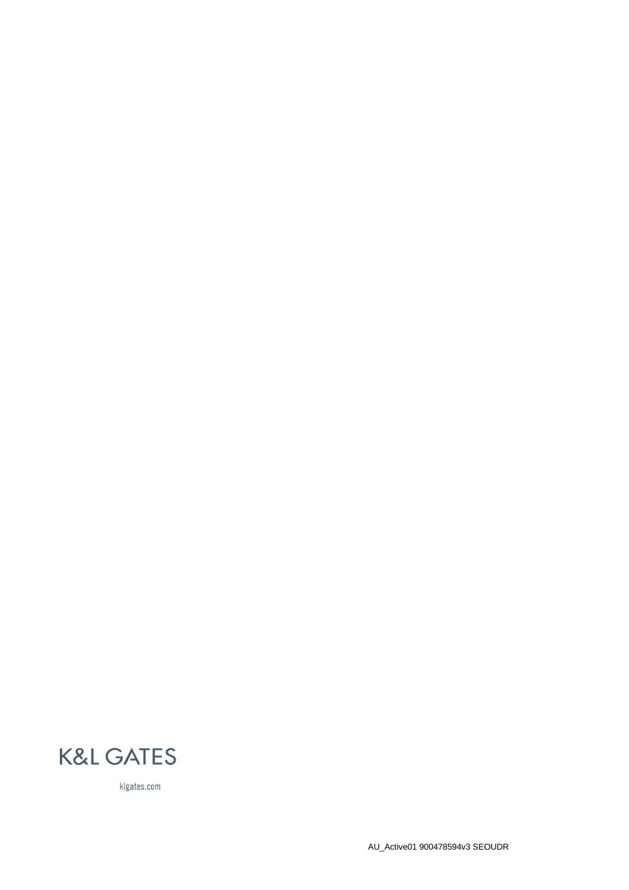K&L GATES

klgates.com

AU_Active01 900478594v3 SEOUDR